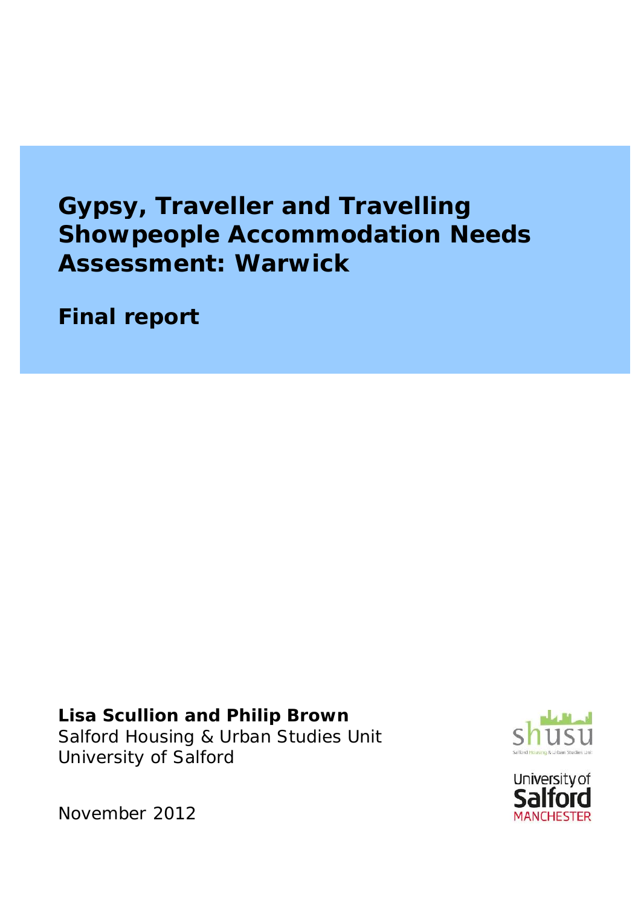# Gypsy, Traveller and Travelling Showpeople Accommodation Needs Assessment: Warwick

## Final report

**Lisa Scullion and Philip Brown**
Salford Housing & Urban Studies Unit
University of Salford

November 2012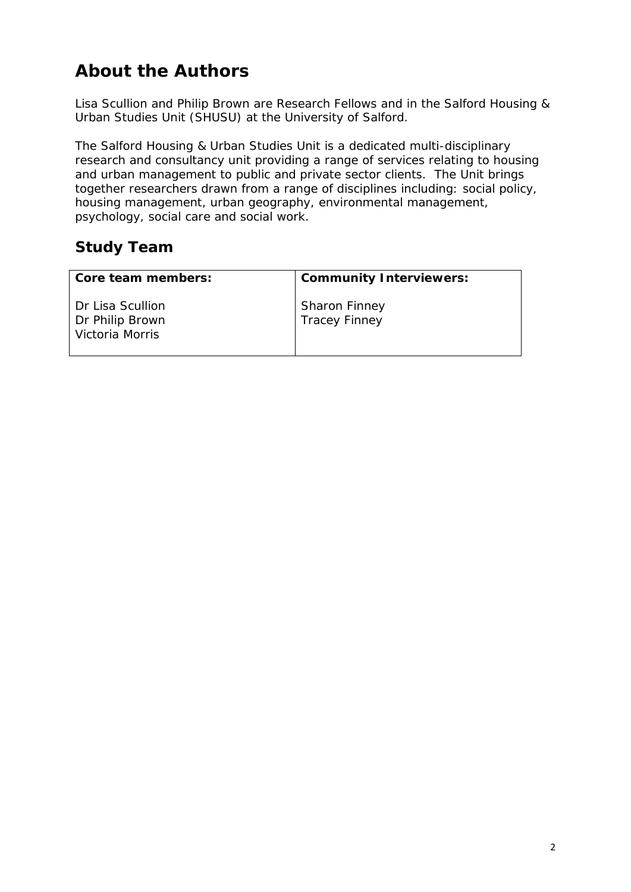# About the Authors

Lisa Scullion and Philip Brown are Research Fellows and in the Salford Housing & Urban Studies Unit (SHUSU) at the University of Salford.

The Salford Housing & Urban Studies Unit is a dedicated multi-disciplinary research and consultancy unit providing a range of services relating to housing and urban management to public and private sector clients. The Unit brings together researchers drawn from a range of disciplines including: social policy, housing management, urban geography, environmental management, psychology, social care and social work.

## Study Team

| **Core team members:** | **Community Interviewers:** |
| --- | --- |
| Dr Lisa Scullion<br>Dr Philip Brown<br>Victoria Morris | Sharon Finney<br>Tracey Finney |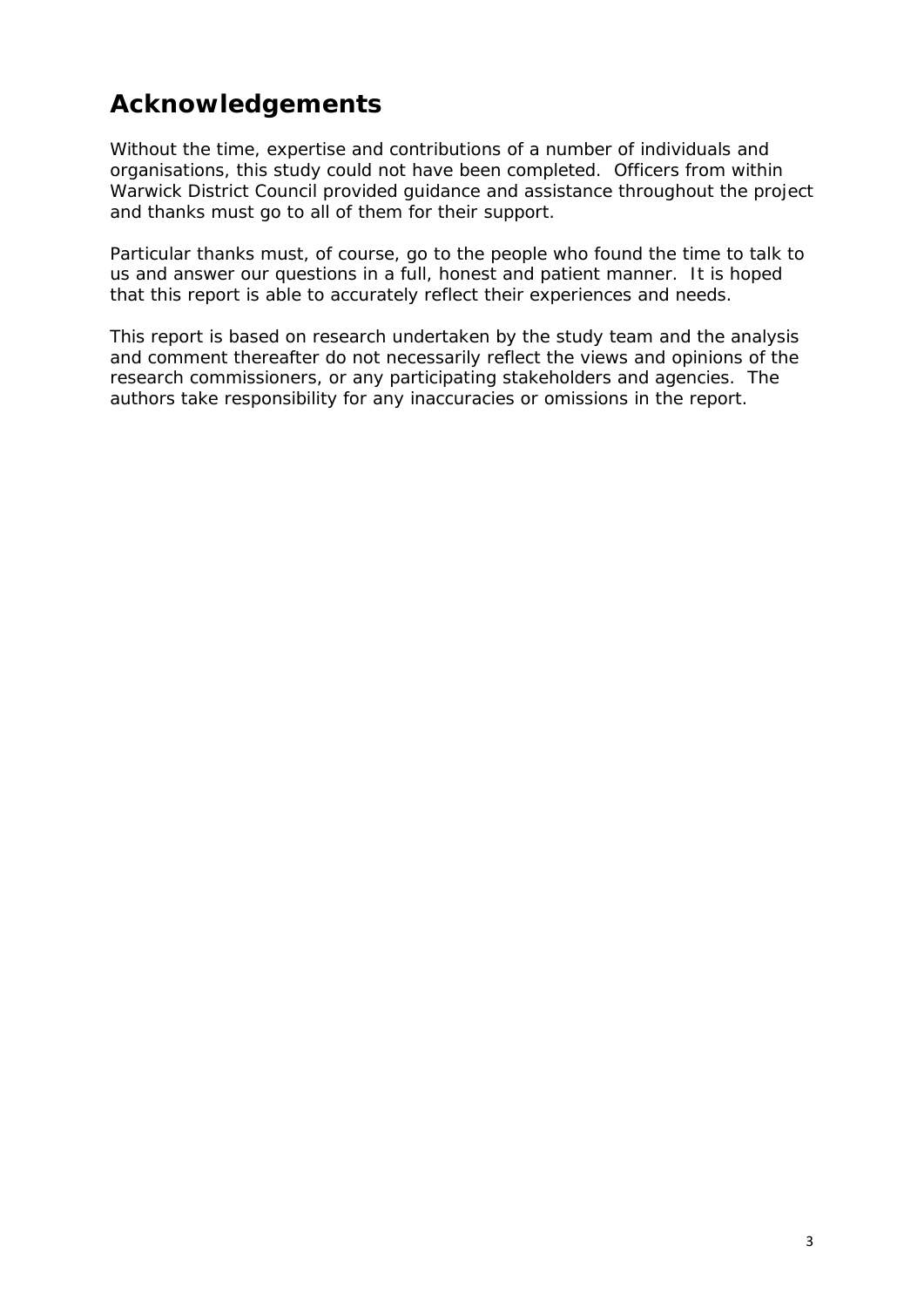# Acknowledgements

Without the time, expertise and contributions of a number of individuals and organisations, this study could not have been completed. Officers from within Warwick District Council provided guidance and assistance throughout the project and thanks must go to all of them for their support.

Particular thanks must, of course, go to the people who found the time to talk to us and answer our questions in a full, honest and patient manner. It is hoped that this report is able to accurately reflect their experiences and needs.

This report is based on research undertaken by the study team and the analysis and comment thereafter do not necessarily reflect the views and opinions of the research commissioners, or any participating stakeholders and agencies. The authors take responsibility for any inaccuracies or omissions in the report.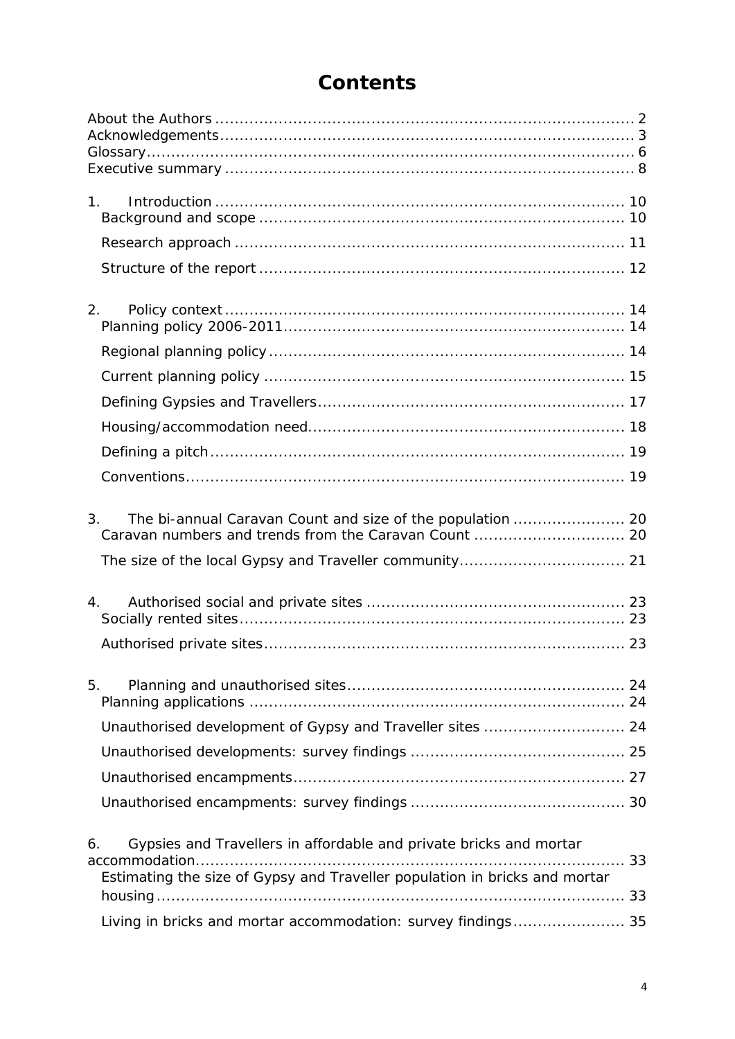# Contents

About the Authors ..................................................................................... 2
Acknowledgements..................................................................................... 3
Glossary..................................................................................................... 6
Executive summary .................................................................................... 8

1. Introduction .................................................................................... 10
   Background and scope ........................................................................... 10
   Research approach ................................................................................ 11
   Structure of the report ........................................................................... 12

2. Policy context .................................................................................. 14
   Planning policy 2006-2011...................................................................... 14
   Regional planning policy......................................................................... 14
   Current planning policy .......................................................................... 15
   Defining Gypsies and Travellers............................................................... 17
   Housing/accommodation need................................................................. 18
   Defining a pitch..................................................................................... 19
   Conventions.......................................................................................... 19

3. The bi-annual Caravan Count and size of the population ....................... 20
   Caravan numbers and trends from the Caravan Count ............................... 20
   The size of the local Gypsy and Traveller community.................................. 21

4. Authorised social and private sites ..................................................... 23
   Socially rented sites............................................................................... 23
   Authorised private sites.......................................................................... 23

5. Planning and unauthorised sites......................................................... 24
   Planning applications ............................................................................ 24
   Unauthorised development of Gypsy and Traveller sites ............................ 24
   Unauthorised developments: survey findings ............................................ 25
   Unauthorised encampments.................................................................... 27
   Unauthorised encampments: survey findings ............................................ 30

6. Gypsies and Travellers in affordable and private bricks and mortar accommodation......................................................................................... 33
   Estimating the size of Gypsy and Traveller population in bricks and mortar housing................................................................................................. 33
   Living in bricks and mortar accommodation: survey findings....................... 35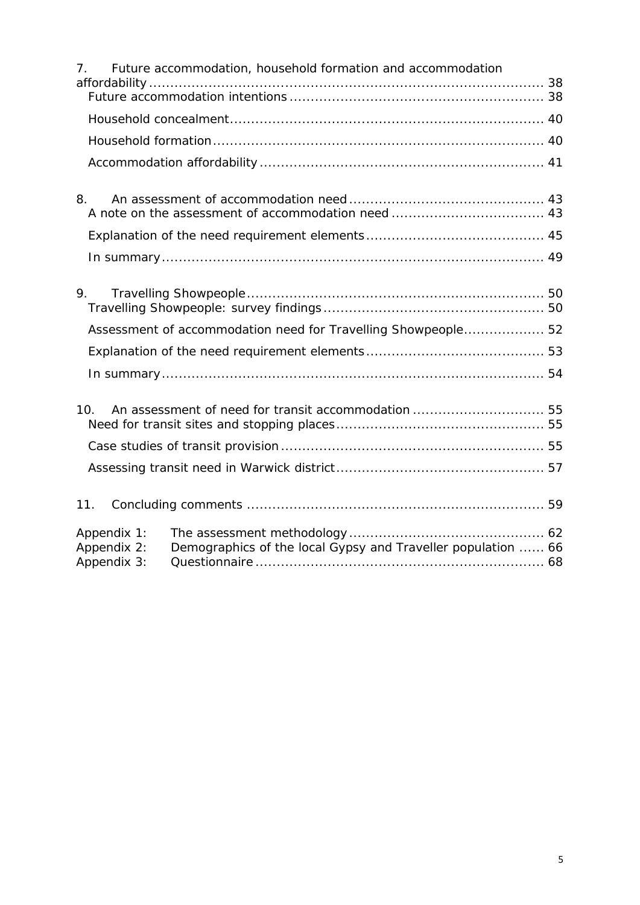7. Future accommodation, household formation and accommodation affordability ........ 38
   - Future accommodation intentions ........ 38
   - Household concealment ........ 40
   - Household formation ........ 40
   - Accommodation affordability ........ 41

8. An assessment of accommodation need ........ 43
   - A note on the assessment of accommodation need ........ 43
   - Explanation of the need requirement elements ........ 45
   - In summary ........ 49

9. Travelling Showpeople ........ 50
   - Travelling Showpeople: survey findings ........ 50
   - Assessment of accommodation need for Travelling Showpeople ........ 52
   - Explanation of the need requirement elements ........ 53
   - In summary ........ 54

10. An assessment of need for transit accommodation ........ 55
   - Need for transit sites and stopping places ........ 55
   - Case studies of transit provision ........ 55
   - Assessing transit need in Warwick district ........ 57

11. Concluding comments ........ 59

Appendix 1: The assessment methodology ........ 62
Appendix 2: Demographics of the local Gypsy and Traveller population ........ 66
Appendix 3: Questionnaire ........ 68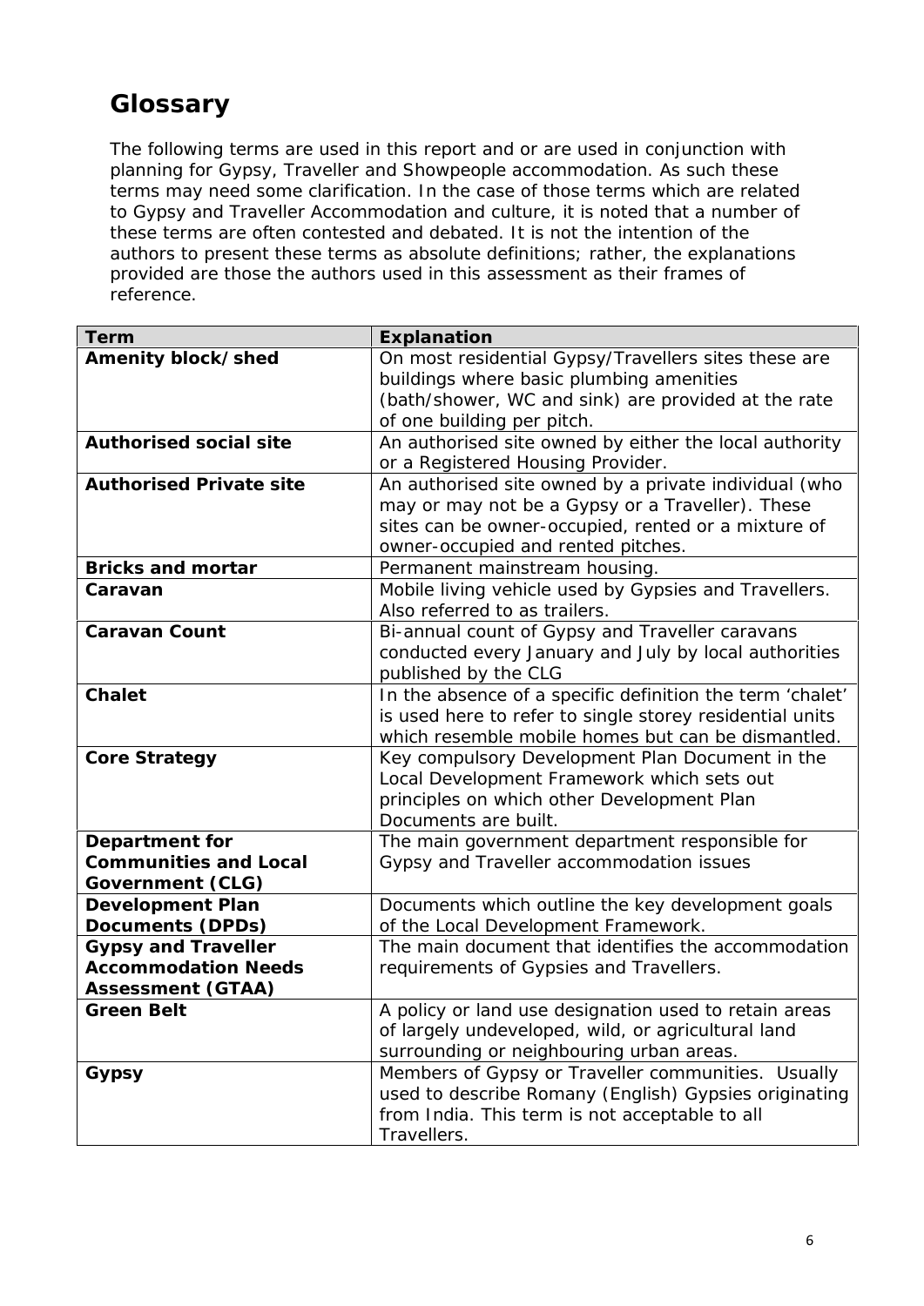## Glossary

The following terms are used in this report and or are used in conjunction with planning for Gypsy, Traveller and Showpeople accommodation. As such these terms may need some clarification. In the case of those terms which are related to Gypsy and Traveller Accommodation and culture, it is noted that a number of these terms are often contested and debated. It is not the intention of the authors to present these terms as absolute definitions; rather, the explanations provided are those the authors used in this assessment as their frames of reference.

| Term | Explanation |
|---|---|
| **Amenity block/shed** | On most residential Gypsy/Travellers sites these are buildings where basic plumbing amenities (bath/shower, WC and sink) are provided at the rate of one building per pitch. |
| **Authorised social site** | An authorised site owned by either the local authority or a Registered Housing Provider. |
| **Authorised Private site** | An authorised site owned by a private individual (who may or may not be a Gypsy or a Traveller). These sites can be owner-occupied, rented or a mixture of owner-occupied and rented pitches. |
| **Bricks and mortar** | Permanent mainstream housing. |
| **Caravan** | Mobile living vehicle used by Gypsies and Travellers. Also referred to as trailers. |
| **Caravan Count** | Bi-annual count of Gypsy and Traveller caravans conducted every January and July by local authorities published by the CLG |
| **Chalet** | In the absence of a specific definition the term 'chalet' is used here to refer to single storey residential units which resemble mobile homes but can be dismantled. |
| **Core Strategy** | Key compulsory Development Plan Document in the Local Development Framework which sets out principles on which other Development Plan Documents are built. |
| **Department for Communities and Local Government (CLG)** | The main government department responsible for Gypsy and Traveller accommodation issues |
| **Development Plan Documents (DPDs)** | Documents which outline the key development goals of the Local Development Framework. |
| **Gypsy and Traveller Accommodation Needs Assessment (GTAA)** | The main document that identifies the accommodation requirements of Gypsies and Travellers. |
| **Green Belt** | A policy or land use designation used to retain areas of largely undeveloped, wild, or agricultural land surrounding or neighbouring urban areas. |
| **Gypsy** | Members of Gypsy or Traveller communities. Usually used to describe Romany (English) Gypsies originating from India. This term is not acceptable to all Travellers. |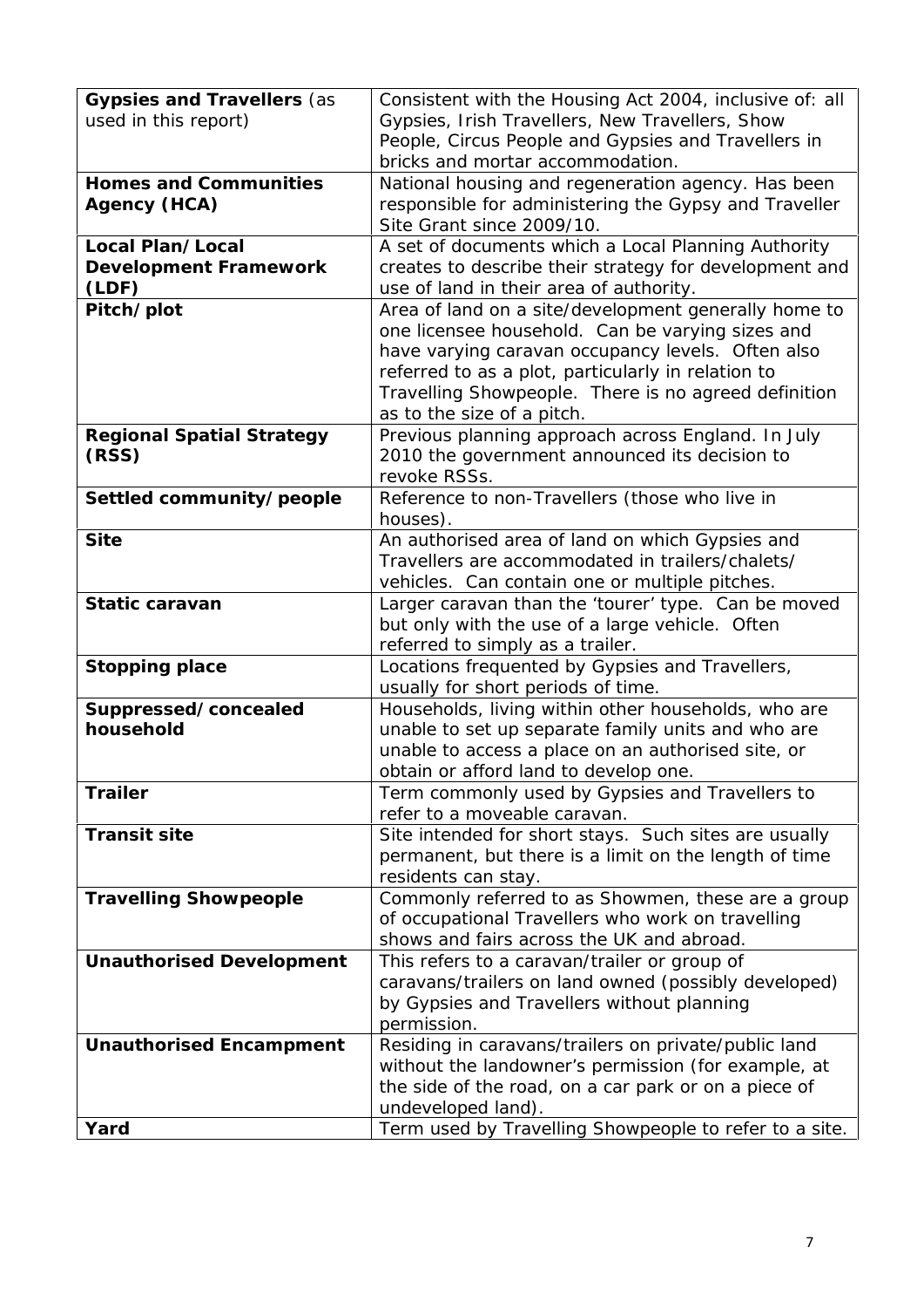| | |
|---|---|
| **Gypsies and Travellers** (as used in this report) | Consistent with the Housing Act 2004, inclusive of: all Gypsies, Irish Travellers, New Travellers, Show People, Circus People and Gypsies and Travellers in bricks and mortar accommodation. |
| **Homes and Communities Agency (HCA)** | National housing and regeneration agency. Has been responsible for administering the Gypsy and Traveller Site Grant since 2009/10. |
| **Local Plan/Local Development Framework (LDF)** | A set of documents which a Local Planning Authority creates to describe their strategy for development and use of land in their area of authority. |
| **Pitch/plot** | Area of land on a site/development generally home to one licensee household. Can be varying sizes and have varying caravan occupancy levels. Often also referred to as a plot, particularly in relation to Travelling Showpeople. There is no agreed definition as to the size of a pitch. |
| **Regional Spatial Strategy (RSS)** | Previous planning approach across England. In July 2010 the government announced its decision to revoke RSSs. |
| **Settled community/people** | Reference to non-Travellers (those who live in houses). |
| **Site** | An authorised area of land on which Gypsies and Travellers are accommodated in trailers/chalets/ vehicles. Can contain one or multiple pitches. |
| **Static caravan** | Larger caravan than the 'tourer' type. Can be moved but only with the use of a large vehicle. Often referred to simply as a trailer. |
| **Stopping place** | Locations frequented by Gypsies and Travellers, usually for short periods of time. |
| **Suppressed/concealed household** | Households, living within other households, who are unable to set up separate family units and who are unable to access a place on an authorised site, or obtain or afford land to develop one. |
| **Trailer** | Term commonly used by Gypsies and Travellers to refer to a moveable caravan. |
| **Transit site** | Site intended for short stays. Such sites are usually permanent, but there is a limit on the length of time residents can stay. |
| **Travelling Showpeople** | Commonly referred to as Showmen, these are a group of occupational Travellers who work on travelling shows and fairs across the UK and abroad. |
| **Unauthorised Development** | This refers to a caravan/trailer or group of caravans/trailers on land owned (possibly developed) by Gypsies and Travellers without planning permission. |
| **Unauthorised Encampment** | Residing in caravans/trailers on private/public land without the landowner's permission (for example, at the side of the road, on a car park or on a piece of undeveloped land). |
| **Yard** | Term used by Travelling Showpeople to refer to a site. |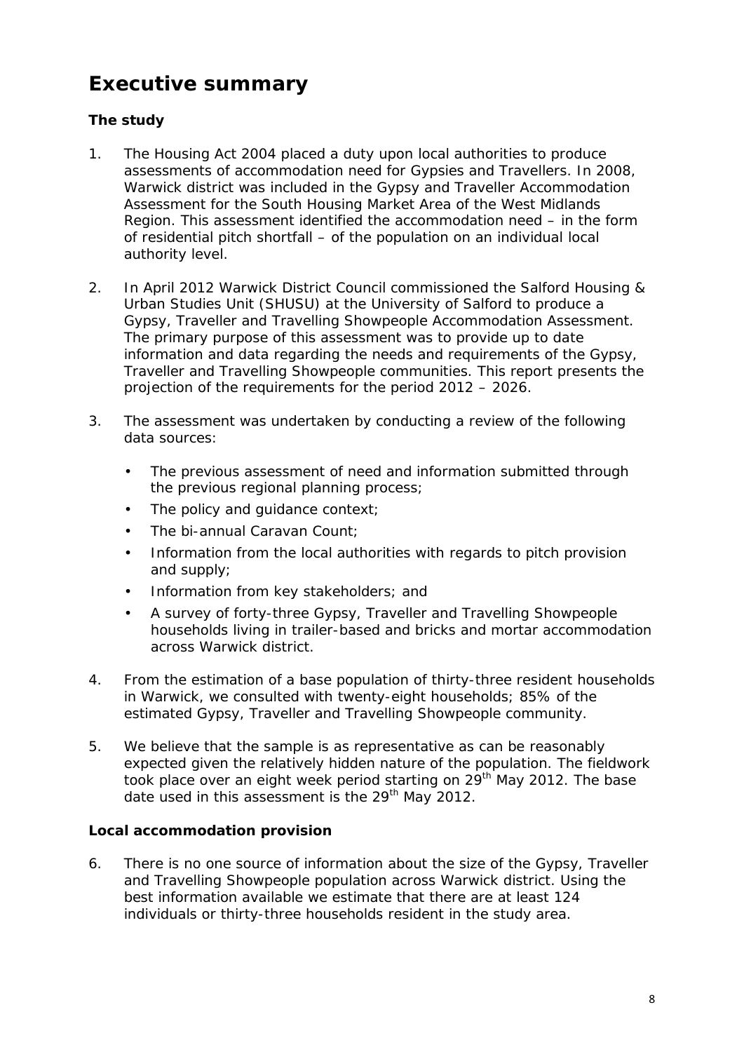# Executive summary

### The study

1. The Housing Act 2004 placed a duty upon local authorities to produce assessments of accommodation need for Gypsies and Travellers. In 2008, Warwick district was included in the Gypsy and Traveller Accommodation Assessment for the South Housing Market Area of the West Midlands Region. This assessment identified the accommodation need – in the form of residential pitch shortfall – of the population on an individual local authority level.

2. In April 2012 Warwick District Council commissioned the Salford Housing & Urban Studies Unit (SHUSU) at the University of Salford to produce a Gypsy, Traveller and Travelling Showpeople Accommodation Assessment. The primary purpose of this assessment was to provide up to date information and data regarding the needs and requirements of the Gypsy, Traveller and Travelling Showpeople communities. This report presents the projection of the requirements for the period 2012 – 2026.

3. The assessment was undertaken by conducting a review of the following data sources:

   - The previous assessment of need and information submitted through the previous regional planning process;
   - The policy and guidance context;
   - The bi-annual Caravan Count;
   - Information from the local authorities with regards to pitch provision and supply;
   - Information from key stakeholders; and
   - A survey of forty-three Gypsy, Traveller and Travelling Showpeople households living in trailer-based and bricks and mortar accommodation across Warwick district.

4. From the estimation of a base population of thirty-three resident households in Warwick, we consulted with twenty-eight households; 85% of the estimated Gypsy, Traveller and Travelling Showpeople community.

5. We believe that the sample is as representative as can be reasonably expected given the relatively hidden nature of the population. The fieldwork took place over an eight week period starting on 29th May 2012. The base date used in this assessment is the 29th May 2012.

### Local accommodation provision

6. There is no one source of information about the size of the Gypsy, Traveller and Travelling Showpeople population across Warwick district. Using the best information available we estimate that there are at least 124 individuals or thirty-three households resident in the study area.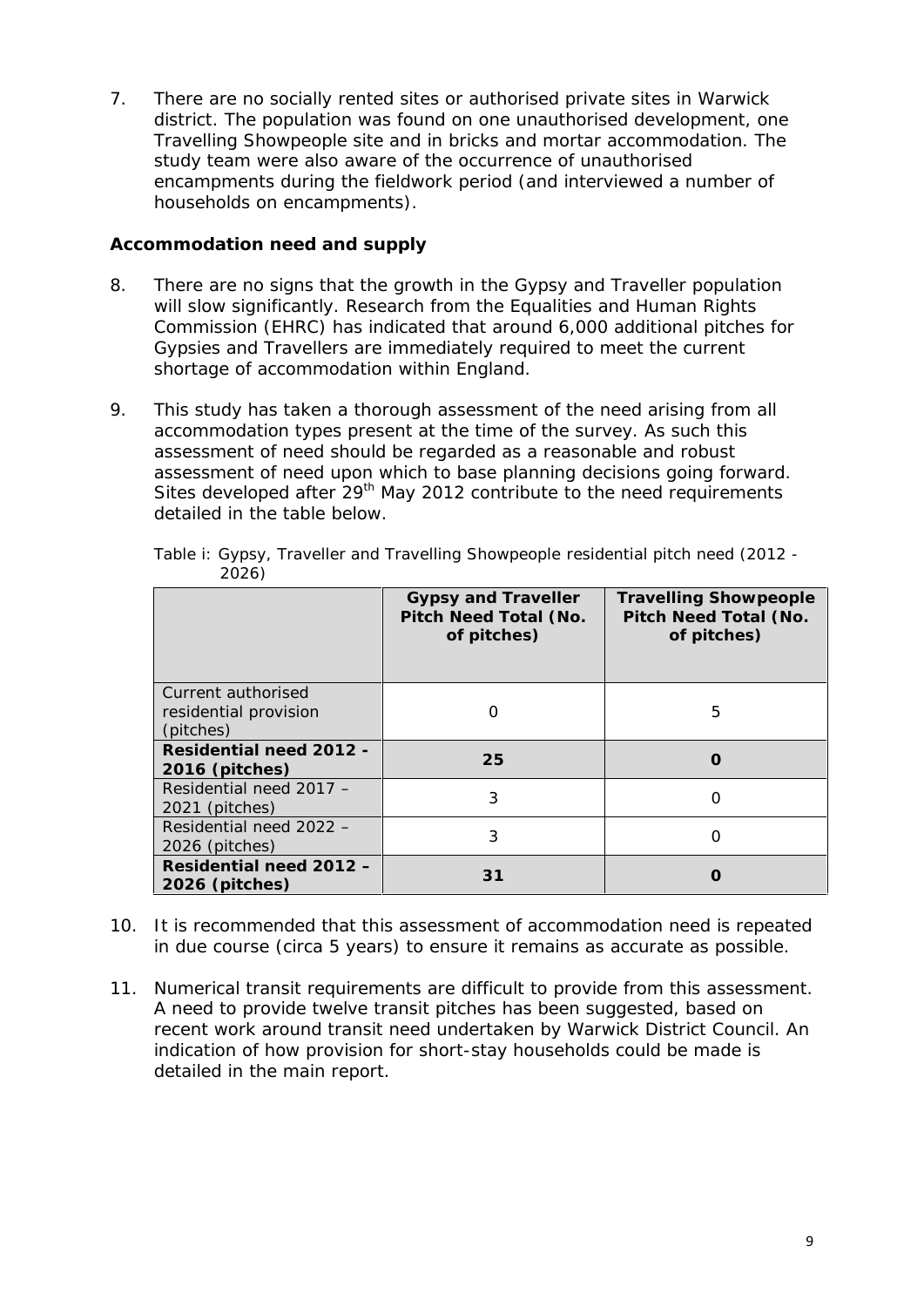7. There are no socially rented sites or authorised private sites in Warwick district. The population was found on one unauthorised development, one Travelling Showpeople site and in bricks and mortar accommodation. The study team were also aware of the occurrence of unauthorised encampments during the fieldwork period (and interviewed a number of households on encampments).

### Accommodation need and supply

8. There are no signs that the growth in the Gypsy and Traveller population will slow significantly. Research from the Equalities and Human Rights Commission (EHRC) has indicated that around 6,000 additional pitches for Gypsies and Travellers are immediately required to meet the current shortage of accommodation within England.

9. This study has taken a thorough assessment of the need arising from all accommodation types present at the time of the survey. As such this assessment of need should be regarded as a reasonable and robust assessment of need upon which to base planning decisions going forward. Sites developed after 29th May 2012 contribute to the need requirements detailed in the table below.

Table i: Gypsy, Traveller and Travelling Showpeople residential pitch need (2012 - 2026)

| | **Gypsy and Traveller Pitch Need Total (No. of pitches)** | **Travelling Showpeople Pitch Need Total (No. of pitches)** |
|---|---|---|
| Current authorised residential provision (pitches) | 0 | 5 |
| **Residential need 2012 - 2016 (pitches)** | **25** | **0** |
| Residential need 2017 – 2021 (pitches) | 3 | 0 |
| Residential need 2022 – 2026 (pitches) | 3 | 0 |
| **Residential need 2012 – 2026 (pitches)** | **31** | **0** |

10. It is recommended that this assessment of accommodation need is repeated in due course (circa 5 years) to ensure it remains as accurate as possible.

11. Numerical transit requirements are difficult to provide from this assessment. A need to provide twelve transit pitches has been suggested, based on recent work around transit need undertaken by Warwick District Council. An indication of how provision for short-stay households could be made is detailed in the main report.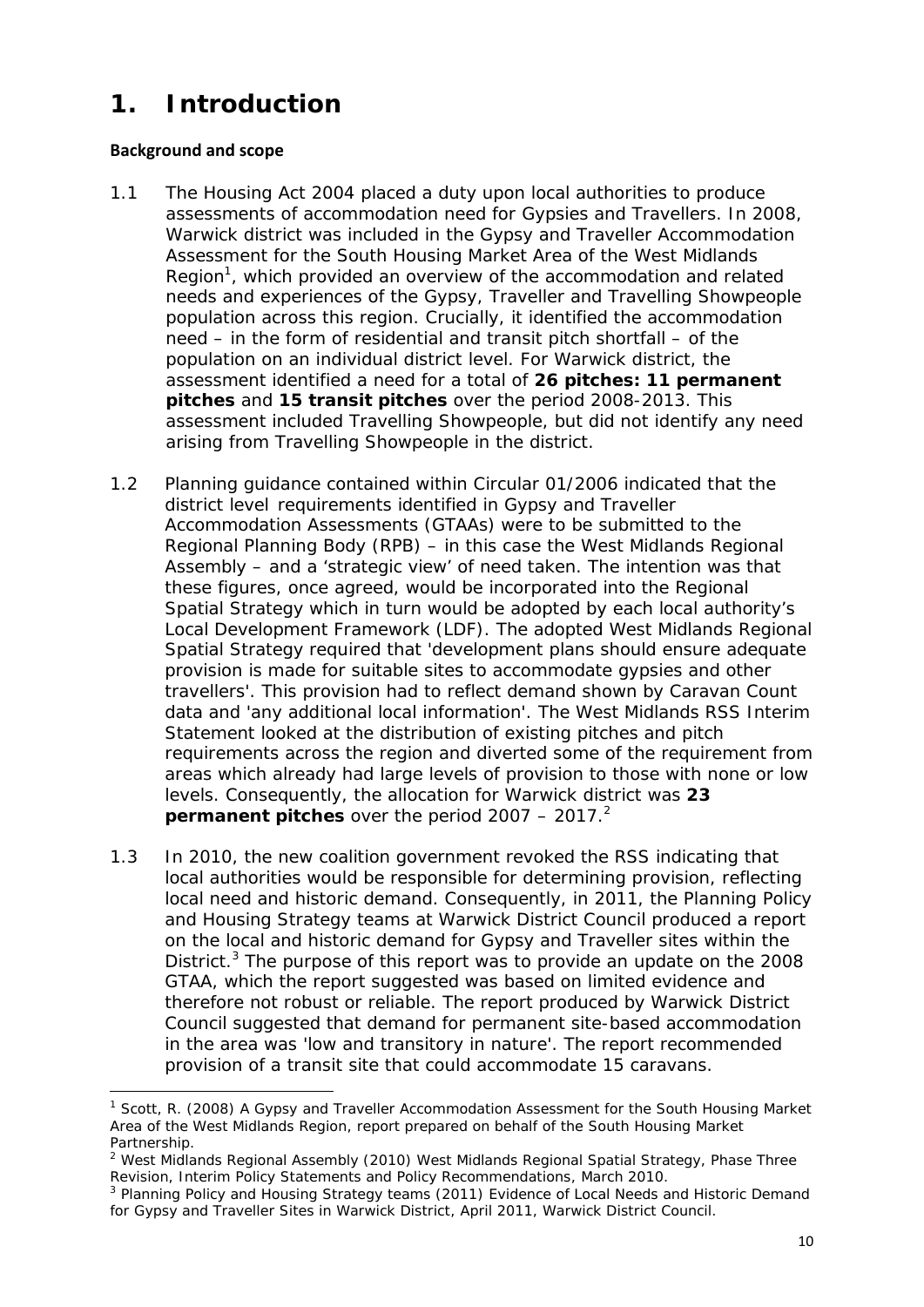# 1. Introduction

**Background and scope**

1.1 The Housing Act 2004 placed a duty upon local authorities to produce assessments of accommodation need for Gypsies and Travellers. In 2008, Warwick district was included in the Gypsy and Traveller Accommodation Assessment for the South Housing Market Area of the West Midlands Region[1], which provided an overview of the accommodation and related needs and experiences of the Gypsy, Traveller and Travelling Showpeople population across this region. Crucially, it identified the accommodation need – in the form of residential and transit pitch shortfall – of the population on an individual district level. For Warwick district, the assessment identified a need for a total of **26 pitches: 11 permanent pitches** and **15 transit pitches** over the period 2008-2013. This assessment included Travelling Showpeople, but did not identify any need arising from Travelling Showpeople in the district.

1.2 Planning guidance contained within Circular 01/2006 indicated that the district level requirements identified in Gypsy and Traveller Accommodation Assessments (GTAAs) were to be submitted to the Regional Planning Body (RPB) – in this case the West Midlands Regional Assembly – and a 'strategic view' of need taken. The intention was that these figures, once agreed, would be incorporated into the Regional Spatial Strategy which in turn would be adopted by each local authority's Local Development Framework (LDF). The adopted West Midlands Regional Spatial Strategy required that 'development plans should ensure adequate provision is made for suitable sites to accommodate gypsies and other travellers'. This provision had to reflect demand shown by Caravan Count data and 'any additional local information'. The West Midlands RSS Interim Statement looked at the distribution of existing pitches and pitch requirements across the region and diverted some of the requirement from areas which already had large levels of provision to those with none or low levels. Consequently, the allocation for Warwick district was **23 permanent pitches** over the period 2007 – 2017.[2]

1.3 In 2010, the new coalition government revoked the RSS indicating that local authorities would be responsible for determining provision, reflecting local need and historic demand. Consequently, in 2011, the Planning Policy and Housing Strategy teams at Warwick District Council produced a report on the local and historic demand for Gypsy and Traveller sites within the District.[3] The purpose of this report was to provide an update on the 2008 GTAA, which the report suggested was based on limited evidence and therefore not robust or reliable. The report produced by Warwick District Council suggested that demand for permanent site-based accommodation in the area was 'low and transitory in nature'. The report recommended provision of a transit site that could accommodate 15 caravans.

---

[1] Scott, R. (2008) A Gypsy and Traveller Accommodation Assessment for the South Housing Market Area of the West Midlands Region, report prepared on behalf of the South Housing Market Partnership.

[2] West Midlands Regional Assembly (2010) West Midlands Regional Spatial Strategy, Phase Three Revision, Interim Policy Statements and Policy Recommendations, March 2010.

[3] Planning Policy and Housing Strategy teams (2011) Evidence of Local Needs and Historic Demand for Gypsy and Traveller Sites in Warwick District, April 2011, Warwick District Council.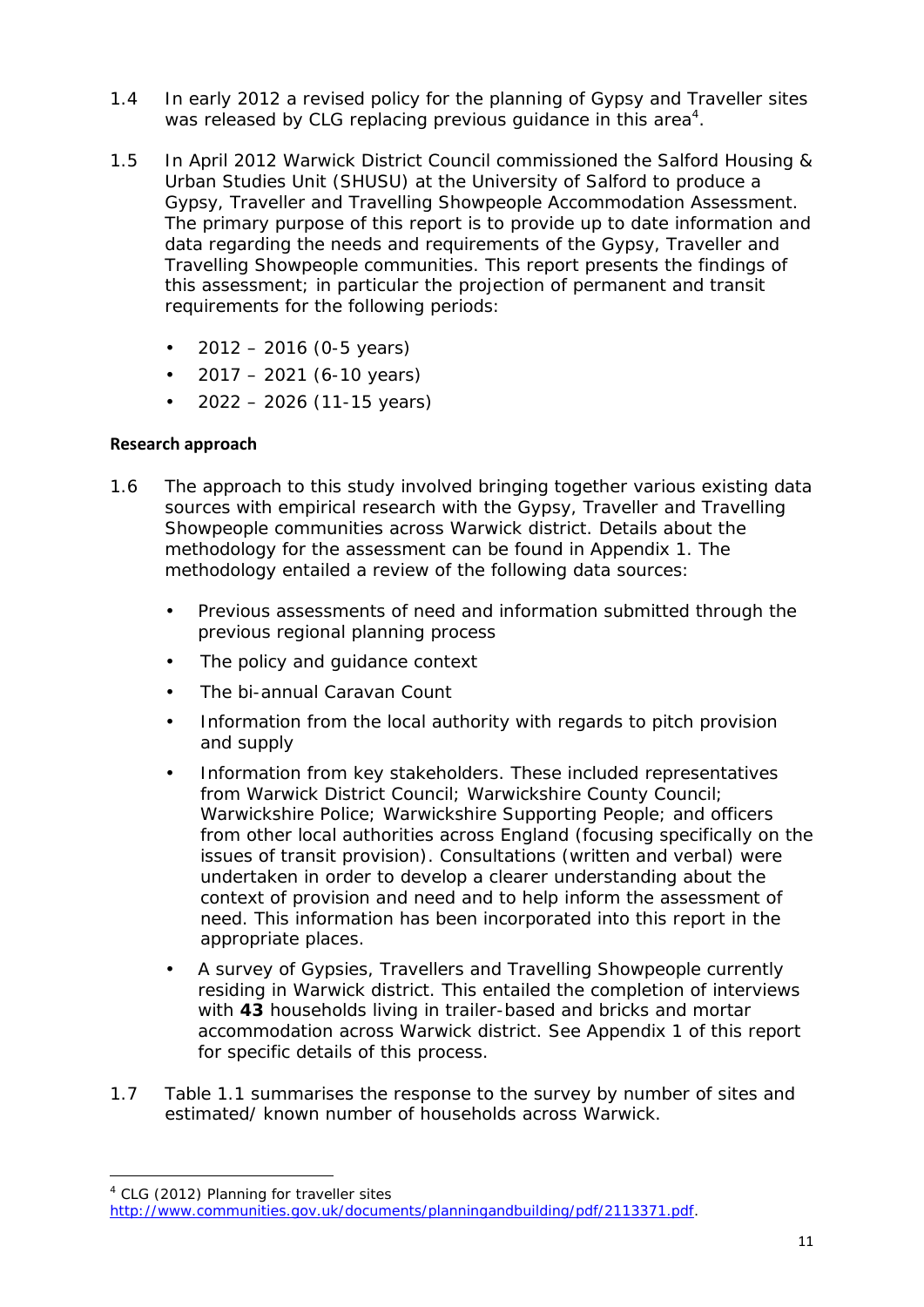1.4 In early 2012 a revised policy for the planning of Gypsy and Traveller sites was released by CLG replacing previous guidance in this area[4].

1.5 In April 2012 Warwick District Council commissioned the Salford Housing & Urban Studies Unit (SHUSU) at the University of Salford to produce a Gypsy, Traveller and Travelling Showpeople Accommodation Assessment. The primary purpose of this report is to provide up to date information and data regarding the needs and requirements of the Gypsy, Traveller and Travelling Showpeople communities. This report presents the findings of this assessment; in particular the projection of permanent and transit requirements for the following periods:

- 2012 – 2016 (0-5 years)
- 2017 – 2021 (6-10 years)
- 2022 – 2026 (11-15 years)

**Research approach**

1.6 The approach to this study involved bringing together various existing data sources with empirical research with the Gypsy, Traveller and Travelling Showpeople communities across Warwick district. Details about the methodology for the assessment can be found in Appendix 1. The methodology entailed a review of the following data sources:

- Previous assessments of need and information submitted through the previous regional planning process
- The policy and guidance context
- The bi-annual Caravan Count
- Information from the local authority with regards to pitch provision and supply
- Information from key stakeholders. These included representatives from Warwick District Council; Warwickshire County Council; Warwickshire Police; Warwickshire Supporting People; and officers from other local authorities across England (focusing specifically on the issues of transit provision). Consultations (written and verbal) were undertaken in order to develop a clearer understanding about the context of provision and need and to help inform the assessment of need. This information has been incorporated into this report in the appropriate places.
- A survey of Gypsies, Travellers and Travelling Showpeople currently residing in Warwick district. This entailed the completion of interviews with **43** households living in trailer-based and bricks and mortar accommodation across Warwick district. See Appendix 1 of this report for specific details of this process.

1.7 Table 1.1 summarises the response to the survey by number of sites and estimated/ known number of households across Warwick.

[4] CLG (2012) Planning for traveller sites http://www.communities.gov.uk/documents/planningandbuilding/pdf/2113371.pdf.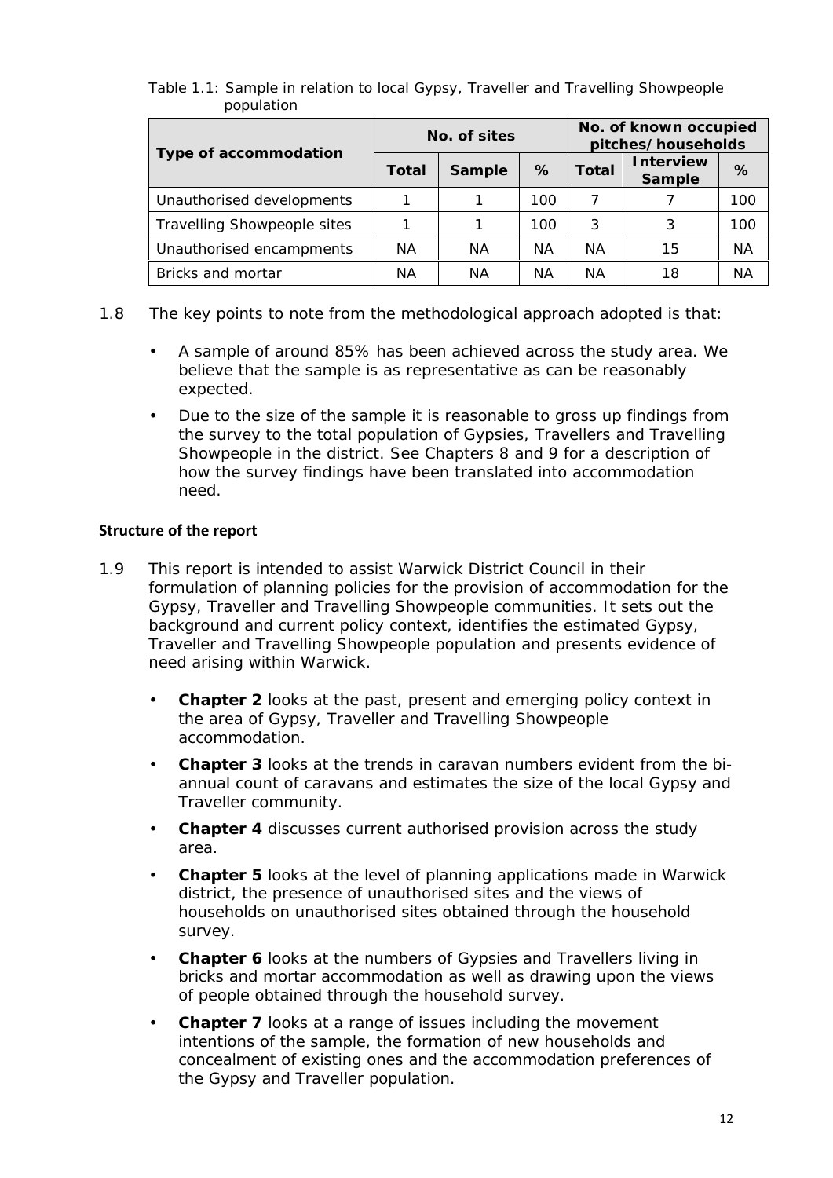Table 1.1: Sample in relation to local Gypsy, Traveller and Travelling Showpeople population

| Type of accommodation | No. of sites | | | No. of known occupied pitches/households | | |
|---|---|---|---|---|---|---|
| | Total | Sample | % | Total | Interview Sample | % |
| Unauthorised developments | 1 | 1 | 100 | 7 | 7 | 100 |
| Travelling Showpeople sites | 1 | 1 | 100 | 3 | 3 | 100 |
| Unauthorised encampments | NA | NA | NA | NA | 15 | NA |
| Bricks and mortar | NA | NA | NA | NA | 18 | NA |

1.8 The key points to note from the methodological approach adopted is that:

- A sample of around 85% has been achieved across the study area. We believe that the sample is as representative as can be reasonably expected.
- Due to the size of the sample it is reasonable to gross up findings from the survey to the total population of Gypsies, Travellers and Travelling Showpeople in the district. See Chapters 8 and 9 for a description of how the survey findings have been translated into accommodation need.

**Structure of the report**

1.9 This report is intended to assist Warwick District Council in their formulation of planning policies for the provision of accommodation for the Gypsy, Traveller and Travelling Showpeople communities. It sets out the background and current policy context, identifies the estimated Gypsy, Traveller and Travelling Showpeople population and presents evidence of need arising within Warwick.

- **Chapter 2** looks at the past, present and emerging policy context in the area of Gypsy, Traveller and Travelling Showpeople accommodation.
- **Chapter 3** looks at the trends in caravan numbers evident from the bi-annual count of caravans and estimates the size of the local Gypsy and Traveller community.
- **Chapter 4** discusses current authorised provision across the study area.
- **Chapter 5** looks at the level of planning applications made in Warwick district, the presence of unauthorised sites and the views of households on unauthorised sites obtained through the household survey.
- **Chapter 6** looks at the numbers of Gypsies and Travellers living in bricks and mortar accommodation as well as drawing upon the views of people obtained through the household survey.
- **Chapter 7** looks at a range of issues including the movement intentions of the sample, the formation of new households and concealment of existing ones and the accommodation preferences of the Gypsy and Traveller population.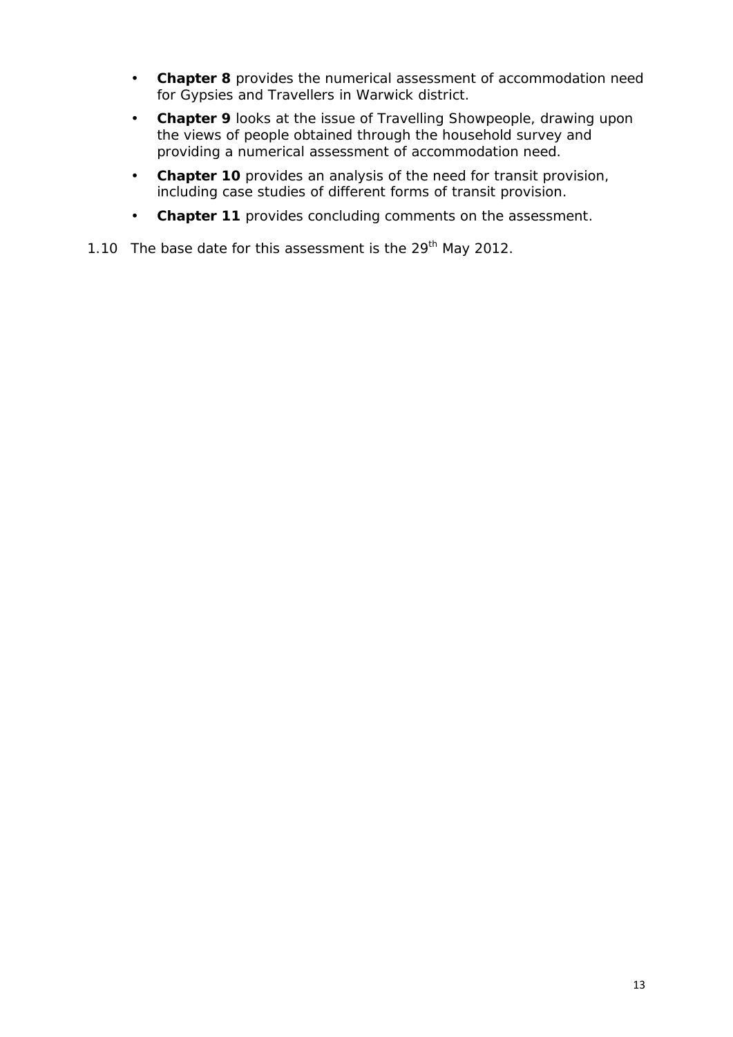- **Chapter 8** provides the numerical assessment of accommodation need for Gypsies and Travellers in Warwick district.
- **Chapter 9** looks at the issue of Travelling Showpeople, drawing upon the views of people obtained through the household survey and providing a numerical assessment of accommodation need.
- **Chapter 10** provides an analysis of the need for transit provision, including case studies of different forms of transit provision.
- **Chapter 11** provides concluding comments on the assessment.

1.10 The base date for this assessment is the 29th May 2012.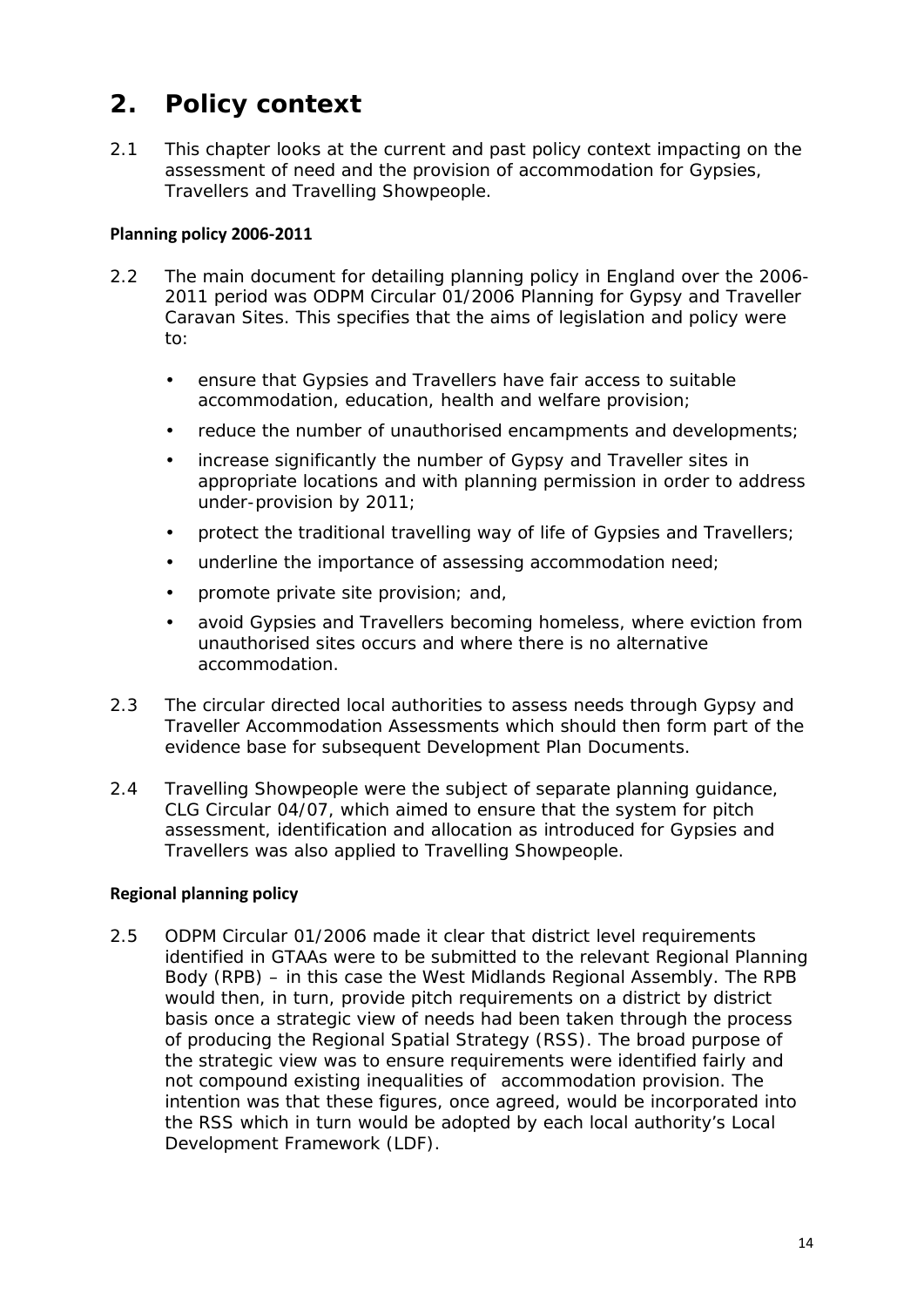## 2. Policy context

2.1 This chapter looks at the current and past policy context impacting on the assessment of need and the provision of accommodation for Gypsies, Travellers and Travelling Showpeople.

**Planning policy 2006-2011**

2.2 The main document for detailing planning policy in England over the 2006-2011 period was ODPM Circular 01/2006 Planning for Gypsy and Traveller Caravan Sites. This specifies that the aims of legislation and policy were to:

- ensure that Gypsies and Travellers have fair access to suitable accommodation, education, health and welfare provision;
- reduce the number of unauthorised encampments and developments;
- increase significantly the number of Gypsy and Traveller sites in appropriate locations and with planning permission in order to address under-provision by 2011;
- protect the traditional travelling way of life of Gypsies and Travellers;
- underline the importance of assessing accommodation need;
- promote private site provision; and,
- avoid Gypsies and Travellers becoming homeless, where eviction from unauthorised sites occurs and where there is no alternative accommodation.

2.3 The circular directed local authorities to assess needs through Gypsy and Traveller Accommodation Assessments which should then form part of the evidence base for subsequent Development Plan Documents.

2.4 Travelling Showpeople were the subject of separate planning guidance, CLG Circular 04/07, which aimed to ensure that the system for pitch assessment, identification and allocation as introduced for Gypsies and Travellers was also applied to Travelling Showpeople.

**Regional planning policy**

2.5 ODPM Circular 01/2006 made it clear that district level requirements identified in GTAAs were to be submitted to the relevant Regional Planning Body (RPB) – in this case the West Midlands Regional Assembly. The RPB would then, in turn, provide pitch requirements on a district by district basis once a strategic view of needs had been taken through the process of producing the Regional Spatial Strategy (RSS). The broad purpose of the strategic view was to ensure requirements were identified fairly and not compound existing inequalities of accommodation provision. The intention was that these figures, once agreed, would be incorporated into the RSS which in turn would be adopted by each local authority's Local Development Framework (LDF).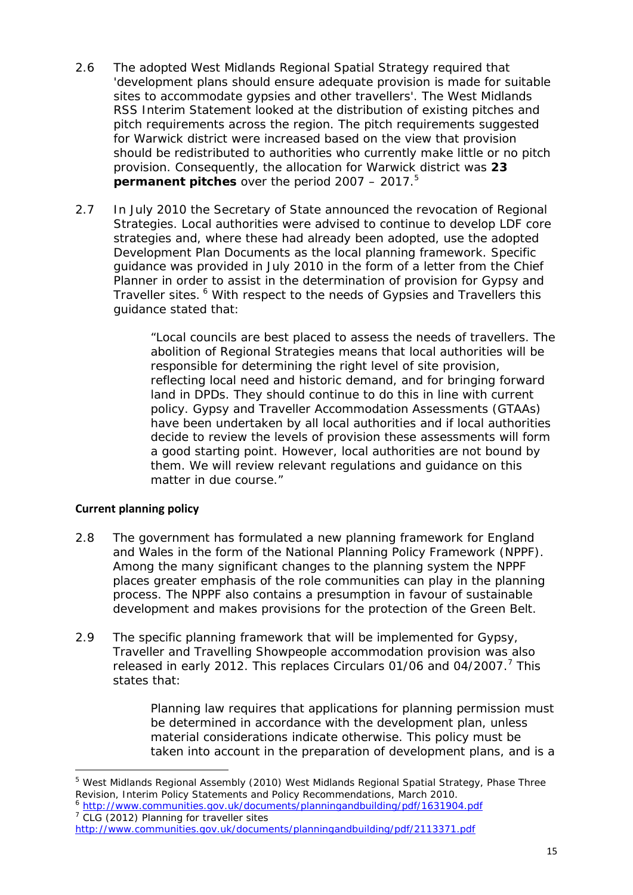2.6 The adopted West Midlands Regional Spatial Strategy required that 'development plans should ensure adequate provision is made for suitable sites to accommodate gypsies and other travellers'. The West Midlands RSS Interim Statement looked at the distribution of existing pitches and pitch requirements across the region. The pitch requirements suggested for Warwick district were increased based on the view that provision should be redistributed to authorities who currently make little or no pitch provision. Consequently, the allocation for Warwick district was **23 permanent pitches** over the period 2007 – 2017.[5]

2.7 In July 2010 the Secretary of State announced the revocation of Regional Strategies. Local authorities were advised to continue to develop LDF core strategies and, where these had already been adopted, use the adopted Development Plan Documents as the local planning framework. Specific guidance was provided in July 2010 in the form of a letter from the Chief Planner in order to assist in the determination of provision for Gypsy and Traveller sites. [6] With respect to the needs of Gypsies and Travellers this guidance stated that:

> "Local councils are best placed to assess the needs of travellers. The abolition of Regional Strategies means that local authorities will be responsible for determining the right level of site provision, reflecting local need and historic demand, and for bringing forward land in DPDs. They should continue to do this in line with current policy. Gypsy and Traveller Accommodation Assessments (GTAAs) have been undertaken by all local authorities and if local authorities decide to review the levels of provision these assessments will form a good starting point. However, local authorities are not bound by them. We will review relevant regulations and guidance on this matter in due course."

**Current planning policy**

2.8 The government has formulated a new planning framework for England and Wales in the form of the National Planning Policy Framework (NPPF). Among the many significant changes to the planning system the NPPF places greater emphasis of the role communities can play in the planning process. The NPPF also contains a presumption in favour of sustainable development and makes provisions for the protection of the Green Belt.

2.9 The specific planning framework that will be implemented for Gypsy, Traveller and Travelling Showpeople accommodation provision was also released in early 2012. This replaces Circulars 01/06 and 04/2007.[7] This states that:

> Planning law requires that applications for planning permission must be determined in accordance with the development plan, unless material considerations indicate otherwise. This policy must be taken into account in the preparation of development plans, and is a

[5] West Midlands Regional Assembly (2010) West Midlands Regional Spatial Strategy, Phase Three Revision, Interim Policy Statements and Policy Recommendations, March 2010.
[6] http://www.communities.gov.uk/documents/planningandbuilding/pdf/1631904.pdf
[7] CLG (2012) Planning for traveller sites http://www.communities.gov.uk/documents/planningandbuilding/pdf/2113371.pdf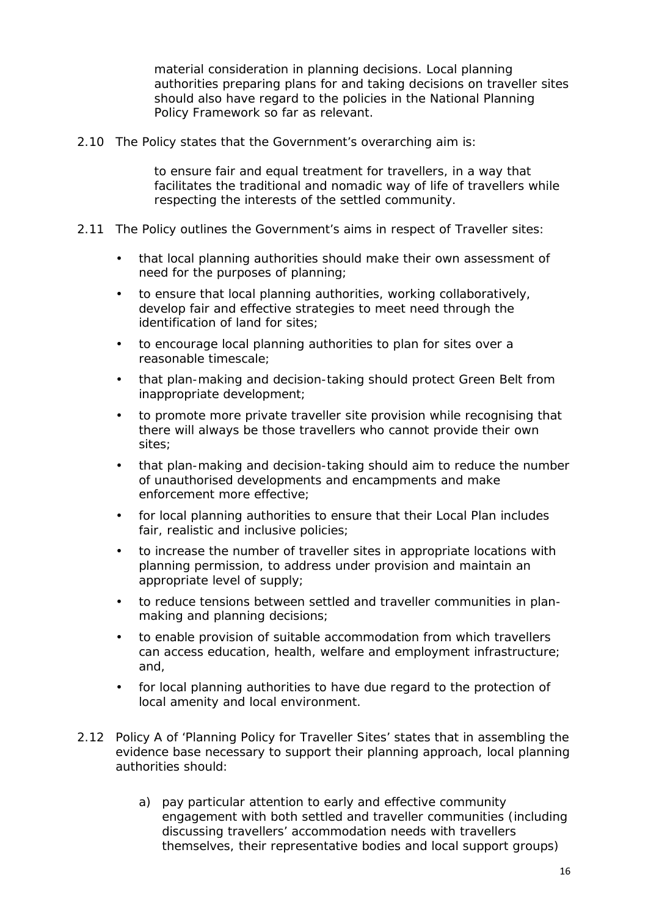material consideration in planning decisions. Local planning authorities preparing plans for and taking decisions on traveller sites should also have regard to the policies in the National Planning Policy Framework so far as relevant.

2.10 The Policy states that the Government's overarching aim is:

> to ensure fair and equal treatment for travellers, in a way that facilitates the traditional and nomadic way of life of travellers while respecting the interests of the settled community.

2.11 The Policy outlines the Government's aims in respect of Traveller sites:

- that local planning authorities should make their own assessment of need for the purposes of planning;
- to ensure that local planning authorities, working collaboratively, develop fair and effective strategies to meet need through the identification of land for sites;
- to encourage local planning authorities to plan for sites over a reasonable timescale;
- that plan-making and decision-taking should protect Green Belt from inappropriate development;
- to promote more private traveller site provision while recognising that there will always be those travellers who cannot provide their own sites;
- that plan-making and decision-taking should aim to reduce the number of unauthorised developments and encampments and make enforcement more effective;
- for local planning authorities to ensure that their Local Plan includes fair, realistic and inclusive policies;
- to increase the number of traveller sites in appropriate locations with planning permission, to address under provision and maintain an appropriate level of supply;
- to reduce tensions between settled and traveller communities in plan-making and planning decisions;
- to enable provision of suitable accommodation from which travellers can access education, health, welfare and employment infrastructure; and,
- for local planning authorities to have due regard to the protection of local amenity and local environment.

2.12 Policy A of 'Planning Policy for Traveller Sites' states that in assembling the evidence base necessary to support their planning approach, local planning authorities should:

a) pay particular attention to early and effective community engagement with both settled and traveller communities (including discussing travellers' accommodation needs with travellers themselves, their representative bodies and local support groups)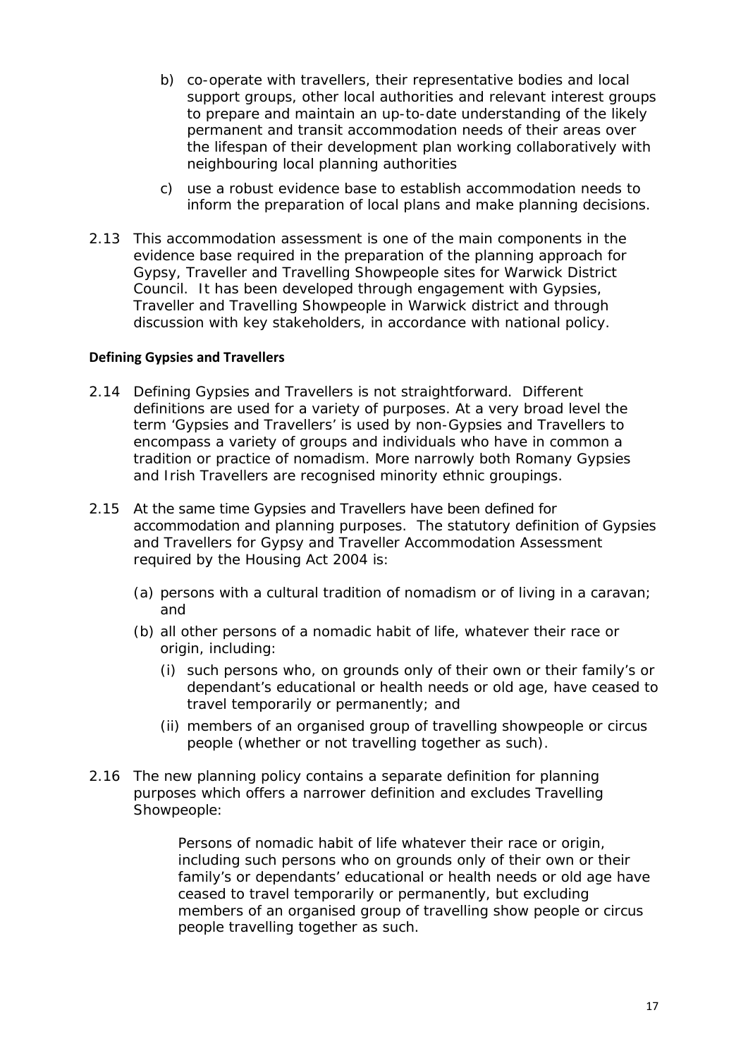b) co-operate with travellers, their representative bodies and local support groups, other local authorities and relevant interest groups to prepare and maintain an up-to-date understanding of the likely permanent and transit accommodation needs of their areas over the lifespan of their development plan working collaboratively with neighbouring local planning authorities

c) use a robust evidence base to establish accommodation needs to inform the preparation of local plans and make planning decisions.

2.13 This accommodation assessment is one of the main components in the evidence base required in the preparation of the planning approach for Gypsy, Traveller and Travelling Showpeople sites for Warwick District Council. It has been developed through engagement with Gypsies, Traveller and Travelling Showpeople in Warwick district and through discussion with key stakeholders, in accordance with national policy.

**Defining Gypsies and Travellers**

2.14 Defining Gypsies and Travellers is not straightforward. Different definitions are used for a variety of purposes. At a very broad level the term 'Gypsies and Travellers' is used by non-Gypsies and Travellers to encompass a variety of groups and individuals who have in common a tradition or practice of nomadism. More narrowly both Romany Gypsies and Irish Travellers are recognised minority ethnic groupings.

2.15 At the same time Gypsies and Travellers have been defined for accommodation and planning purposes. The statutory definition of Gypsies and Travellers for Gypsy and Traveller Accommodation Assessment required by the Housing Act 2004 is:

(a) persons with a cultural tradition of nomadism or of living in a caravan; and

(b) all other persons of a nomadic habit of life, whatever their race or origin, including:

(i) such persons who, on grounds only of their own or their family's or dependant's educational or health needs or old age, have ceased to travel temporarily or permanently; and

(ii) members of an organised group of travelling showpeople or circus people (whether or not travelling together as such).

2.16 The new planning policy contains a separate definition for planning purposes which offers a narrower definition and excludes Travelling Showpeople:

> Persons of nomadic habit of life whatever their race or origin, including such persons who on grounds only of their own or their family's or dependants' educational or health needs or old age have ceased to travel temporarily or permanently, but excluding members of an organised group of travelling show people or circus people travelling together as such.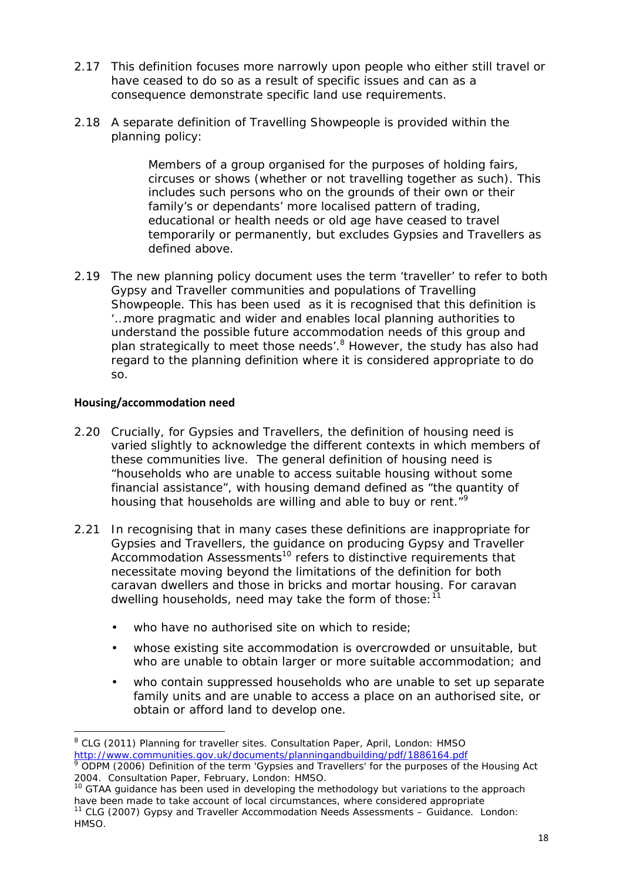2.17 This definition focuses more narrowly upon people who either still travel or have ceased to do so as a result of specific issues and can as a consequence demonstrate specific land use requirements.

2.18 A separate definition of Travelling Showpeople is provided within the planning policy:

> Members of a group organised for the purposes of holding fairs, circuses or shows (whether or not travelling together as such). This includes such persons who on the grounds of their own or their family's or dependants' more localised pattern of trading, educational or health needs or old age have ceased to travel temporarily or permanently, but excludes Gypsies and Travellers as defined above.

2.19 The new planning policy document uses the term 'traveller' to refer to both Gypsy and Traveller communities and populations of Travelling Showpeople. This has been used as it is recognised that this definition is '…more pragmatic and wider and enables local planning authorities to understand the possible future accommodation needs of this group and plan strategically to meet those needs'.[8] However, the study has also had regard to the planning definition where it is considered appropriate to do so.

**Housing/accommodation need**

2.20 Crucially, for Gypsies and Travellers, the definition of housing need is varied slightly to acknowledge the different contexts in which members of these communities live. The general definition of housing need is "households who are unable to access suitable housing without some financial assistance", with housing demand defined as "the quantity of housing that households are willing and able to buy or rent."[9]

2.21 In recognising that in many cases these definitions are inappropriate for Gypsies and Travellers, the guidance on producing Gypsy and Traveller Accommodation Assessments[10] refers to distinctive requirements that necessitate moving beyond the limitations of the definition for both caravan dwellers and those in bricks and mortar housing. For caravan dwelling households, need may take the form of those:[11]

- who have no authorised site on which to reside;
- whose existing site accommodation is overcrowded or unsuitable, but who are unable to obtain larger or more suitable accommodation; and
- who contain suppressed households who are unable to set up separate family units and are unable to access a place on an authorised site, or obtain or afford land to develop one.

---

[8] CLG (2011) *Planning for traveller sites.* Consultation Paper, April, London: HMSO http://www.communities.gov.uk/documents/planningandbuilding/pdf/1886164.pdf

[9] ODPM (2006) *Definition of the term 'Gypsies and Travellers' for the purposes of the Housing Act 2004.* Consultation Paper, February, London: HMSO.

[10] GTAA guidance has been used in developing the methodology but variations to the approach have been made to take account of local circumstances, where considered appropriate

[11] CLG (2007) *Gypsy and Traveller Accommodation Needs Assessments – Guidance.* London: HMSO.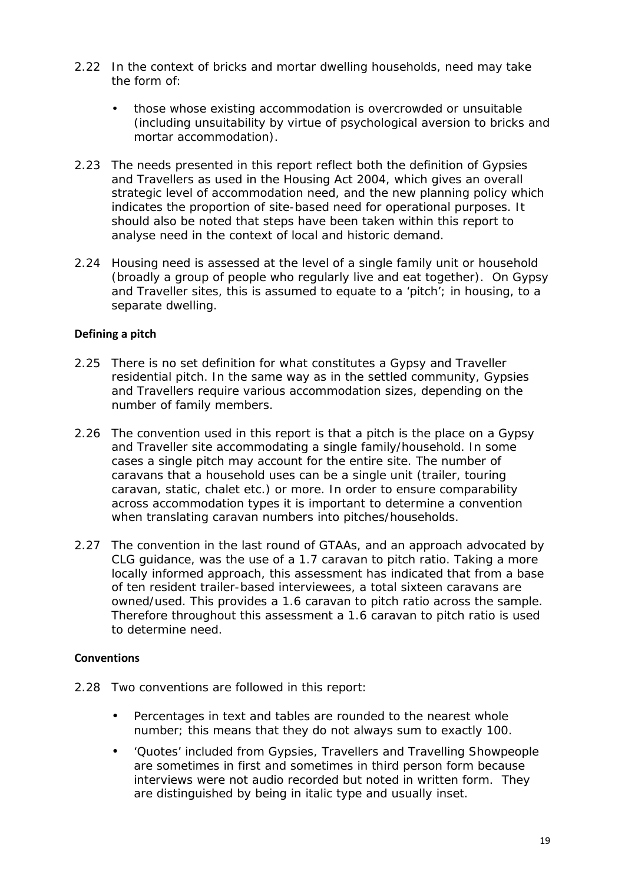2.22 In the context of bricks and mortar dwelling households, need may take the form of:

- those whose existing accommodation is overcrowded or unsuitable (including unsuitability by virtue of psychological aversion to bricks and mortar accommodation).

2.23 The needs presented in this report reflect both the definition of Gypsies and Travellers as used in the Housing Act 2004, which gives an overall strategic level of accommodation need, and the new planning policy which indicates the proportion of site-based need for operational purposes. It should also be noted that steps have been taken within this report to analyse need in the context of local and historic demand.

2.24 Housing need is assessed at the level of a single family unit or household (broadly a group of people who regularly live and eat together). On Gypsy and Traveller sites, this is assumed to equate to a 'pitch'; in housing, to a separate dwelling.

**Defining a pitch**

2.25 There is no set definition for what constitutes a Gypsy and Traveller residential pitch. In the same way as in the settled community, Gypsies and Travellers require various accommodation sizes, depending on the number of family members.

2.26 The convention used in this report is that a pitch is the place on a Gypsy and Traveller site accommodating a single family/household. In some cases a single pitch may account for the entire site. The number of caravans that a household uses can be a single unit (trailer, touring caravan, static, chalet etc.) or more. In order to ensure comparability across accommodation types it is important to determine a convention when translating caravan numbers into pitches/households.

2.27 The convention in the last round of GTAAs, and an approach advocated by CLG guidance, was the use of a 1.7 caravan to pitch ratio. Taking a more locally informed approach, this assessment has indicated that from a base of ten resident trailer-based interviewees, a total sixteen caravans are owned/used. This provides a 1.6 caravan to pitch ratio across the sample. Therefore throughout this assessment a 1.6 caravan to pitch ratio is used to determine need.

**Conventions**

2.28 Two conventions are followed in this report:

- Percentages in text and tables are rounded to the nearest whole number; this means that they do not always sum to exactly 100.
- 'Quotes' included from Gypsies, Travellers and Travelling Showpeople are sometimes in first and sometimes in third person form because interviews were not audio recorded but noted in written form. They are distinguished by being in italic type and usually inset.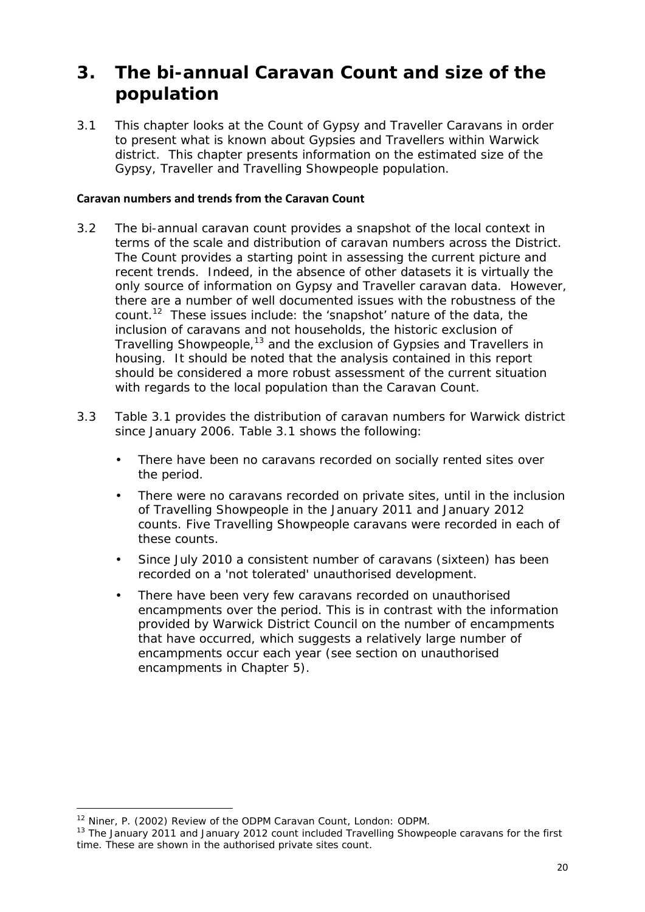# 3. The bi-annual Caravan Count and size of the population

3.1 This chapter looks at the Count of Gypsy and Traveller Caravans in order to present what is known about Gypsies and Travellers within Warwick district. This chapter presents information on the estimated size of the Gypsy, Traveller and Travelling Showpeople population.

**Caravan numbers and trends from the Caravan Count**

3.2 The bi-annual caravan count provides a snapshot of the local context in terms of the scale and distribution of caravan numbers across the District. The Count provides a starting point in assessing the current picture and recent trends. Indeed, in the absence of other datasets it is virtually the only source of information on Gypsy and Traveller caravan data. However, there are a number of well documented issues with the robustness of the count.[12] These issues include: the 'snapshot' nature of the data, the inclusion of caravans and not households, the historic exclusion of Travelling Showpeople,[13] and the exclusion of Gypsies and Travellers in housing. It should be noted that the analysis contained in this report should be considered a more robust assessment of the current situation with regards to the local population than the Caravan Count.

3.3 Table 3.1 provides the distribution of caravan numbers for Warwick district since January 2006. Table 3.1 shows the following:

- There have been no caravans recorded on socially rented sites over the period.
- There were no caravans recorded on private sites, until in the inclusion of Travelling Showpeople in the January 2011 and January 2012 counts. Five Travelling Showpeople caravans were recorded in each of these counts.
- Since July 2010 a consistent number of caravans (sixteen) has been recorded on a 'not tolerated' unauthorised development.
- There have been very few caravans recorded on unauthorised encampments over the period. This is in contrast with the information provided by Warwick District Council on the number of encampments that have occurred, which suggests a relatively large number of encampments occur each year (see section on unauthorised encampments in Chapter 5).

---

[12] Niner, P. (2002) Review of the ODPM Caravan Count, London: ODPM.

[13] The January 2011 and January 2012 count included Travelling Showpeople caravans for the first time. These are shown in the authorised private sites count.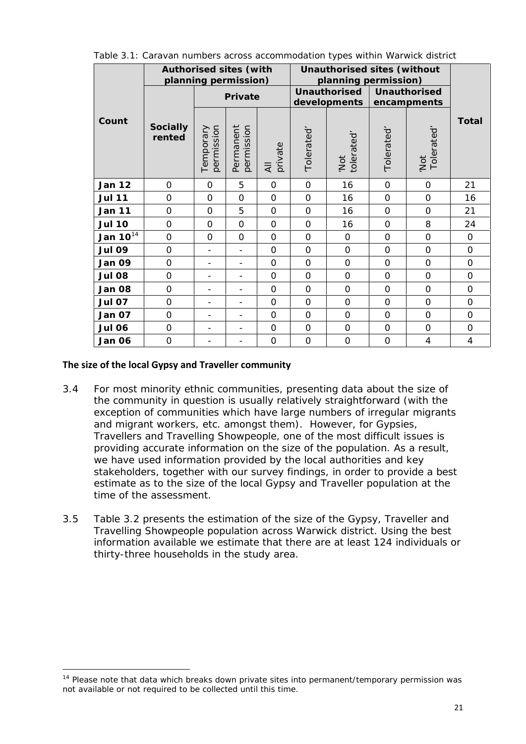Table 3.1: Caravan numbers across accommodation types within Warwick district

| Count | Authorised sites (with planning permission) | | | | Unauthorised sites (without planning permission) | | | | Total |
|---|---|---|---|---|---|---|---|---|---|
| | Socially rented | Private | | | Unauthorised developments | | Unauthorised encampments | | |
| | | Temporary permission | Permanent permission | All private | 'Tolerated' | 'Not tolerated' | 'Tolerated' | 'Not Tolerated' | |
| **Jan 12** | 0 | 0 | 5 | 0 | 0 | 16 | 0 | 0 | 21 |
| **Jul 11** | 0 | 0 | 0 | 0 | 0 | 16 | 0 | 0 | 16 |
| **Jan 11** | 0 | 0 | 5 | 0 | 0 | 16 | 0 | 0 | 21 |
| **Jul 10** | 0 | 0 | 0 | 0 | 0 | 16 | 0 | 8 | 24 |
| **Jan 10**[14] | 0 | 0 | 0 | 0 | 0 | 0 | 0 | 0 | 0 |
| **Jul 09** | 0 | - | - | 0 | 0 | 0 | 0 | 0 | 0 |
| **Jan 09** | 0 | - | - | 0 | 0 | 0 | 0 | 0 | 0 |
| **Jul 08** | 0 | - | - | 0 | 0 | 0 | 0 | 0 | 0 |
| **Jan 08** | 0 | - | - | 0 | 0 | 0 | 0 | 0 | 0 |
| **Jul 07** | 0 | - | - | 0 | 0 | 0 | 0 | 0 | 0 |
| **Jan 07** | 0 | - | - | 0 | 0 | 0 | 0 | 0 | 0 |
| **Jul 06** | 0 | - | - | 0 | 0 | 0 | 0 | 0 | 0 |
| **Jan 06** | 0 | - | - | 0 | 0 | 0 | 0 | 4 | 4 |

### The size of the local Gypsy and Traveller community

3.4 For most minority ethnic communities, presenting data about the size of the community in question is usually relatively straightforward (with the exception of communities which have large numbers of irregular migrants and migrant workers, etc. amongst them). However, for Gypsies, Travellers and Travelling Showpeople, one of the most difficult issues is providing accurate information on the size of the population. As a result, we have used information provided by the local authorities and key stakeholders, together with our survey findings, in order to provide a best estimate as to the size of the local Gypsy and Traveller population at the time of the assessment.

3.5 Table 3.2 presents the estimation of the size of the Gypsy, Traveller and Travelling Showpeople population across Warwick district. Using the best information available we estimate that there are at least 124 individuals or thirty-three households in the study area.

[14] Please note that data which breaks down private sites into permanent/temporary permission was not available or not required to be collected until this time.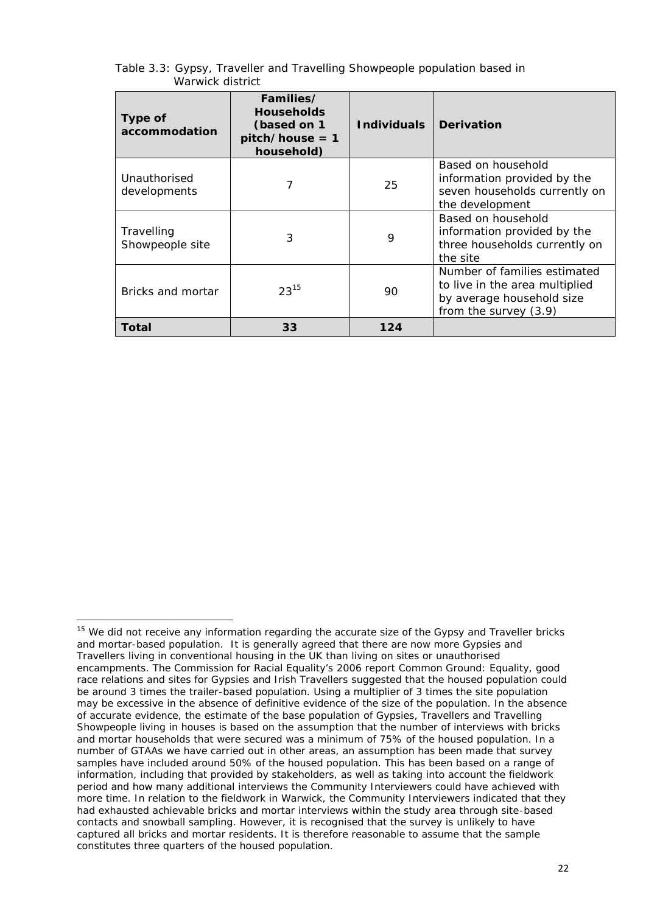Table 3.3: Gypsy, Traveller and Travelling Showpeople population based in Warwick district

| Type of accommodation | Families/ Households (based on 1 pitch/house = 1 household) | Individuals | Derivation |
|---|---|---|---|
| Unauthorised developments | 7 | 25 | Based on household information provided by the seven households currently on the development |
| Travelling Showpeople site | 3 | 9 | Based on household information provided by the three households currently on the site |
| Bricks and mortar | 23[15] | 90 | Number of families estimated to live in the area multiplied by average household size from the survey (3.9) |
| **Total** | **33** | **124** | |

[15] We did not receive any information regarding the accurate size of the Gypsy and Traveller bricks and mortar-based population. It is generally agreed that there are now more Gypsies and Travellers living in conventional housing in the UK than living on sites or unauthorised encampments. The Commission for Racial Equality's 2006 report Common Ground: Equality, good race relations and sites for Gypsies and Irish Travellers suggested that the housed population could be around 3 times the trailer-based population. Using a multiplier of 3 times the site population may be excessive in the absence of definitive evidence of the size of the population. In the absence of accurate evidence, the estimate of the base population of Gypsies, Travellers and Travelling Showpeople living in houses is based on the assumption that the number of interviews with bricks and mortar households that were secured was a minimum of 75% of the housed population. In a number of GTAAs we have carried out in other areas, an assumption has been made that survey samples have included around 50% of the housed population. This has been based on a range of information, including that provided by stakeholders, as well as taking into account the fieldwork period and how many additional interviews the Community Interviewers could have achieved with more time. In relation to the fieldwork in Warwick, the Community Interviewers indicated that they had exhausted achievable bricks and mortar interviews within the study area through site-based contacts and snowball sampling. However, it is recognised that the survey is unlikely to have captured all bricks and mortar residents. It is therefore reasonable to assume that the sample constitutes three quarters of the housed population.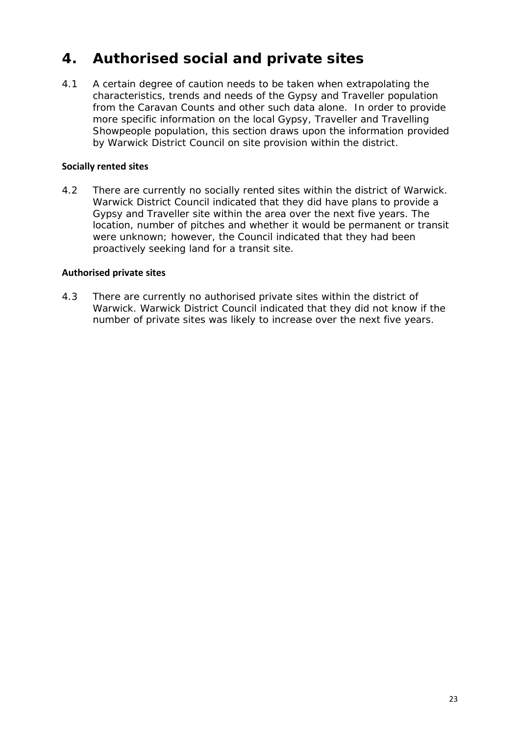# 4. Authorised social and private sites

4.1 A certain degree of caution needs to be taken when extrapolating the characteristics, trends and needs of the Gypsy and Traveller population from the Caravan Counts and other such data alone. In order to provide more specific information on the local Gypsy, Traveller and Travelling Showpeople population, this section draws upon the information provided by Warwick District Council on site provision within the district.

**Socially rented sites**

4.2 There are currently no socially rented sites within the district of Warwick. Warwick District Council indicated that they did have plans to provide a Gypsy and Traveller site within the area over the next five years. The location, number of pitches and whether it would be permanent or transit were unknown; however, the Council indicated that they had been proactively seeking land for a transit site.

**Authorised private sites**

4.3 There are currently no authorised private sites within the district of Warwick. Warwick District Council indicated that they did not know if the number of private sites was likely to increase over the next five years.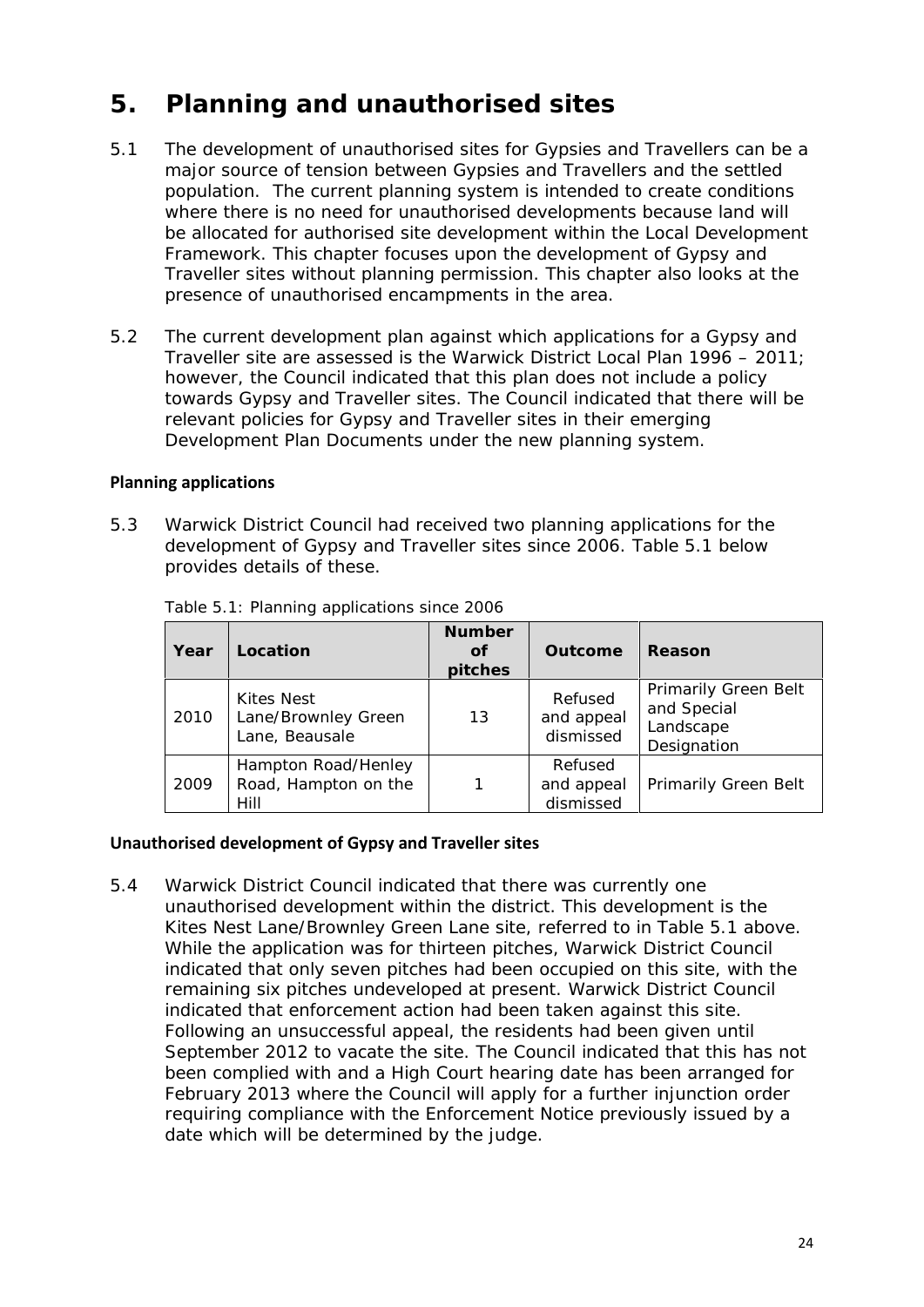# 5. Planning and unauthorised sites

5.1 The development of unauthorised sites for Gypsies and Travellers can be a major source of tension between Gypsies and Travellers and the settled population. The current planning system is intended to create conditions where there is no need for unauthorised developments because land will be allocated for authorised site development within the Local Development Framework. This chapter focuses upon the development of Gypsy and Traveller sites without planning permission. This chapter also looks at the presence of unauthorised encampments in the area.

5.2 The current development plan against which applications for a Gypsy and Traveller site are assessed is the Warwick District Local Plan 1996 – 2011; however, the Council indicated that this plan does not include a policy towards Gypsy and Traveller sites. The Council indicated that there will be relevant policies for Gypsy and Traveller sites in their emerging Development Plan Documents under the new planning system.

### Planning applications

5.3 Warwick District Council had received two planning applications for the development of Gypsy and Traveller sites since 2006. Table 5.1 below provides details of these.

Table 5.1: Planning applications since 2006

| Year | Location | Number of pitches | Outcome | Reason |
|---|---|---|---|---|
| 2010 | Kites Nest Lane/Brownley Green Lane, Beausale | 13 | Refused and appeal dismissed | Primarily Green Belt and Special Landscape Designation |
| 2009 | Hampton Road/Henley Road, Hampton on the Hill | 1 | Refused and appeal dismissed | Primarily Green Belt |

### Unauthorised development of Gypsy and Traveller sites

5.4 Warwick District Council indicated that there was currently one unauthorised development within the district. This development is the Kites Nest Lane/Brownley Green Lane site, referred to in Table 5.1 above. While the application was for thirteen pitches, Warwick District Council indicated that only seven pitches had been occupied on this site, with the remaining six pitches undeveloped at present. Warwick District Council indicated that enforcement action had been taken against this site. Following an unsuccessful appeal, the residents had been given until September 2012 to vacate the site. The Council indicated that this has not been complied with and a High Court hearing date has been arranged for February 2013 where the Council will apply for a further injunction order requiring compliance with the Enforcement Notice previously issued by a date which will be determined by the judge.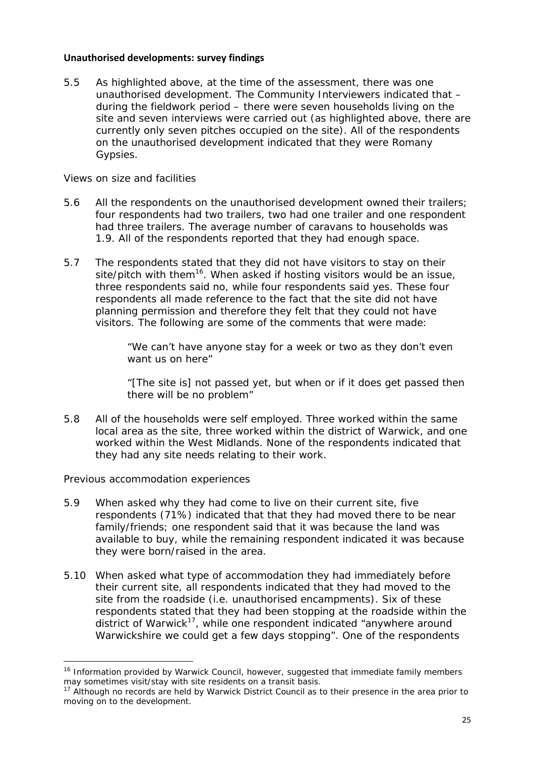**Unauthorised developments: survey findings**

5.5 As highlighted above, at the time of the assessment, there was one unauthorised development. The Community Interviewers indicated that – during the fieldwork period – there were seven households living on the site and seven interviews were carried out (as highlighted above, there are currently only seven pitches occupied on the site). All of the respondents on the unauthorised development indicated that they were Romany Gypsies.

*Views on size and facilities*

5.6 All the respondents on the unauthorised development owned their trailers; four respondents had two trailers, two had one trailer and one respondent had three trailers. The average number of caravans to households was 1.9. All of the respondents reported that they had enough space.

5.7 The respondents stated that they did not have visitors to stay on their site/pitch with them[16]. When asked if hosting visitors would be an issue, three respondents said no, while four respondents said yes. These four respondents all made reference to the fact that the site did not have planning permission and therefore they felt that they could not have visitors. The following are some of the comments that were made:

> "We can't have anyone stay for a week or two as they don't even want us on here"
>
> "[The site is] not passed yet, but when or if it does get passed then there will be no problem"

5.8 All of the households were self employed. Three worked within the same local area as the site, three worked within the district of Warwick, and one worked within the West Midlands. None of the respondents indicated that they had any site needs relating to their work.

*Previous accommodation experiences*

5.9 When asked why they had come to live on their current site, five respondents (71%) indicated that that they had moved there to be near family/friends; one respondent said that it was because the land was available to buy, while the remaining respondent indicated it was because they were born/raised in the area.

5.10 When asked what type of accommodation they had immediately before their current site, all respondents indicated that they had moved to the site from the roadside (i.e. unauthorised encampments). Six of these respondents stated that they had been stopping at the roadside within the district of Warwick[17], while one respondent indicated "anywhere around Warwickshire we could get a few days stopping". One of the respondents

---

[16] Information provided by Warwick Council, however, suggested that immediate family members may sometimes visit/stay with site residents on a transit basis.

[17] Although no records are held by Warwick District Council as to their presence in the area prior to moving on to the development.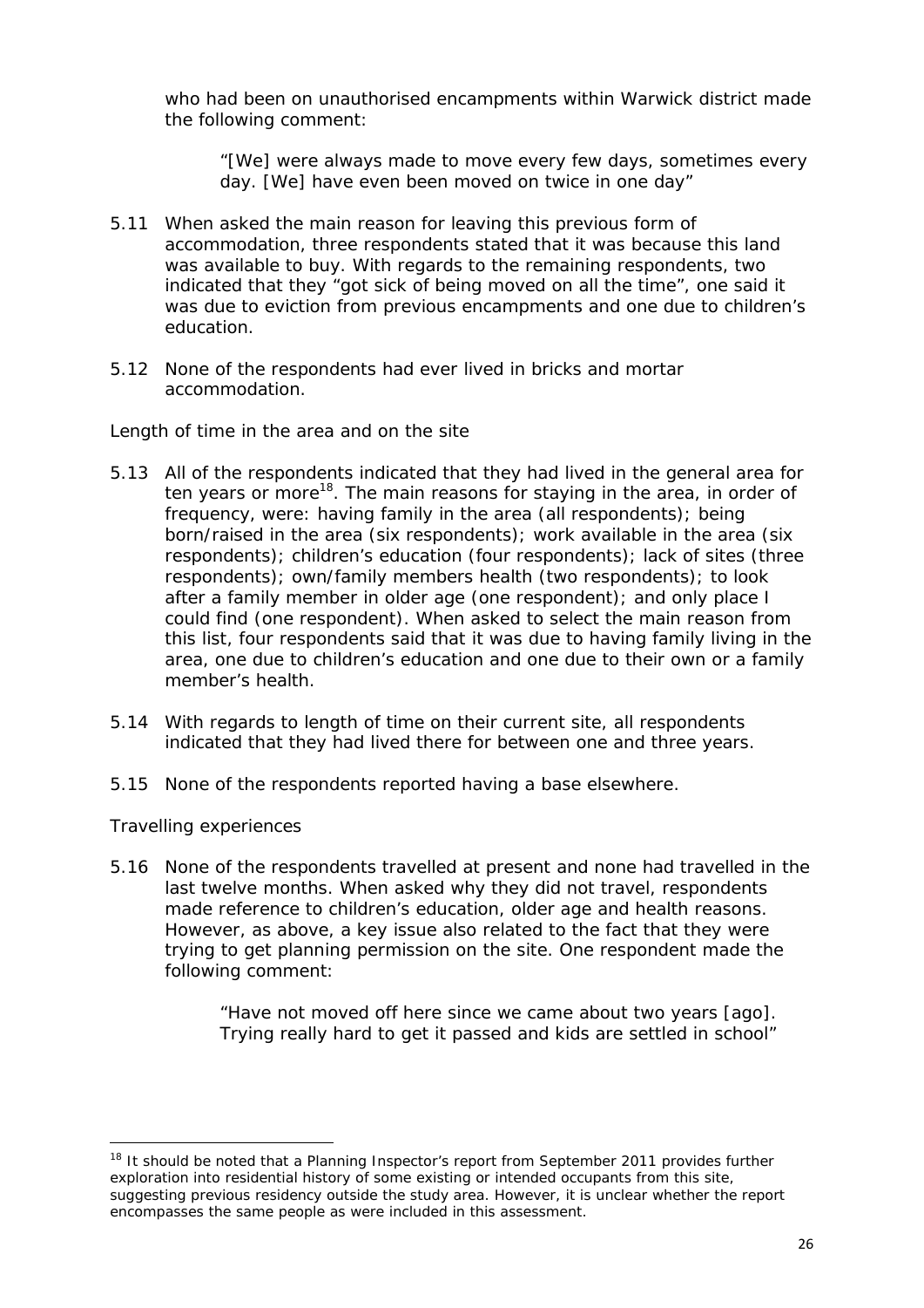who had been on unauthorised encampments within Warwick district made the following comment:

> "[We] were always made to move every few days, sometimes every day. [We] have even been moved on twice in one day"

5.11 When asked the main reason for leaving this previous form of accommodation, three respondents stated that it was because this land was available to buy. With regards to the remaining respondents, two indicated that they "got sick of being moved on all the time", one said it was due to eviction from previous encampments and one due to children's education.

5.12 None of the respondents had ever lived in bricks and mortar accommodation.

Length of time in the area and on the site

5.13 All of the respondents indicated that they had lived in the general area for ten years or more[18]. The main reasons for staying in the area, in order of frequency, were: having family in the area (all respondents); being born/raised in the area (six respondents); work available in the area (six respondents); children's education (four respondents); lack of sites (three respondents); own/family members health (two respondents); to look after a family member in older age (one respondent); and only place I could find (one respondent). When asked to select the main reason from this list, four respondents said that it was due to having family living in the area, one due to children's education and one due to their own or a family member's health.

5.14 With regards to length of time on their current site, all respondents indicated that they had lived there for between one and three years.

5.15 None of the respondents reported having a base elsewhere.

Travelling experiences

5.16 None of the respondents travelled at present and none had travelled in the last twelve months. When asked why they did not travel, respondents made reference to children's education, older age and health reasons. However, as above, a key issue also related to the fact that they were trying to get planning permission on the site. One respondent made the following comment:

> "Have not moved off here since we came about two years [ago]. Trying really hard to get it passed and kids are settled in school"

[18] It should be noted that a Planning Inspector's report from September 2011 provides further exploration into residential history of some existing or intended occupants from this site, suggesting previous residency outside the study area. However, it is unclear whether the report encompasses the same people as were included in this assessment.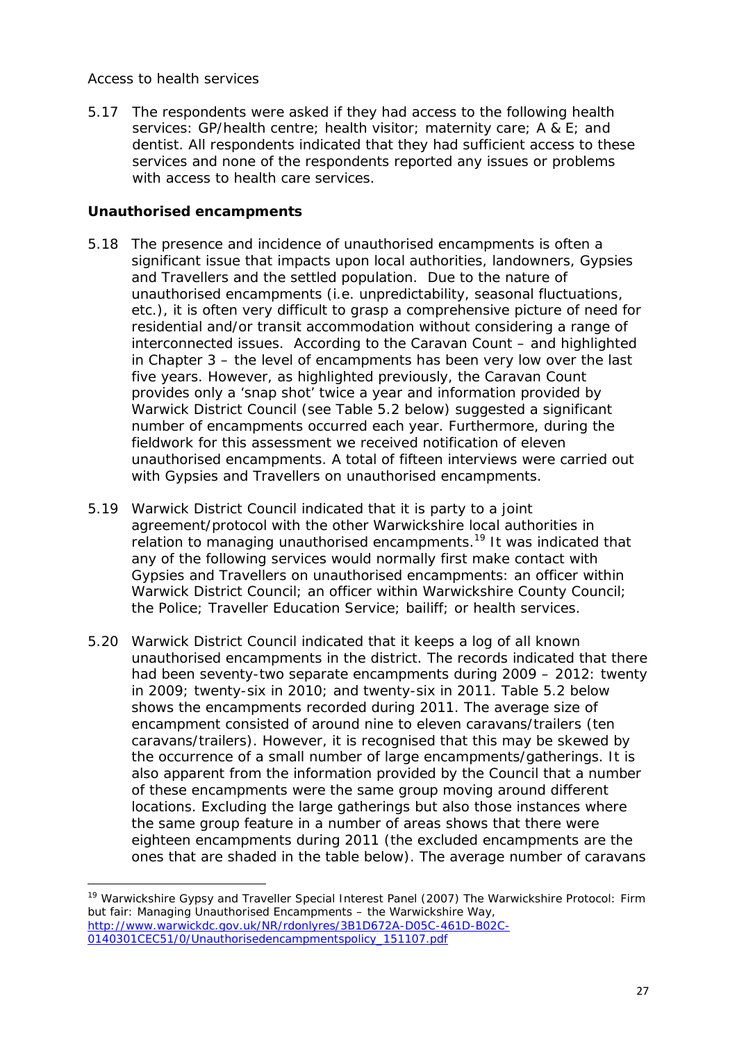Access to health services

5.17 The respondents were asked if they had access to the following health services: GP/health centre; health visitor; maternity care; A & E; and dentist. All respondents indicated that they had sufficient access to these services and none of the respondents reported any issues or problems with access to health care services.

**Unauthorised encampments**

5.18 The presence and incidence of unauthorised encampments is often a significant issue that impacts upon local authorities, landowners, Gypsies and Travellers and the settled population. Due to the nature of unauthorised encampments (i.e. unpredictability, seasonal fluctuations, etc.), it is often very difficult to grasp a comprehensive picture of need for residential and/or transit accommodation without considering a range of interconnected issues. According to the Caravan Count – and highlighted in Chapter 3 – the level of encampments has been very low over the last five years. However, as highlighted previously, the Caravan Count provides only a 'snap shot' twice a year and information provided by Warwick District Council (see Table 5.2 below) suggested a significant number of encampments occurred each year. Furthermore, during the fieldwork for this assessment we received notification of eleven unauthorised encampments. A total of fifteen interviews were carried out with Gypsies and Travellers on unauthorised encampments.

5.19 Warwick District Council indicated that it is party to a joint agreement/protocol with the other Warwickshire local authorities in relation to managing unauthorised encampments.[19] It was indicated that any of the following services would normally first make contact with Gypsies and Travellers on unauthorised encampments: an officer within Warwick District Council; an officer within Warwickshire County Council; the Police; Traveller Education Service; bailiff; or health services.

5.20 Warwick District Council indicated that it keeps a log of all known unauthorised encampments in the district. The records indicated that there had been seventy-two separate encampments during 2009 – 2012: twenty in 2009; twenty-six in 2010; and twenty-six in 2011. Table 5.2 below shows the encampments recorded during 2011. The average size of encampment consisted of around nine to eleven caravans/trailers (ten caravans/trailers). However, it is recognised that this may be skewed by the occurrence of a small number of large encampments/gatherings. It is also apparent from the information provided by the Council that a number of these encampments were the same group moving around different locations. Excluding the large gatherings but also those instances where the same group feature in a number of areas shows that there were eighteen encampments during 2011 (the excluded encampments are the ones that are shaded in the table below). The average number of caravans

[19] Warwickshire Gypsy and Traveller Special Interest Panel (2007) *The Warwickshire Protocol: Firm but fair: Managing Unauthorised Encampments – the Warwickshire Way*, http://www.warwickdc.gov.uk/NR/rdonlyres/3B1D672A-D05C-461D-B02C-0140301CEC51/0/Unauthorisedencampmentspolicy_151107.pdf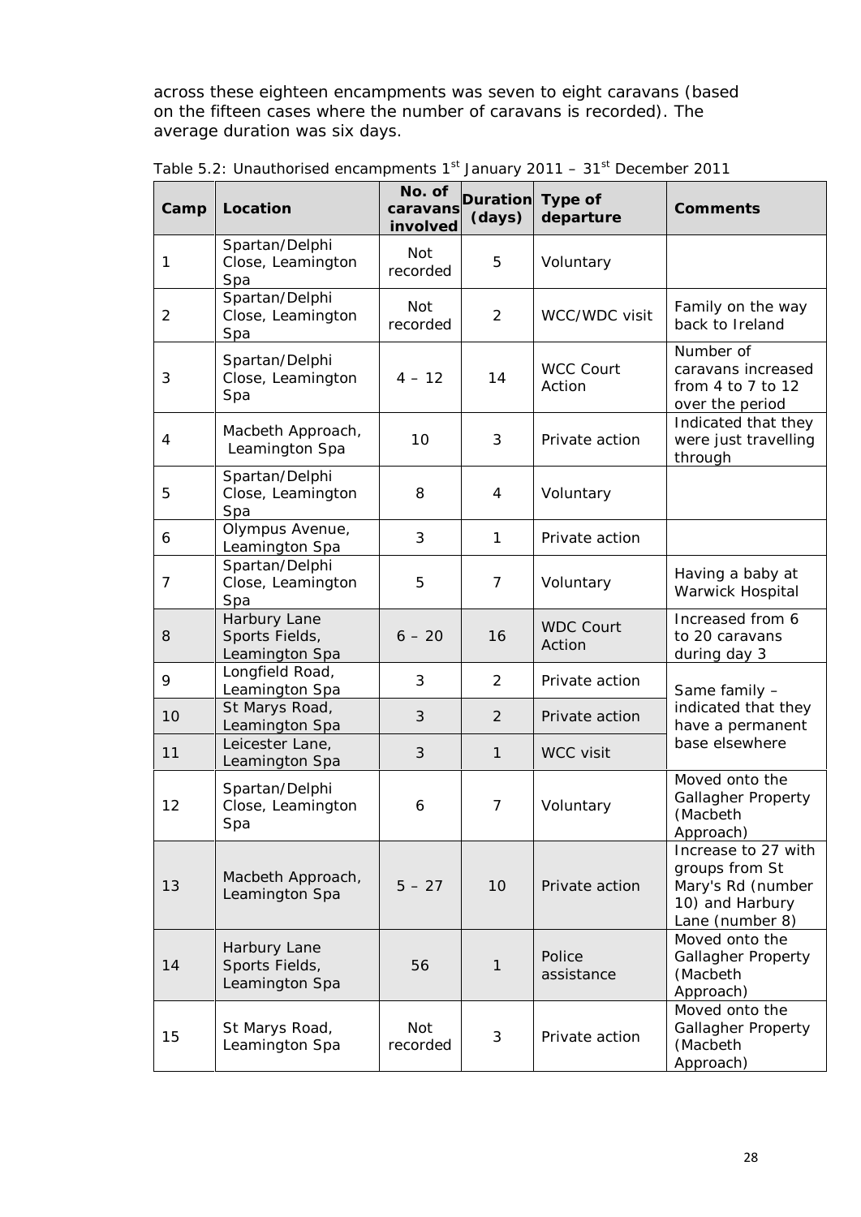across these eighteen encampments was seven to eight caravans (based on the fifteen cases where the number of caravans is recorded). The average duration was six days.

Table 5.2: Unauthorised encampments 1st January 2011 – 31st December 2011

| Camp | Location | No. of caravans involved | Duration (days) | Type of departure | Comments |
|---|---|---|---|---|---|
| 1 | Spartan/Delphi Close, Leamington Spa | Not recorded | 5 | Voluntary | |
| 2 | Spartan/Delphi Close, Leamington Spa | Not recorded | 2 | WCC/WDC visit | Family on the way back to Ireland |
| 3 | Spartan/Delphi Close, Leamington Spa | 4 – 12 | 14 | WCC Court Action | Number of caravans increased from 4 to 7 to 12 over the period |
| 4 | Macbeth Approach, Leamington Spa | 10 | 3 | Private action | Indicated that they were just travelling through |
| 5 | Spartan/Delphi Close, Leamington Spa | 8 | 4 | Voluntary | |
| 6 | Olympus Avenue, Leamington Spa | 3 | 1 | Private action | |
| 7 | Spartan/Delphi Close, Leamington Spa | 5 | 7 | Voluntary | Having a baby at Warwick Hospital |
| 8 | Harbury Lane Sports Fields, Leamington Spa | 6 – 20 | 16 | WDC Court Action | Increased from 6 to 20 caravans during day 3 |
| 9 | Longfield Road, Leamington Spa | 3 | 2 | Private action | Same family – indicated that they have a permanent base elsewhere |
| 10 | St Marys Road, Leamington Spa | 3 | 2 | Private action | |
| 11 | Leicester Lane, Leamington Spa | 3 | 1 | WCC visit | |
| 12 | Spartan/Delphi Close, Leamington Spa | 6 | 7 | Voluntary | Moved onto the Gallagher Property (Macbeth Approach) |
| 13 | Macbeth Approach, Leamington Spa | 5 – 27 | 10 | Private action | Increase to 27 with groups from St Mary's Rd (number 10) and Harbury Lane (number 8) |
| 14 | Harbury Lane Sports Fields, Leamington Spa | 56 | 1 | Police assistance | Moved onto the Gallagher Property (Macbeth Approach) |
| 15 | St Marys Road, Leamington Spa | Not recorded | 3 | Private action | Moved onto the Gallagher Property (Macbeth Approach) |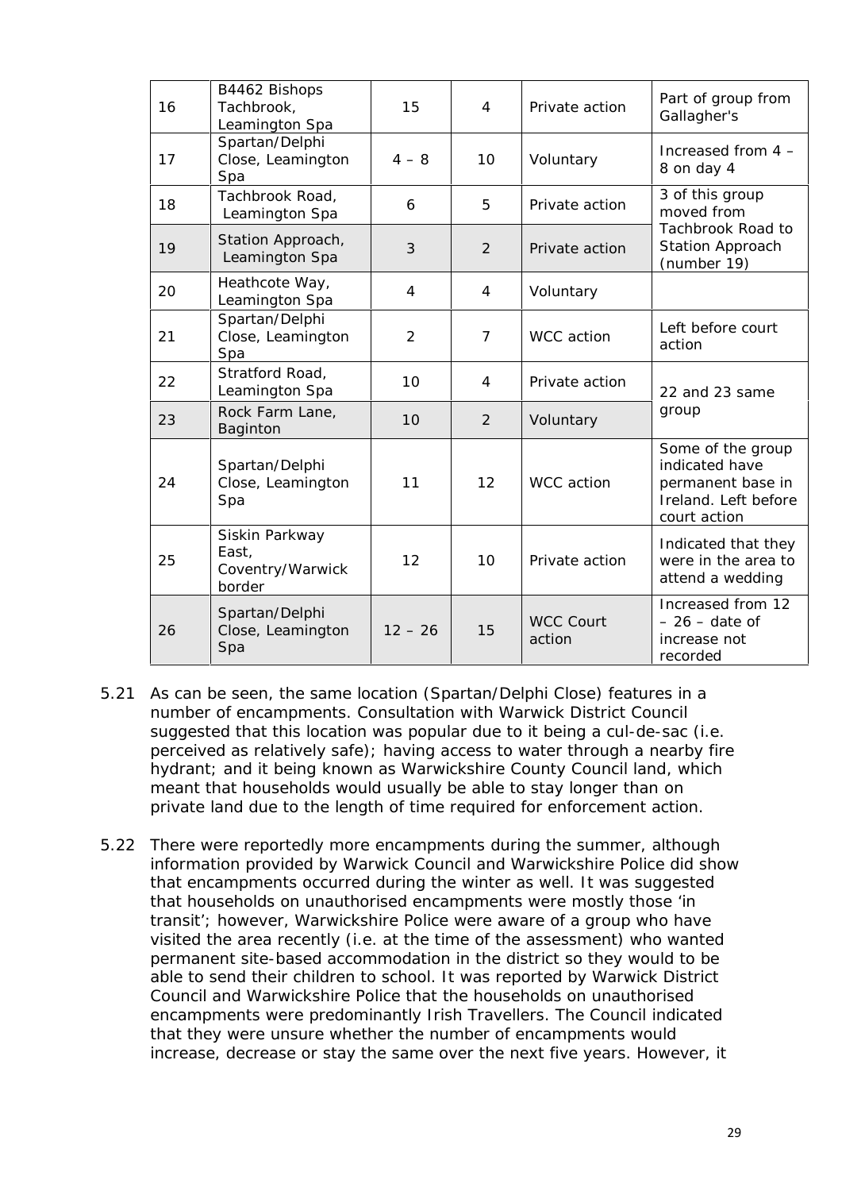| 16 | B4462 Bishops Tachbrook, Leamington Spa | 15 | 4 | Private action | Part of group from Gallagher's |
|---|---|---|---|---|---|
| 17 | Spartan/Delphi Close, Leamington Spa | 4 – 8 | 10 | Voluntary | Increased from 4 – 8 on day 4 |
| 18 | Tachbrook Road, Leamington Spa | 6 | 5 | Private action | 3 of this group moved from Tachbrook Road to Station Approach (number 19) |
| 19 | Station Approach, Leamington Spa | 3 | 2 | Private action | |
| 20 | Heathcote Way, Leamington Spa | 4 | 4 | Voluntary | |
| 21 | Spartan/Delphi Close, Leamington Spa | 2 | 7 | WCC action | Left before court action |
| 22 | Stratford Road, Leamington Spa | 10 | 4 | Private action | 22 and 23 same group |
| 23 | Rock Farm Lane, Baginton | 10 | 2 | Voluntary | |
| 24 | Spartan/Delphi Close, Leamington Spa | 11 | 12 | WCC action | Some of the group indicated have permanent base in Ireland. Left before court action |
| 25 | Siskin Parkway East, Coventry/Warwick border | 12 | 10 | Private action | Indicated that they were in the area to attend a wedding |
| 26 | Spartan/Delphi Close, Leamington Spa | 12 – 26 | 15 | WCC Court action | Increased from 12 – 26 – date of increase not recorded |

5.21 As can be seen, the same location (Spartan/Delphi Close) features in a number of encampments. Consultation with Warwick District Council suggested that this location was popular due to it being a cul-de-sac (i.e. perceived as relatively safe); having access to water through a nearby fire hydrant; and it being known as Warwickshire County Council land, which meant that households would usually be able to stay longer than on private land due to the length of time required for enforcement action.

5.22 There were reportedly more encampments during the summer, although information provided by Warwick Council and Warwickshire Police did show that encampments occurred during the winter as well. It was suggested that households on unauthorised encampments were mostly those 'in transit'; however, Warwickshire Police were aware of a group who have visited the area recently (i.e. at the time of the assessment) who wanted permanent site-based accommodation in the district so they would to be able to send their children to school. It was reported by Warwick District Council and Warwickshire Police that the households on unauthorised encampments were predominantly Irish Travellers. The Council indicated that they were unsure whether the number of encampments would increase, decrease or stay the same over the next five years. However, it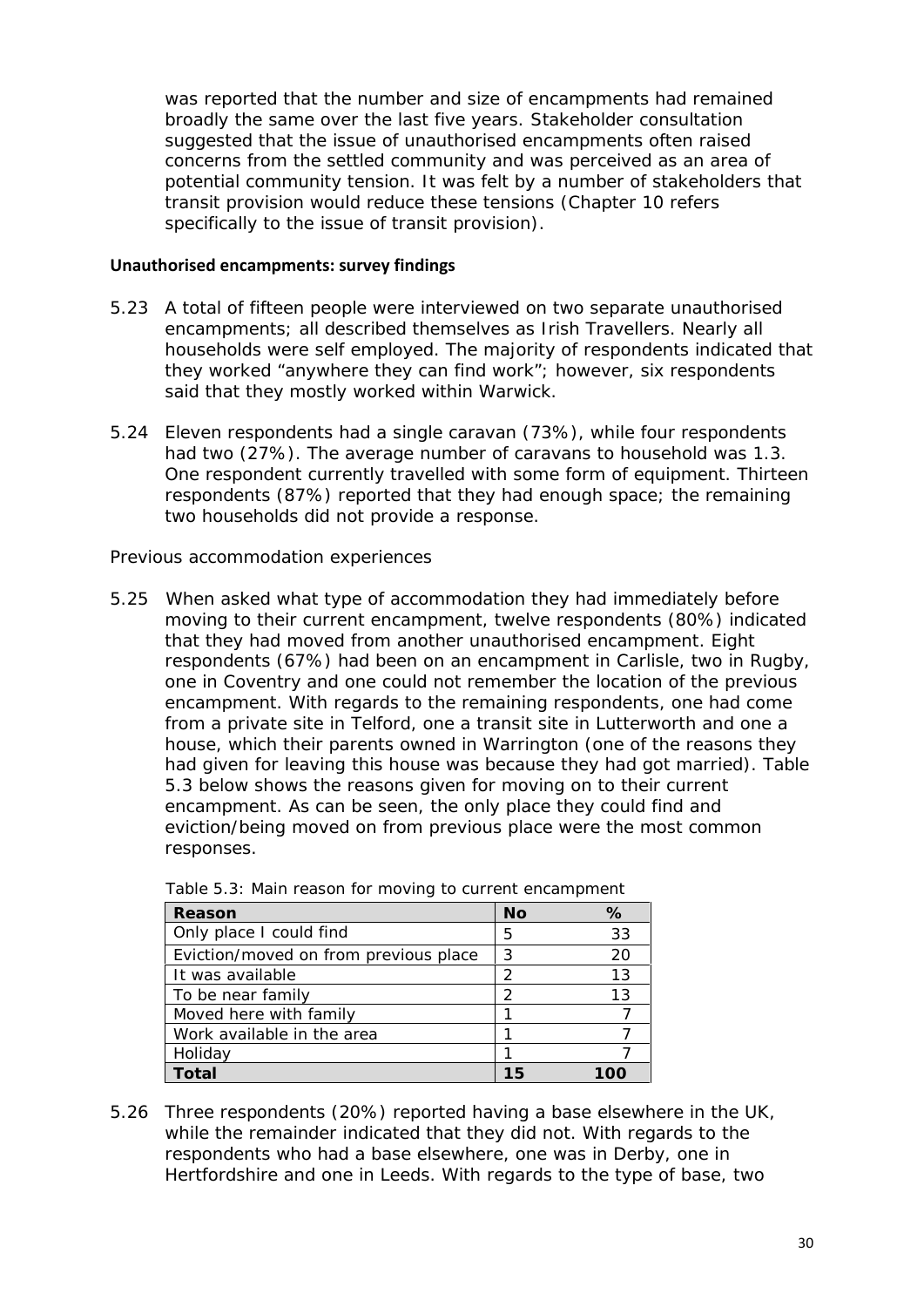was reported that the number and size of encampments had remained broadly the same over the last five years. Stakeholder consultation suggested that the issue of unauthorised encampments often raised concerns from the settled community and was perceived as an area of potential community tension. It was felt by a number of stakeholders that transit provision would reduce these tensions (Chapter 10 refers specifically to the issue of transit provision).

**Unauthorised encampments: survey findings**

5.23 A total of fifteen people were interviewed on two separate unauthorised encampments; all described themselves as Irish Travellers. Nearly all households were self employed. The majority of respondents indicated that they worked "anywhere they can find work"; however, six respondents said that they mostly worked within Warwick.

5.24 Eleven respondents had a single caravan (73%), while four respondents had two (27%). The average number of caravans to household was 1.3. One respondent currently travelled with some form of equipment. Thirteen respondents (87%) reported that they had enough space; the remaining two households did not provide a response.

*Previous accommodation experiences*

5.25 When asked what type of accommodation they had immediately before moving to their current encampment, twelve respondents (80%) indicated that they had moved from another unauthorised encampment. Eight respondents (67%) had been on an encampment in Carlisle, two in Rugby, one in Coventry and one could not remember the location of the previous encampment. With regards to the remaining respondents, one had come from a private site in Telford, one a transit site in Lutterworth and one a house, which their parents owned in Warrington (one of the reasons they had given for leaving this house was because they had got married). Table 5.3 below shows the reasons given for moving on to their current encampment. As can be seen, the only place they could find and eviction/being moved on from previous place were the most common responses.

Table 5.3: Main reason for moving to current encampment

| Reason | No | % |
|---|---|---|
| Only place I could find | 5 | 33 |
| Eviction/moved on from previous place | 3 | 20 |
| It was available | 2 | 13 |
| To be near family | 2 | 13 |
| Moved here with family | 1 | 7 |
| Work available in the area | 1 | 7 |
| Holiday | 1 | 7 |
| **Total** | **15** | **100** |

5.26 Three respondents (20%) reported having a base elsewhere in the UK, while the remainder indicated that they did not. With regards to the respondents who had a base elsewhere, one was in Derby, one in Hertfordshire and one in Leeds. With regards to the type of base, two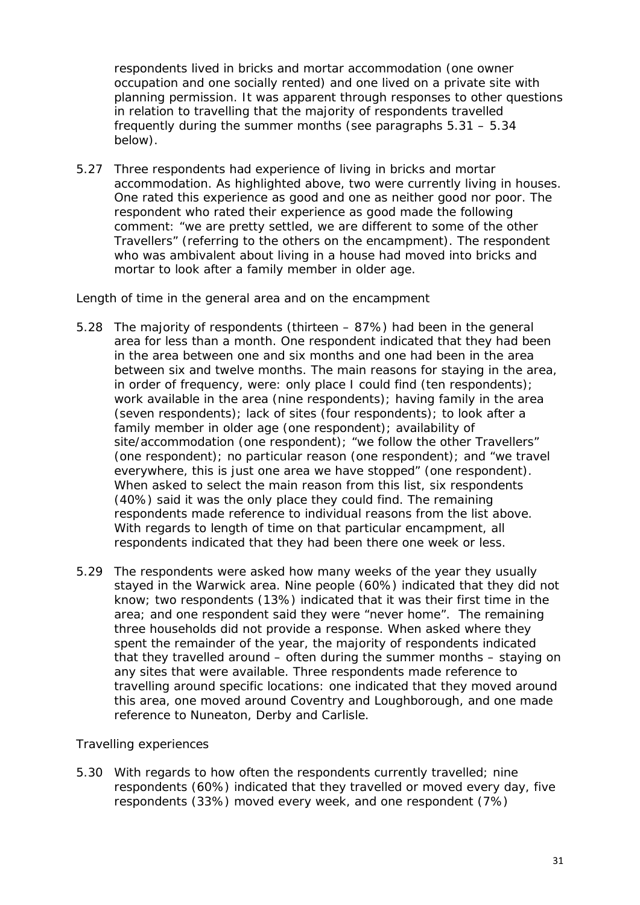respondents lived in bricks and mortar accommodation (one owner occupation and one socially rented) and one lived on a private site with planning permission. It was apparent through responses to other questions in relation to travelling that the majority of respondents travelled frequently during the summer months (see paragraphs 5.31 – 5.34 below).

5.27 Three respondents had experience of living in bricks and mortar accommodation. As highlighted above, two were currently living in houses. One rated this experience as good and one as neither good nor poor. The respondent who rated their experience as good made the following comment: "we are pretty settled, we are different to some of the other Travellers" (referring to the others on the encampment). The respondent who was ambivalent about living in a house had moved into bricks and mortar to look after a family member in older age.

*Length of time in the general area and on the encampment*

5.28 The majority of respondents (thirteen – 87%) had been in the general area for less than a month. One respondent indicated that they had been in the area between one and six months and one had been in the area between six and twelve months. The main reasons for staying in the area, in order of frequency, were: only place I could find (ten respondents); work available in the area (nine respondents); having family in the area (seven respondents); lack of sites (four respondents); to look after a family member in older age (one respondent); availability of site/accommodation (one respondent); "we follow the other Travellers" (one respondent); no particular reason (one respondent); and "we travel everywhere, this is just one area we have stopped" (one respondent). When asked to select the main reason from this list, six respondents (40%) said it was the only place they could find. The remaining respondents made reference to individual reasons from the list above. With regards to length of time on that particular encampment, all respondents indicated that they had been there one week or less.

5.29 The respondents were asked how many weeks of the year they usually stayed in the Warwick area. Nine people (60%) indicated that they did not know; two respondents (13%) indicated that it was their first time in the area; and one respondent said they were "never home". The remaining three households did not provide a response. When asked where they spent the remainder of the year, the majority of respondents indicated that they travelled around – often during the summer months – staying on any sites that were available. Three respondents made reference to travelling around specific locations: one indicated that they moved around this area, one moved around Coventry and Loughborough, and one made reference to Nuneaton, Derby and Carlisle.

*Travelling experiences*

5.30 With regards to how often the respondents currently travelled; nine respondents (60%) indicated that they travelled or moved every day, five respondents (33%) moved every week, and one respondent (7%)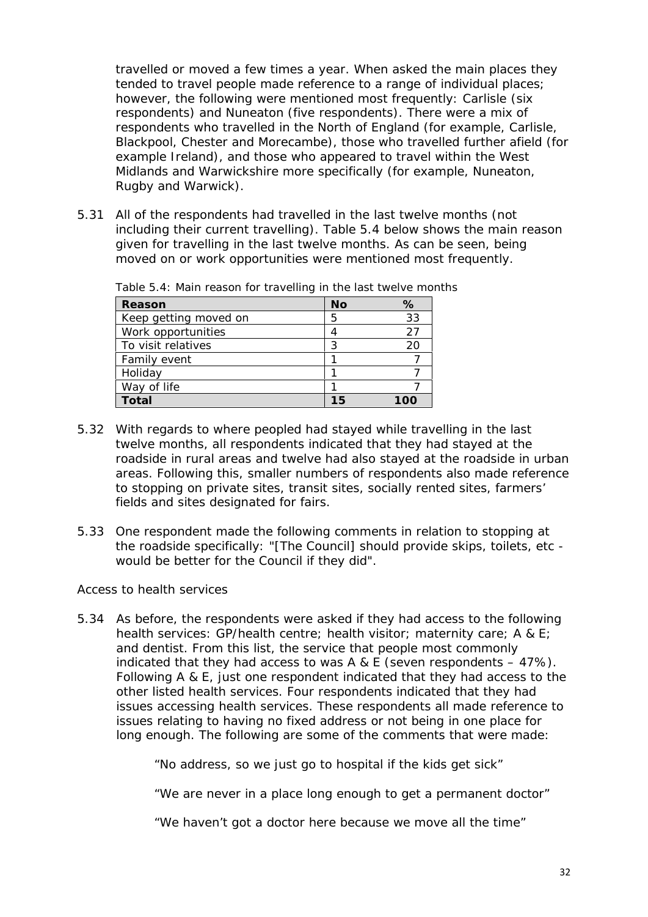travelled or moved a few times a year. When asked the main places they tended to travel people made reference to a range of individual places; however, the following were mentioned most frequently: Carlisle (six respondents) and Nuneaton (five respondents). There were a mix of respondents who travelled in the North of England (for example, Carlisle, Blackpool, Chester and Morecambe), those who travelled further afield (for example Ireland), and those who appeared to travel within the West Midlands and Warwickshire more specifically (for example, Nuneaton, Rugby and Warwick).

5.31 All of the respondents had travelled in the last twelve months (not including their current travelling). Table 5.4 below shows the main reason given for travelling in the last twelve months. As can be seen, being moved on or work opportunities were mentioned most frequently.

Table 5.4: Main reason for travelling in the last twelve months

| Reason | No | % |
|---|---|---|
| Keep getting moved on | 5 | 33 |
| Work opportunities | 4 | 27 |
| To visit relatives | 3 | 20 |
| Family event | 1 | 7 |
| Holiday | 1 | 7 |
| Way of life | 1 | 7 |
| **Total** | **15** | **100** |

5.32 With regards to where peopled had stayed while travelling in the last twelve months, all respondents indicated that they had stayed at the roadside in rural areas and twelve had also stayed at the roadside in urban areas. Following this, smaller numbers of respondents also made reference to stopping on private sites, transit sites, socially rented sites, farmers' fields and sites designated for fairs.

5.33 One respondent made the following comments in relation to stopping at the roadside specifically: "[The Council] should provide skips, toilets, etc - would be better for the Council if they did".

*Access to health services*

5.34 As before, the respondents were asked if they had access to the following health services: GP/health centre; health visitor; maternity care; A & E; and dentist. From this list, the service that people most commonly indicated that they had access to was A & E (seven respondents – 47%). Following A & E, just one respondent indicated that they had access to the other listed health services. Four respondents indicated that they had issues accessing health services. These respondents all made reference to issues relating to having no fixed address or not being in one place for long enough. The following are some of the comments that were made:

> "No address, so we just go to hospital if the kids get sick"
>
> "We are never in a place long enough to get a permanent doctor"
>
> "We haven't got a doctor here because we move all the time"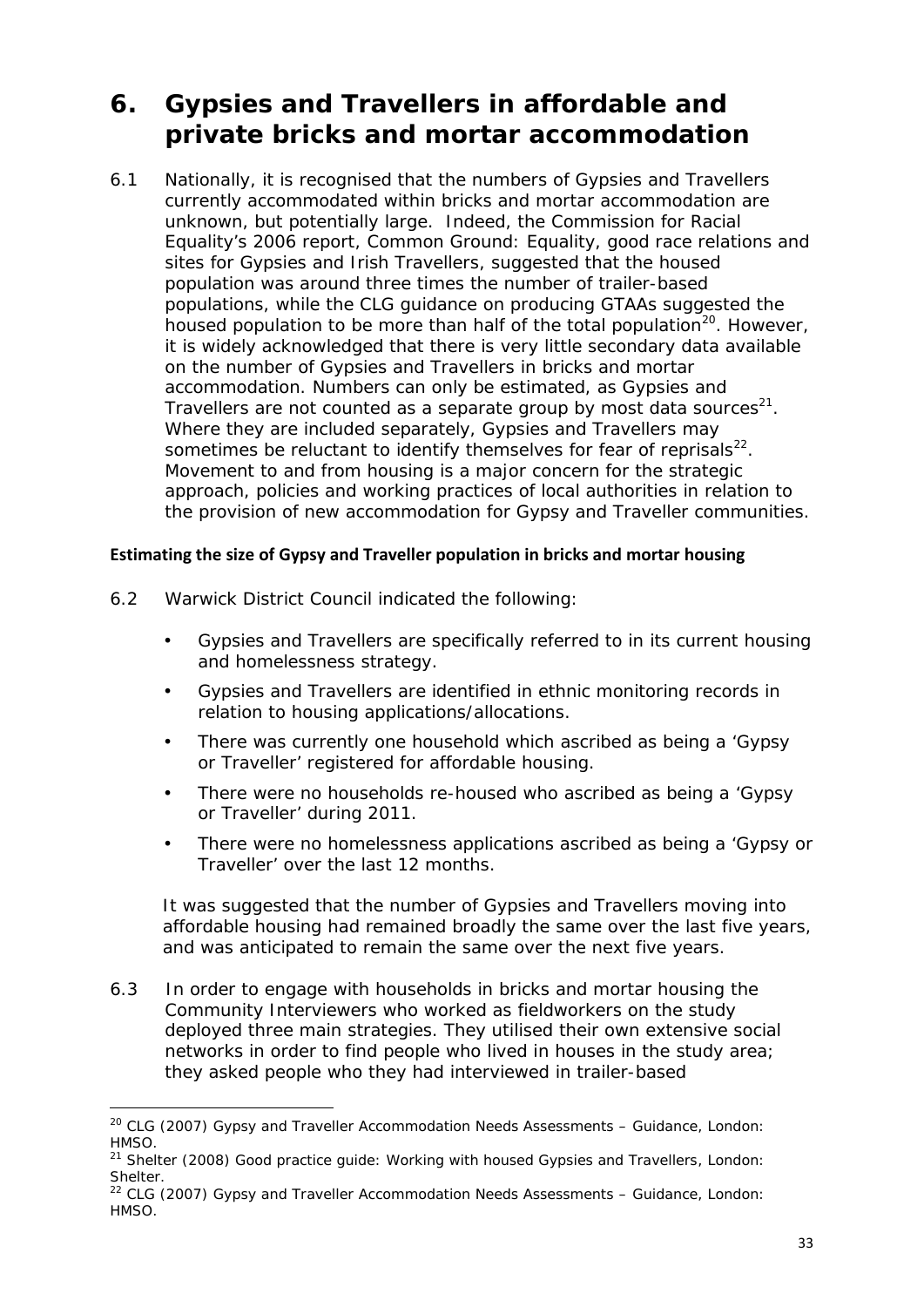# 6. Gypsies and Travellers in affordable and private bricks and mortar accommodation

6.1 Nationally, it is recognised that the numbers of Gypsies and Travellers currently accommodated within bricks and mortar accommodation are unknown, but potentially large. Indeed, the Commission for Racial Equality's 2006 report, Common Ground: Equality, good race relations and sites for Gypsies and Irish Travellers, suggested that the housed population was around three times the number of trailer-based populations, while the CLG guidance on producing GTAAs suggested the housed population to be more than half of the total population[20]. However, it is widely acknowledged that there is very little secondary data available on the number of Gypsies and Travellers in bricks and mortar accommodation. Numbers can only be estimated, as Gypsies and Travellers are not counted as a separate group by most data sources[21]. Where they are included separately, Gypsies and Travellers may sometimes be reluctant to identify themselves for fear of reprisals[22]. Movement to and from housing is a major concern for the strategic approach, policies and working practices of local authorities in relation to the provision of new accommodation for Gypsy and Traveller communities.

**Estimating the size of Gypsy and Traveller population in bricks and mortar housing**

6.2 Warwick District Council indicated the following:

- Gypsies and Travellers are specifically referred to in its current housing and homelessness strategy.
- Gypsies and Travellers are identified in ethnic monitoring records in relation to housing applications/allocations.
- There was currently one household which ascribed as being a 'Gypsy or Traveller' registered for affordable housing.
- There were no households re-housed who ascribed as being a 'Gypsy or Traveller' during 2011.
- There were no homelessness applications ascribed as being a 'Gypsy or Traveller' over the last 12 months.

It was suggested that the number of Gypsies and Travellers moving into affordable housing had remained broadly the same over the last five years, and was anticipated to remain the same over the next five years.

6.3 In order to engage with households in bricks and mortar housing the Community Interviewers who worked as fieldworkers on the study deployed three main strategies. They utilised their own extensive social networks in order to find people who lived in houses in the study area; they asked people who they had interviewed in trailer-based

---

[20] CLG (2007) Gypsy and Traveller Accommodation Needs Assessments – Guidance, London: HMSO.

[21] Shelter (2008) Good practice guide: Working with housed Gypsies and Travellers, London: Shelter.

[22] CLG (2007) Gypsy and Traveller Accommodation Needs Assessments – Guidance, London: HMSO.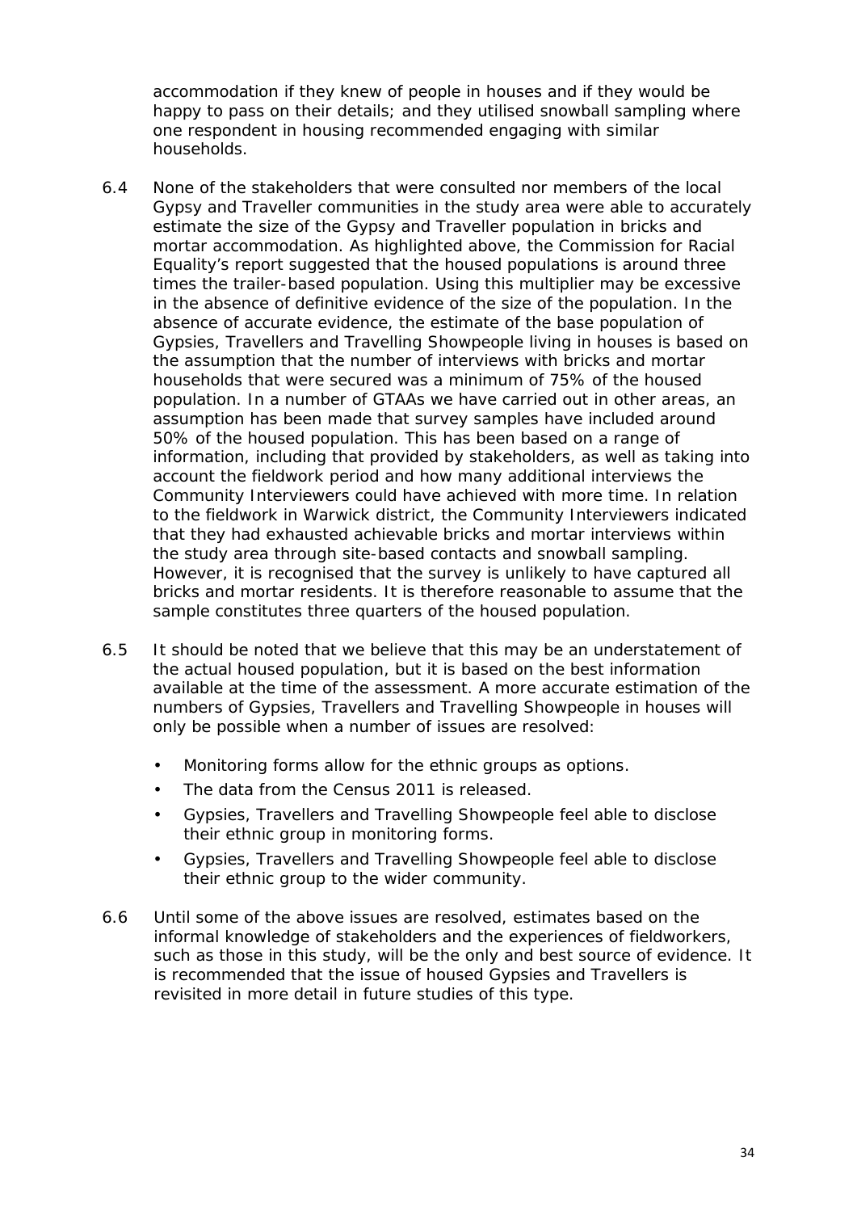accommodation if they knew of people in houses and if they would be happy to pass on their details; and they utilised snowball sampling where one respondent in housing recommended engaging with similar households.

6.4 None of the stakeholders that were consulted nor members of the local Gypsy and Traveller communities in the study area were able to accurately estimate the size of the Gypsy and Traveller population in bricks and mortar accommodation. As highlighted above, the Commission for Racial Equality's report suggested that the housed populations is around three times the trailer-based population. Using this multiplier may be excessive in the absence of definitive evidence of the size of the population. In the absence of accurate evidence, the estimate of the base population of Gypsies, Travellers and Travelling Showpeople living in houses is based on the assumption that the number of interviews with bricks and mortar households that were secured was a minimum of 75% of the housed population. In a number of GTAAs we have carried out in other areas, an assumption has been made that survey samples have included around 50% of the housed population. This has been based on a range of information, including that provided by stakeholders, as well as taking into account the fieldwork period and how many additional interviews the Community Interviewers could have achieved with more time. In relation to the fieldwork in Warwick district, the Community Interviewers indicated that they had exhausted achievable bricks and mortar interviews within the study area through site-based contacts and snowball sampling. However, it is recognised that the survey is unlikely to have captured all bricks and mortar residents. It is therefore reasonable to assume that the sample constitutes three quarters of the housed population.

6.5 It should be noted that we believe that this may be an understatement of the actual housed population, but it is based on the best information available at the time of the assessment. A more accurate estimation of the numbers of Gypsies, Travellers and Travelling Showpeople in houses will only be possible when a number of issues are resolved:

- Monitoring forms allow for the ethnic groups as options.
- The data from the Census 2011 is released.
- Gypsies, Travellers and Travelling Showpeople feel able to disclose their ethnic group in monitoring forms.
- Gypsies, Travellers and Travelling Showpeople feel able to disclose their ethnic group to the wider community.

6.6 Until some of the above issues are resolved, estimates based on the informal knowledge of stakeholders and the experiences of fieldworkers, such as those in this study, will be the only and best source of evidence. It is recommended that the issue of housed Gypsies and Travellers is revisited in more detail in future studies of this type.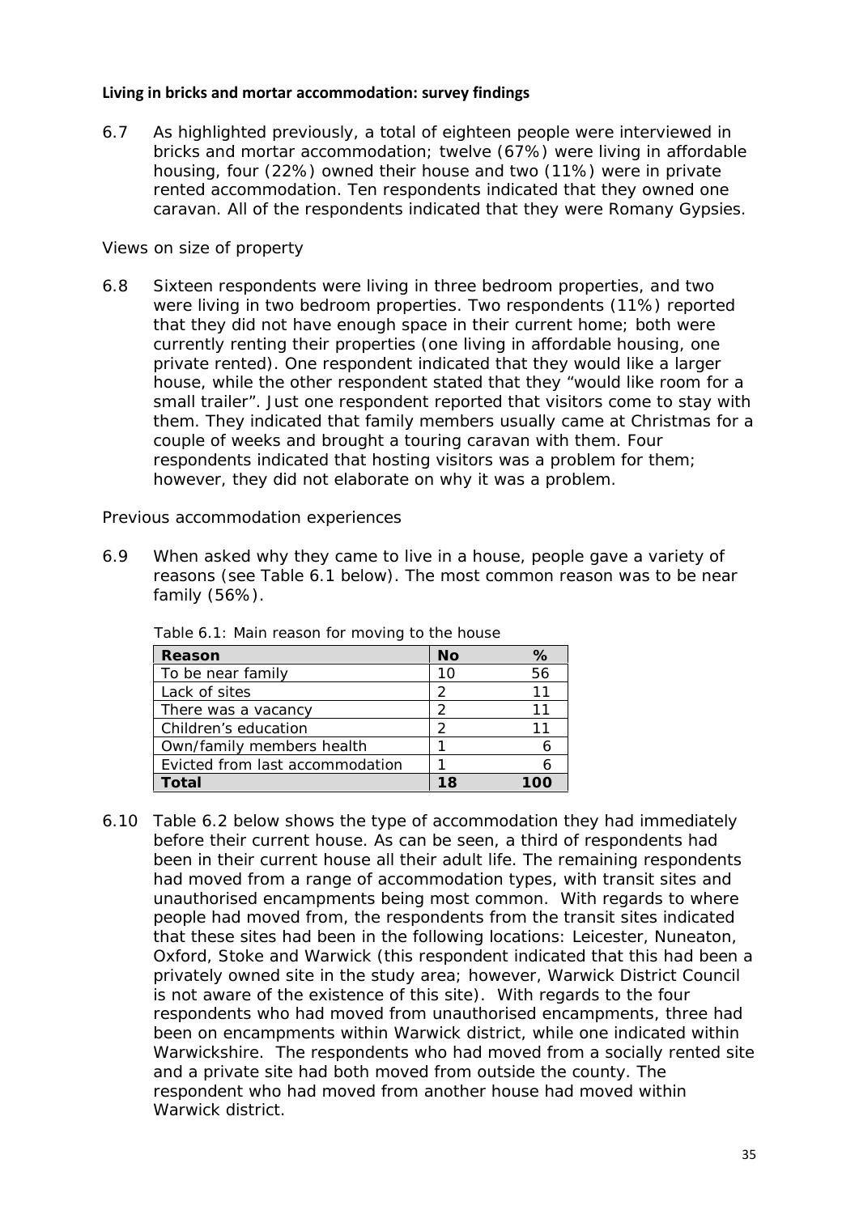**Living in bricks and mortar accommodation: survey findings**

6.7 As highlighted previously, a total of eighteen people were interviewed in bricks and mortar accommodation; twelve (67%) were living in affordable housing, four (22%) owned their house and two (11%) were in private rented accommodation. Ten respondents indicated that they owned one caravan. All of the respondents indicated that they were Romany Gypsies.

*Views on size of property*

6.8 Sixteen respondents were living in three bedroom properties, and two were living in two bedroom properties. Two respondents (11%) reported that they did not have enough space in their current home; both were currently renting their properties (one living in affordable housing, one private rented). One respondent indicated that they would like a larger house, while the other respondent stated that they "would like room for a small trailer". Just one respondent reported that visitors come to stay with them. They indicated that family members usually came at Christmas for a couple of weeks and brought a touring caravan with them. Four respondents indicated that hosting visitors was a problem for them; however, they did not elaborate on why it was a problem.

*Previous accommodation experiences*

6.9 When asked why they came to live in a house, people gave a variety of reasons (see Table 6.1 below). The most common reason was to be near family (56%).

Table 6.1: Main reason for moving to the house

| Reason | No | % |
|---|---|---|
| To be near family | 10 | 56 |
| Lack of sites | 2 | 11 |
| There was a vacancy | 2 | 11 |
| Children's education | 2 | 11 |
| Own/family members health | 1 | 6 |
| Evicted from last accommodation | 1 | 6 |
| **Total** | **18** | **100** |

6.10 Table 6.2 below shows the type of accommodation they had immediately before their current house. As can be seen, a third of respondents had been in their current house all their adult life. The remaining respondents had moved from a range of accommodation types, with transit sites and unauthorised encampments being most common. With regards to where people had moved from, the respondents from the transit sites indicated that these sites had been in the following locations: Leicester, Nuneaton, Oxford, Stoke and Warwick (this respondent indicated that this had been a privately owned site in the study area; however, Warwick District Council is not aware of the existence of this site). With regards to the four respondents who had moved from unauthorised encampments, three had been on encampments within Warwick district, while one indicated within Warwickshire. The respondents who had moved from a socially rented site and a private site had both moved from outside the county. The respondent who had moved from another house had moved within Warwick district.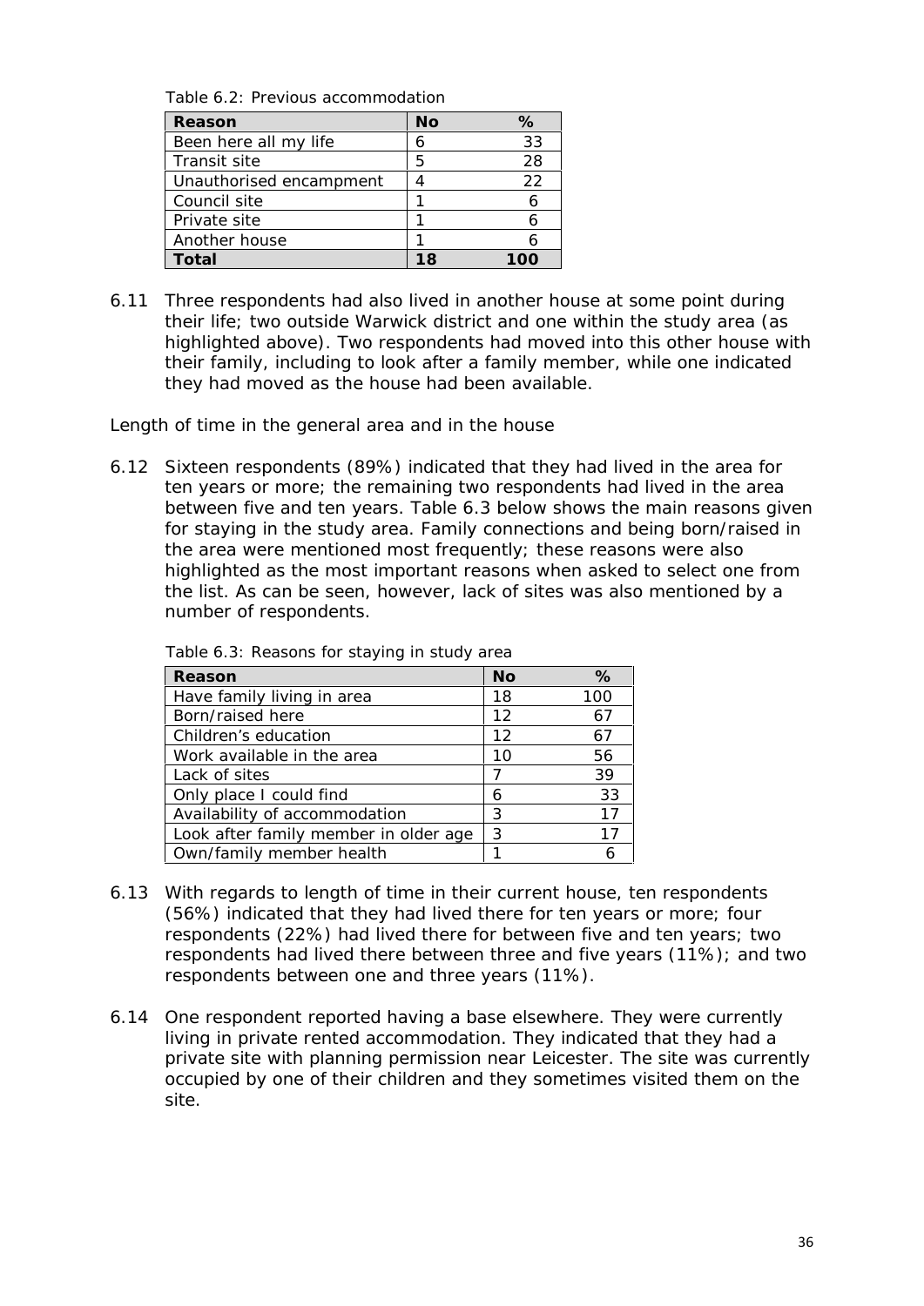Table 6.2: Previous accommodation

| Reason | No | % |
|---|---|---|
| Been here all my life | 6 | 33 |
| Transit site | 5 | 28 |
| Unauthorised encampment | 4 | 22 |
| Council site | 1 | 6 |
| Private site | 1 | 6 |
| Another house | 1 | 6 |
| **Total** | **18** | **100** |

6.11 Three respondents had also lived in another house at some point during their life; two outside Warwick district and one within the study area (as highlighted above). Two respondents had moved into this other house with their family, including to look after a family member, while one indicated they had moved as the house had been available.

Length of time in the general area and in the house

6.12 Sixteen respondents (89%) indicated that they had lived in the area for ten years or more; the remaining two respondents had lived in the area between five and ten years. Table 6.3 below shows the main reasons given for staying in the study area. Family connections and being born/raised in the area were mentioned most frequently; these reasons were also highlighted as the most important reasons when asked to select one from the list. As can be seen, however, lack of sites was also mentioned by a number of respondents.

Table 6.3: Reasons for staying in study area

| Reason | No | % |
|---|---|---|
| Have family living in area | 18 | 100 |
| Born/raised here | 12 | 67 |
| Children's education | 12 | 67 |
| Work available in the area | 10 | 56 |
| Lack of sites | 7 | 39 |
| Only place I could find | 6 | 33 |
| Availability of accommodation | 3 | 17 |
| Look after family member in older age | 3 | 17 |
| Own/family member health | 1 | 6 |

6.13 With regards to length of time in their current house, ten respondents (56%) indicated that they had lived there for ten years or more; four respondents (22%) had lived there for between five and ten years; two respondents had lived there between three and five years (11%); and two respondents between one and three years (11%).

6.14 One respondent reported having a base elsewhere. They were currently living in private rented accommodation. They indicated that they had a private site with planning permission near Leicester. The site was currently occupied by one of their children and they sometimes visited them on the site.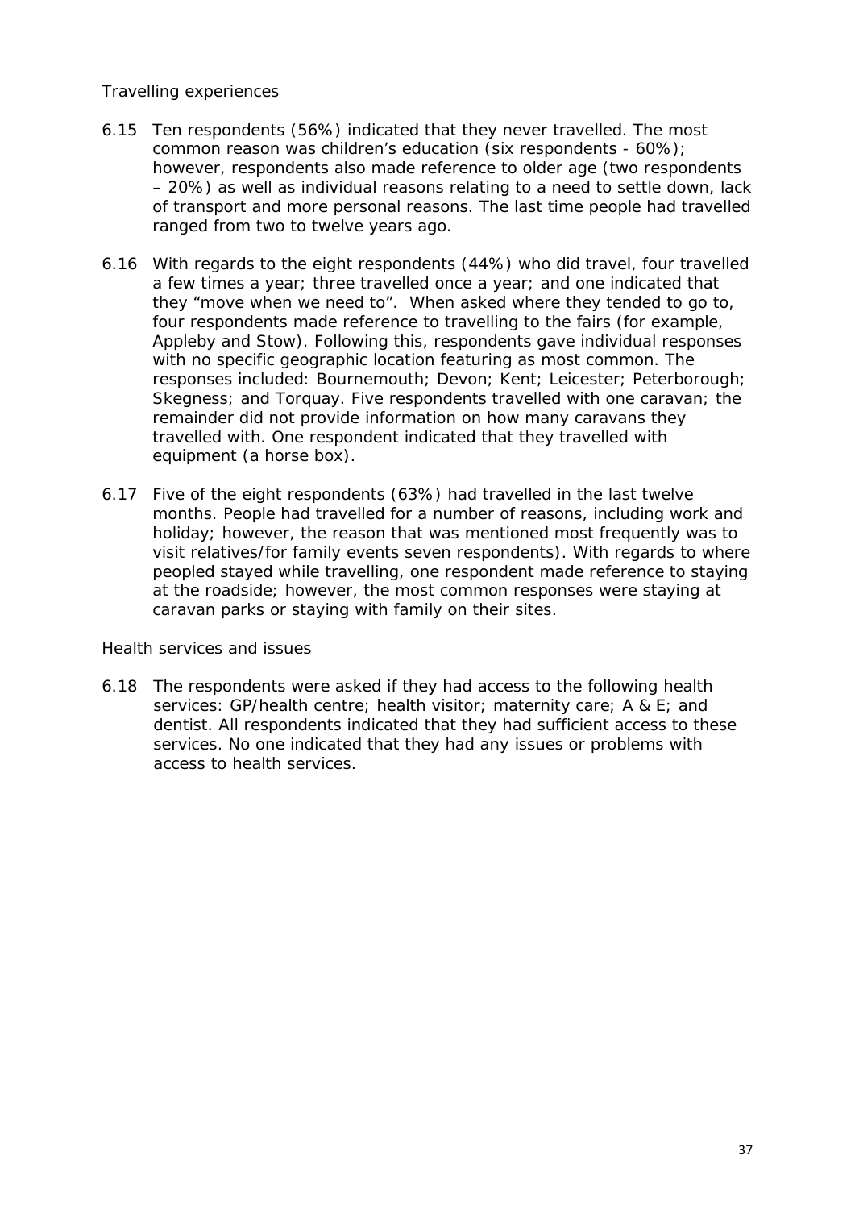### Travelling experiences

6.15 Ten respondents (56%) indicated that they never travelled. The most common reason was children's education (six respondents - 60%); however, respondents also made reference to older age (two respondents – 20%) as well as individual reasons relating to a need to settle down, lack of transport and more personal reasons. The last time people had travelled ranged from two to twelve years ago.

6.16 With regards to the eight respondents (44%) who did travel, four travelled a few times a year; three travelled once a year; and one indicated that they "move when we need to". When asked where they tended to go to, four respondents made reference to travelling to the fairs (for example, Appleby and Stow). Following this, respondents gave individual responses with no specific geographic location featuring as most common. The responses included: Bournemouth; Devon; Kent; Leicester; Peterborough; Skegness; and Torquay. Five respondents travelled with one caravan; the remainder did not provide information on how many caravans they travelled with. One respondent indicated that they travelled with equipment (a horse box).

6.17 Five of the eight respondents (63%) had travelled in the last twelve months. People had travelled for a number of reasons, including work and holiday; however, the reason that was mentioned most frequently was to visit relatives/for family events seven respondents). With regards to where peopled stayed while travelling, one respondent made reference to staying at the roadside; however, the most common responses were staying at caravan parks or staying with family on their sites.

### Health services and issues

6.18 The respondents were asked if they had access to the following health services: GP/health centre; health visitor; maternity care; A & E; and dentist. All respondents indicated that they had sufficient access to these services. No one indicated that they had any issues or problems with access to health services.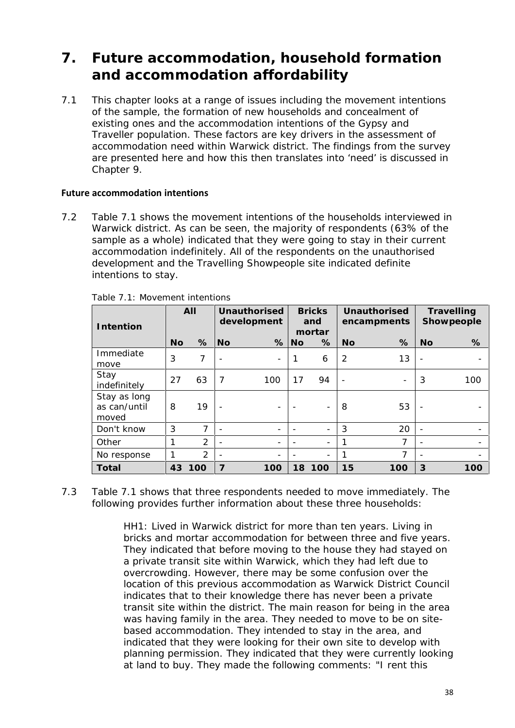# 7. Future accommodation, household formation and accommodation affordability

7.1 This chapter looks at a range of issues including the movement intentions of the sample, the formation of new households and concealment of existing ones and the accommodation intentions of the Gypsy and Traveller population. These factors are key drivers in the assessment of accommodation need within Warwick district. The findings from the survey are presented here and how this then translates into 'need' is discussed in Chapter 9.

### Future accommodation intentions

7.2 Table 7.1 shows the movement intentions of the households interviewed in Warwick district. As can be seen, the majority of respondents (63% of the sample as a whole) indicated that they were going to stay in their current accommodation indefinitely. All of the respondents on the unauthorised development and the Travelling Showpeople site indicated definite intentions to stay.

Table 7.1: Movement intentions

| Intention | All | | Unauthorised development | | Bricks and mortar | | Unauthorised encampments | | Travelling Showpeople | |
|---|---|---|---|---|---|---|---|---|---|---|
| | No | % | No | % | No | % | No | % | No | % |
| Immediate move | 3 | 7 | - | - | 1 | 6 | 2 | 13 | - | - |
| Stay indefinitely | 27 | 63 | 7 | 100 | 17 | 94 | - | - | 3 | 100 |
| Stay as long as can/until moved | 8 | 19 | - | - | - | - | 8 | 53 | - | - |
| Don't know | 3 | 7 | - | - | - | - | 3 | 20 | - | - |
| Other | 1 | 2 | - | - | - | - | 1 | 7 | - | - |
| No response | 1 | 2 | - | - | - | - | 1 | 7 | - | - |
| **Total** | **43** | **100** | **7** | **100** | **18** | **100** | **15** | **100** | **3** | **100** |

7.3 Table 7.1 shows that three respondents needed to move immediately. The following provides further information about these three households:

> HH1: Lived in Warwick district for more than ten years. Living in bricks and mortar accommodation for between three and five years. They indicated that before moving to the house they had stayed on a private transit site within Warwick, which they had left due to overcrowding. However, there may be some confusion over the location of this previous accommodation as Warwick District Council indicates that to their knowledge there has never been a private transit site within the district. The main reason for being in the area was having family in the area. They needed to move to be on site-based accommodation. They intended to stay in the area, and indicated that they were looking for their own site to develop with planning permission. They indicated that they were currently looking at land to buy. They made the following comments: "I rent this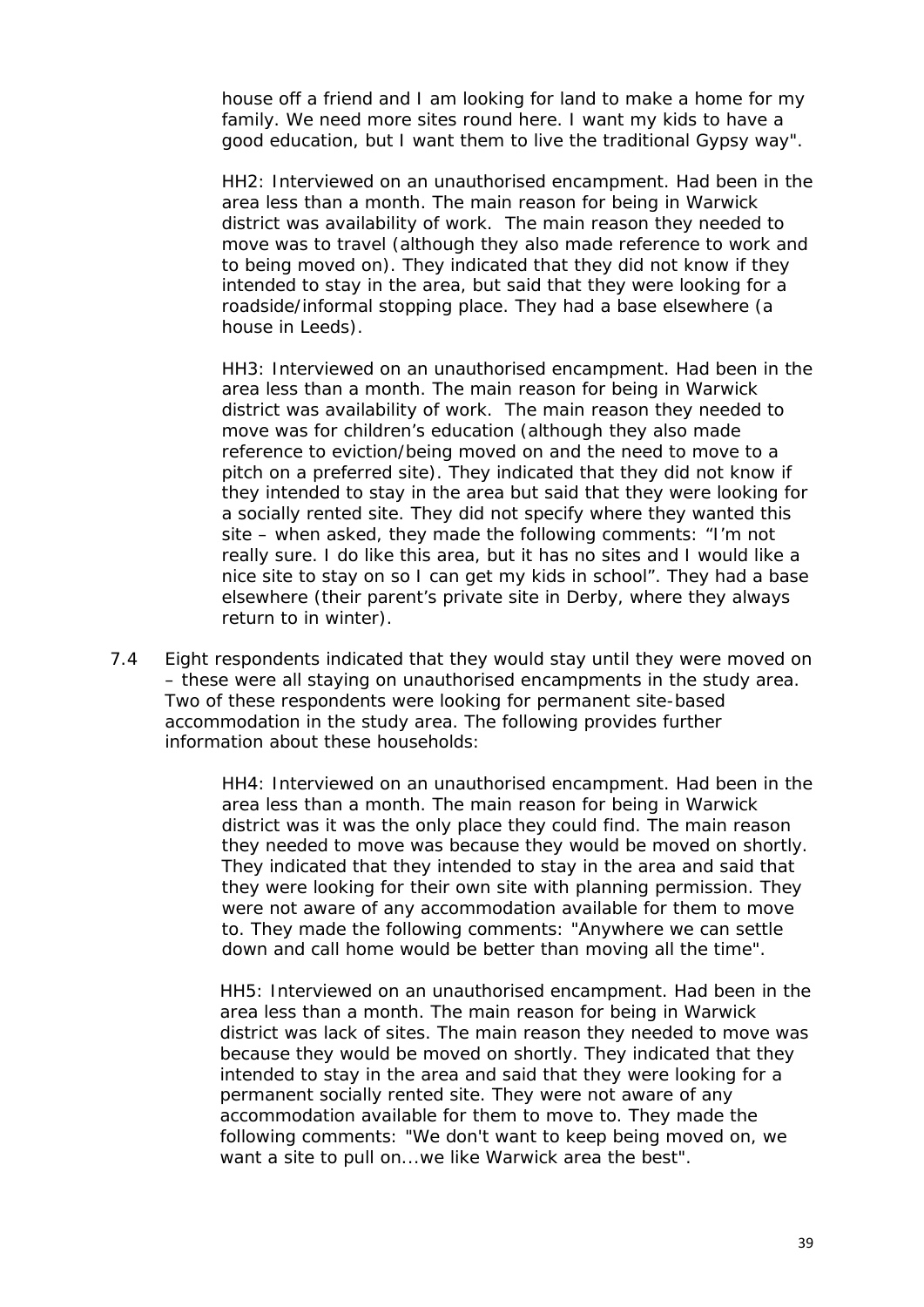house off a friend and I am looking for land to make a home for my family. We need more sites round here. I want my kids to have a good education, but I want them to live the traditional Gypsy way".

HH2: Interviewed on an unauthorised encampment. Had been in the area less than a month. The main reason for being in Warwick district was availability of work. The main reason they needed to move was to travel (although they also made reference to work and to being moved on). They indicated that they did not know if they intended to stay in the area, but said that they were looking for a roadside/informal stopping place. They had a base elsewhere (a house in Leeds).

HH3: Interviewed on an unauthorised encampment. Had been in the area less than a month. The main reason for being in Warwick district was availability of work. The main reason they needed to move was for children's education (although they also made reference to eviction/being moved on and the need to move to a pitch on a preferred site). They indicated that they did not know if they intended to stay in the area but said that they were looking for a socially rented site. They did not specify where they wanted this site – when asked, they made the following comments: "I'm not really sure. I do like this area, but it has no sites and I would like a nice site to stay on so I can get my kids in school". They had a base elsewhere (their parent's private site in Derby, where they always return to in winter).

7.4 Eight respondents indicated that they would stay until they were moved on – these were all staying on unauthorised encampments in the study area. Two of these respondents were looking for permanent site-based accommodation in the study area. The following provides further information about these households:

HH4: Interviewed on an unauthorised encampment. Had been in the area less than a month. The main reason for being in Warwick district was it was the only place they could find. The main reason they needed to move was because they would be moved on shortly. They indicated that they intended to stay in the area and said that they were looking for their own site with planning permission. They were not aware of any accommodation available for them to move to. They made the following comments: "Anywhere we can settle down and call home would be better than moving all the time".

HH5: Interviewed on an unauthorised encampment. Had been in the area less than a month. The main reason for being in Warwick district was lack of sites. The main reason they needed to move was because they would be moved on shortly. They indicated that they intended to stay in the area and said that they were looking for a permanent socially rented site. They were not aware of any accommodation available for them to move to. They made the following comments: "We don't want to keep being moved on, we want a site to pull on...we like Warwick area the best".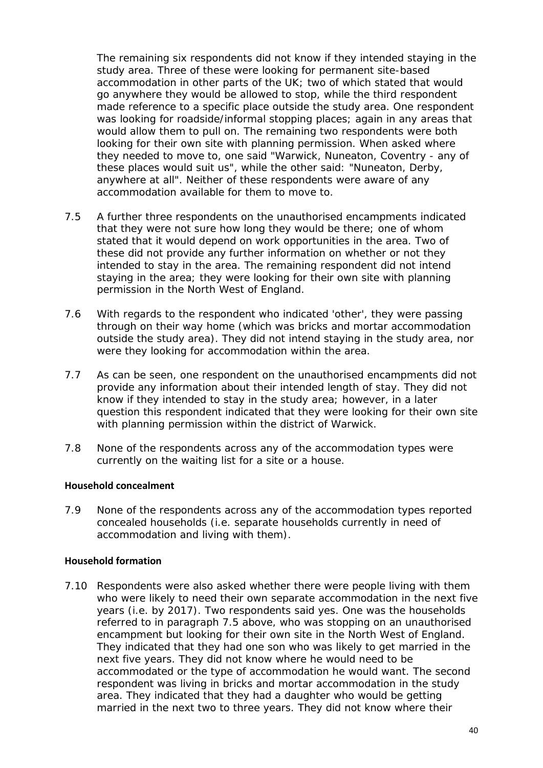The remaining six respondents did not know if they intended staying in the study area. Three of these were looking for permanent site-based accommodation in other parts of the UK; two of which stated that would go anywhere they would be allowed to stop, while the third respondent made reference to a specific place outside the study area. One respondent was looking for roadside/informal stopping places; again in any areas that would allow them to pull on. The remaining two respondents were both looking for their own site with planning permission. When asked where they needed to move to, one said "Warwick, Nuneaton, Coventry - any of these places would suit us", while the other said: "Nuneaton, Derby, anywhere at all". Neither of these respondents were aware of any accommodation available for them to move to.

7.5 A further three respondents on the unauthorised encampments indicated that they were not sure how long they would be there; one of whom stated that it would depend on work opportunities in the area. Two of these did not provide any further information on whether or not they intended to stay in the area. The remaining respondent did not intend staying in the area; they were looking for their own site with planning permission in the North West of England.

7.6 With regards to the respondent who indicated 'other', they were passing through on their way home (which was bricks and mortar accommodation outside the study area). They did not intend staying in the study area, nor were they looking for accommodation within the area.

7.7 As can be seen, one respondent on the unauthorised encampments did not provide any information about their intended length of stay. They did not know if they intended to stay in the study area; however, in a later question this respondent indicated that they were looking for their own site with planning permission within the district of Warwick.

7.8 None of the respondents across any of the accommodation types were currently on the waiting list for a site or a house.

**Household concealment**

7.9 None of the respondents across any of the accommodation types reported concealed households (i.e. separate households currently in need of accommodation and living with them).

**Household formation**

7.10 Respondents were also asked whether there were people living with them who were likely to need their own separate accommodation in the next five years (i.e. by 2017). Two respondents said yes. One was the households referred to in paragraph 7.5 above, who was stopping on an unauthorised encampment but looking for their own site in the North West of England. They indicated that they had one son who was likely to get married in the next five years. They did not know where he would need to be accommodated or the type of accommodation he would want. The second respondent was living in bricks and mortar accommodation in the study area. They indicated that they had a daughter who would be getting married in the next two to three years. They did not know where their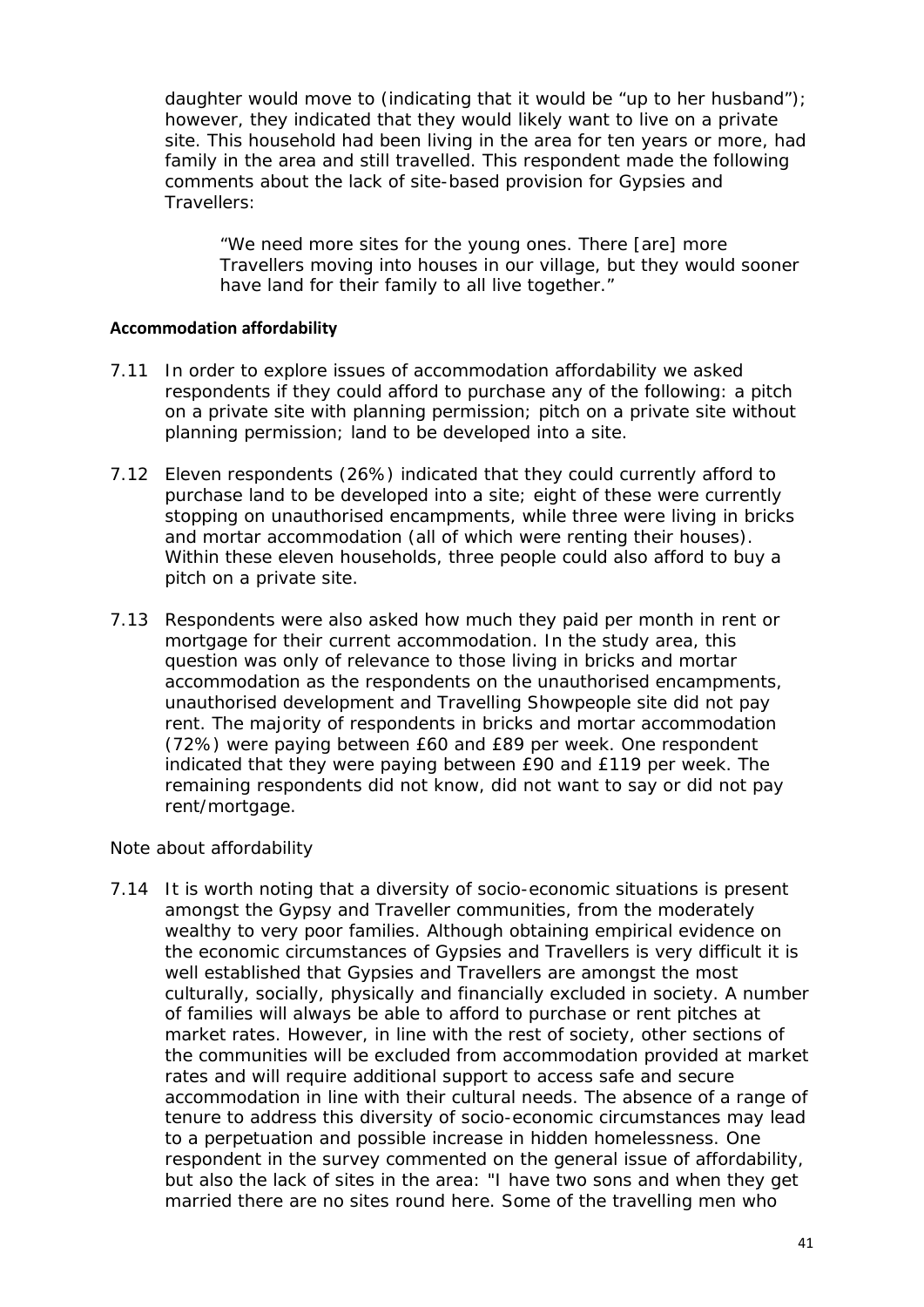daughter would move to (indicating that it would be "up to her husband"); however, they indicated that they would likely want to live on a private site. This household had been living in the area for ten years or more, had family in the area and still travelled. This respondent made the following comments about the lack of site-based provision for Gypsies and Travellers:

> "We need more sites for the young ones. There [are] more Travellers moving into houses in our village, but they would sooner have land for their family to all live together."

**Accommodation affordability**

7.11 In order to explore issues of accommodation affordability we asked respondents if they could afford to purchase any of the following: a pitch on a private site with planning permission; pitch on a private site without planning permission; land to be developed into a site.

7.12 Eleven respondents (26%) indicated that they could currently afford to purchase land to be developed into a site; eight of these were currently stopping on unauthorised encampments, while three were living in bricks and mortar accommodation (all of which were renting their houses). Within these eleven households, three people could also afford to buy a pitch on a private site.

7.13 Respondents were also asked how much they paid per month in rent or mortgage for their current accommodation. In the study area, this question was only of relevance to those living in bricks and mortar accommodation as the respondents on the unauthorised encampments, unauthorised development and Travelling Showpeople site did not pay rent. The majority of respondents in bricks and mortar accommodation (72%) were paying between £60 and £89 per week. One respondent indicated that they were paying between £90 and £119 per week. The remaining respondents did not know, did not want to say or did not pay rent/mortgage.

*Note about affordability*

7.14 It is worth noting that a diversity of socio-economic situations is present amongst the Gypsy and Traveller communities, from the moderately wealthy to very poor families. Although obtaining empirical evidence on the economic circumstances of Gypsies and Travellers is very difficult it is well established that Gypsies and Travellers are amongst the most culturally, socially, physically and financially excluded in society. A number of families will always be able to afford to purchase or rent pitches at market rates. However, in line with the rest of society, other sections of the communities will be excluded from accommodation provided at market rates and will require additional support to access safe and secure accommodation in line with their cultural needs. The absence of a range of tenure to address this diversity of socio-economic circumstances may lead to a perpetuation and possible increase in hidden homelessness. One respondent in the survey commented on the general issue of affordability, but also the lack of sites in the area: "I have two sons and when they get married there are no sites round here. Some of the travelling men who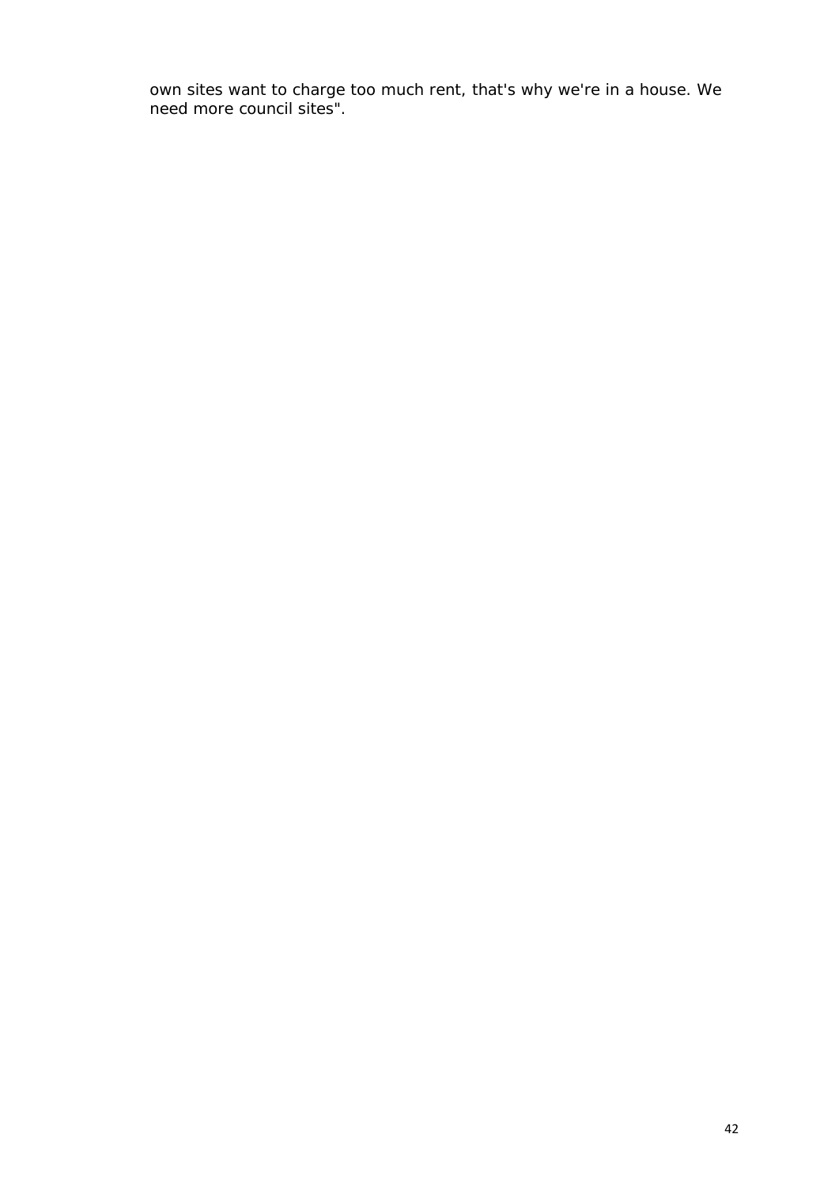own sites want to charge too much rent, that's why we're in a house. We need more council sites".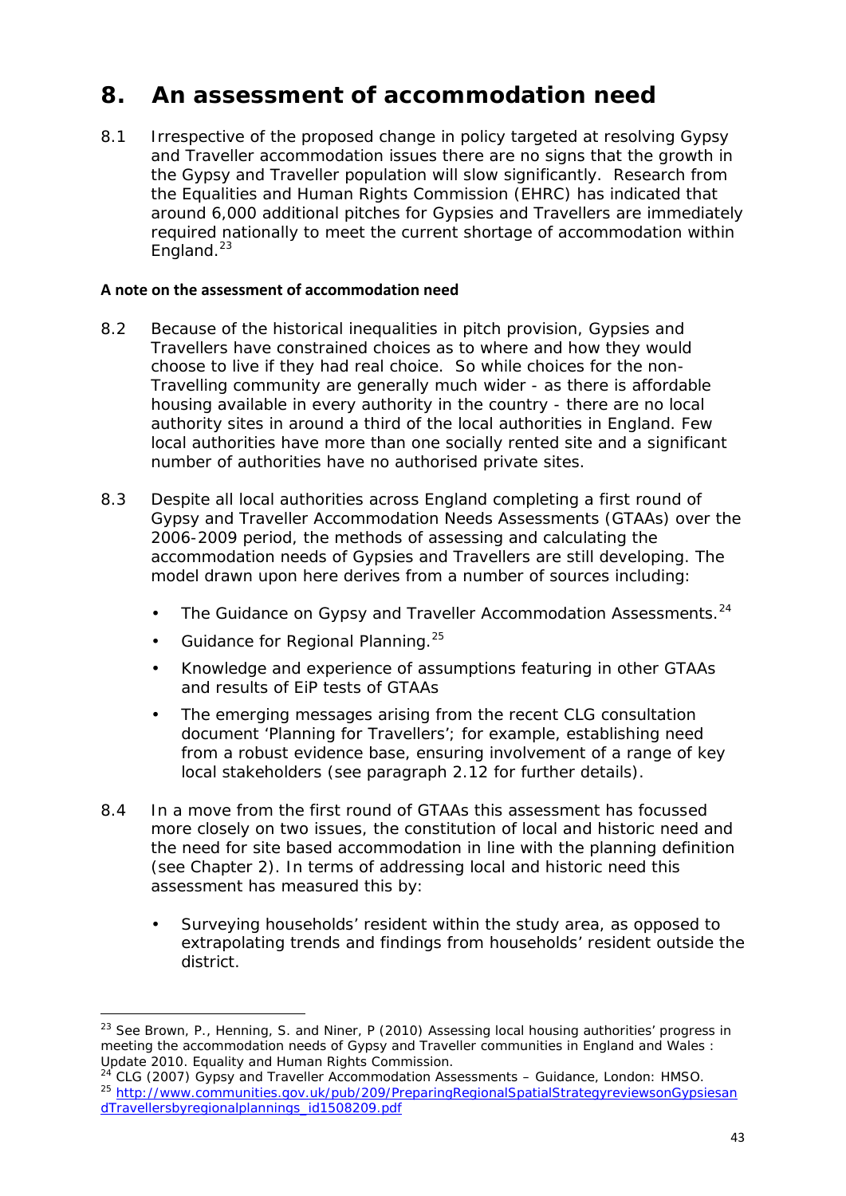# 8. An assessment of accommodation need

8.1 Irrespective of the proposed change in policy targeted at resolving Gypsy and Traveller accommodation issues there are no signs that the growth in the Gypsy and Traveller population will slow significantly. Research from the Equalities and Human Rights Commission (EHRC) has indicated that around 6,000 additional pitches for Gypsies and Travellers are immediately required nationally to meet the current shortage of accommodation within England.[23]

### A note on the assessment of accommodation need

8.2 Because of the historical inequalities in pitch provision, Gypsies and Travellers have constrained choices as to where and how they would choose to live if they had real choice. So while choices for the non-Travelling community are generally much wider - as there is affordable housing available in every authority in the country - there are no local authority sites in around a third of the local authorities in England. Few local authorities have more than one socially rented site and a significant number of authorities have no authorised private sites.

8.3 Despite all local authorities across England completing a first round of Gypsy and Traveller Accommodation Needs Assessments (GTAAs) over the 2006-2009 period, the methods of assessing and calculating the accommodation needs of Gypsies and Travellers are still developing. The model drawn upon here derives from a number of sources including:

- The Guidance on Gypsy and Traveller Accommodation Assessments.[24]
- Guidance for Regional Planning.[25]
- Knowledge and experience of assumptions featuring in other GTAAs and results of EiP tests of GTAAs
- The emerging messages arising from the recent CLG consultation document 'Planning for Travellers'; for example, establishing need from a robust evidence base, ensuring involvement of a range of key local stakeholders (see paragraph 2.12 for further details).

8.4 In a move from the first round of GTAAs this assessment has focussed more closely on two issues, the constitution of local and historic need and the need for site based accommodation in line with the planning definition (see Chapter 2). In terms of addressing local and historic need this assessment has measured this by:

- Surveying households' resident within the study area, as opposed to extrapolating trends and findings from households' resident outside the district.

---

[23] See Brown, P., Henning, S. and Niner, P (2010) Assessing local housing authorities' progress in meeting the accommodation needs of Gypsy and Traveller communities in England and Wales : Update 2010. Equality and Human Rights Commission.

[24] CLG (2007) Gypsy and Traveller Accommodation Assessments – Guidance, London: HMSO.

[25] http://www.communities.gov.uk/pub/209/PreparingRegionalSpatialStrategyreviewsonGypsiesandTravellersbyregionalplannings_id1508209.pdf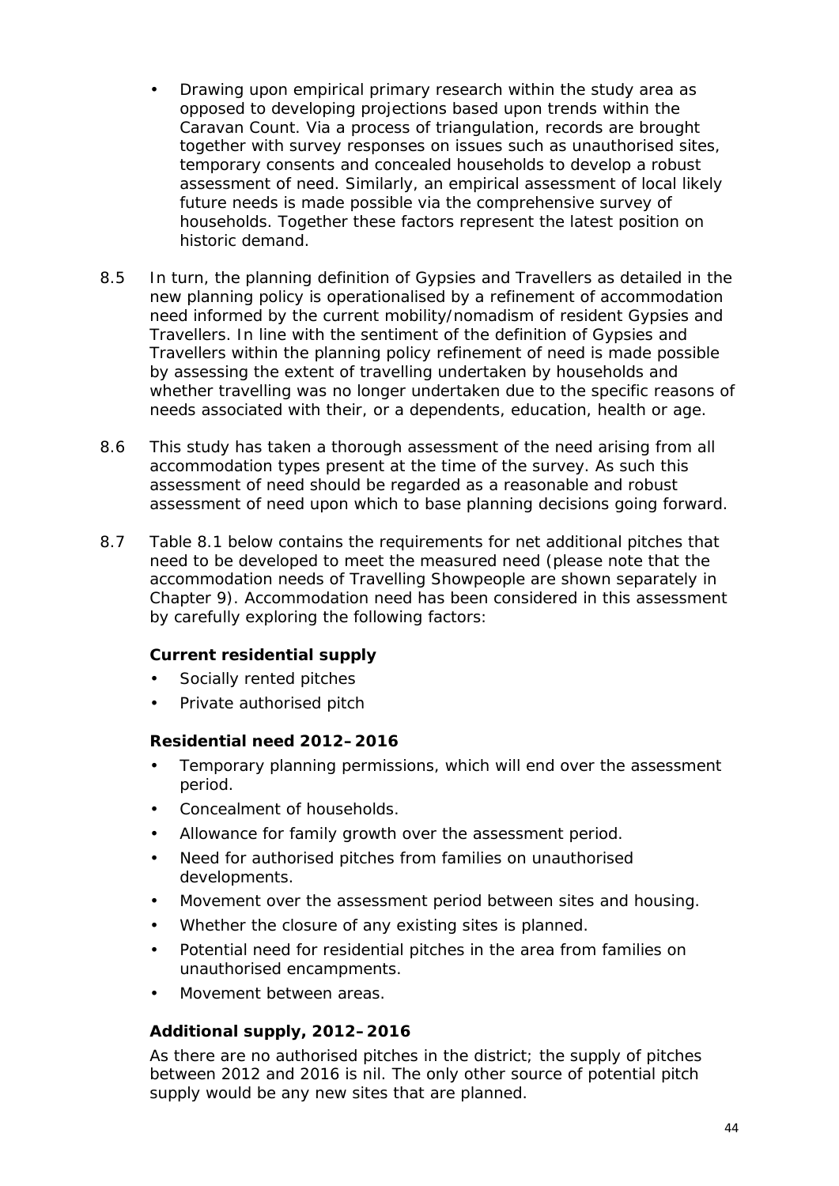- Drawing upon empirical primary research within the study area as opposed to developing projections based upon trends within the Caravan Count. Via a process of triangulation, records are brought together with survey responses on issues such as unauthorised sites, temporary consents and concealed households to develop a robust assessment of need. Similarly, an empirical assessment of local likely future needs is made possible via the comprehensive survey of households. Together these factors represent the latest position on historic demand.

8.5 In turn, the planning definition of Gypsies and Travellers as detailed in the new planning policy is operationalised by a refinement of accommodation need informed by the current mobility/nomadism of resident Gypsies and Travellers. In line with the sentiment of the definition of Gypsies and Travellers within the planning policy refinement of need is made possible by assessing the extent of travelling undertaken by households and whether travelling was no longer undertaken due to the specific reasons of needs associated with their, or a dependents, education, health or age.

8.6 This study has taken a thorough assessment of the need arising from all accommodation types present at the time of the survey. As such this assessment of need should be regarded as a reasonable and robust assessment of need upon which to base planning decisions going forward.

8.7 Table 8.1 below contains the requirements for net additional pitches that need to be developed to meet the measured need (please note that the accommodation needs of Travelling Showpeople are shown separately in Chapter 9). Accommodation need has been considered in this assessment by carefully exploring the following factors:

**Current residential supply**

- Socially rented pitches
- Private authorised pitch

**Residential need 2012–2016**

- Temporary planning permissions, which will end over the assessment period.
- Concealment of households.
- Allowance for family growth over the assessment period.
- Need for authorised pitches from families on unauthorised developments.
- Movement over the assessment period between sites and housing.
- Whether the closure of any existing sites is planned.
- Potential need for residential pitches in the area from families on unauthorised encampments.
- Movement between areas.

**Additional supply, 2012–2016**

As there are no authorised pitches in the district; the supply of pitches between 2012 and 2016 is nil. The only other source of potential pitch supply would be any new sites that are planned.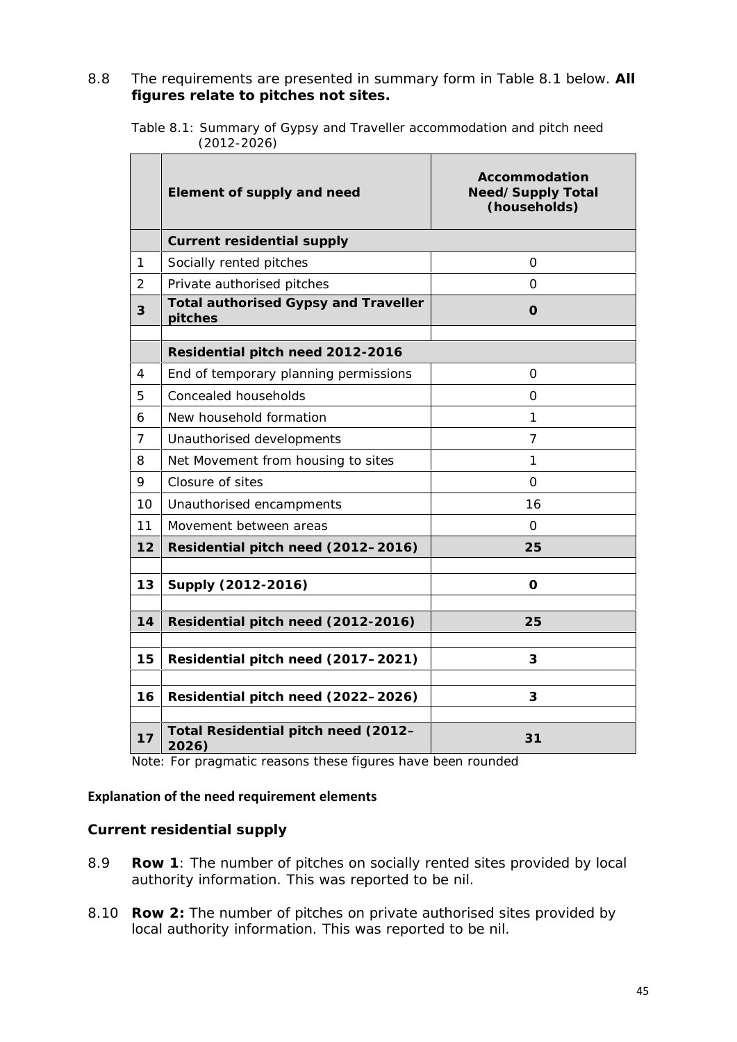8.8 The requirements are presented in summary form in Table 8.1 below. **All figures relate to pitches not sites.**

Table 8.1: Summary of Gypsy and Traveller accommodation and pitch need (2012-2026)

| | Element of supply and need | Accommodation Need/Supply Total (households) |
|---|---|---|
| | **Current residential supply** | |
| 1 | Socially rented pitches | 0 |
| 2 | Private authorised pitches | 0 |
| **3** | **Total authorised Gypsy and Traveller pitches** | **0** |
| | | |
| | **Residential pitch need 2012-2016** | |
| 4 | End of temporary planning permissions | 0 |
| 5 | Concealed households | 0 |
| 6 | New household formation | 1 |
| 7 | Unauthorised developments | 7 |
| 8 | Net Movement from housing to sites | 1 |
| 9 | Closure of sites | 0 |
| 10 | Unauthorised encampments | 16 |
| 11 | Movement between areas | 0 |
| **12** | **Residential pitch need (2012–2016)** | **25** |
| | | |
| **13** | **Supply (2012-2016)** | **0** |
| | | |
| **14** | **Residential pitch need (2012-2016)** | **25** |
| | | |
| **15** | **Residential pitch need (2017–2021)** | **3** |
| | | |
| **16** | **Residential pitch need (2022–2026)** | **3** |
| | | |
| **17** | **Total Residential pitch need (2012–2026)** | **31** |

Note: For pragmatic reasons these figures have been rounded

**Explanation of the need requirement elements**

**Current residential supply**

8.9 **Row 1**: The number of pitches on socially rented sites provided by local authority information. This was reported to be nil.

8.10 **Row 2:** The number of pitches on private authorised sites provided by local authority information. This was reported to be nil.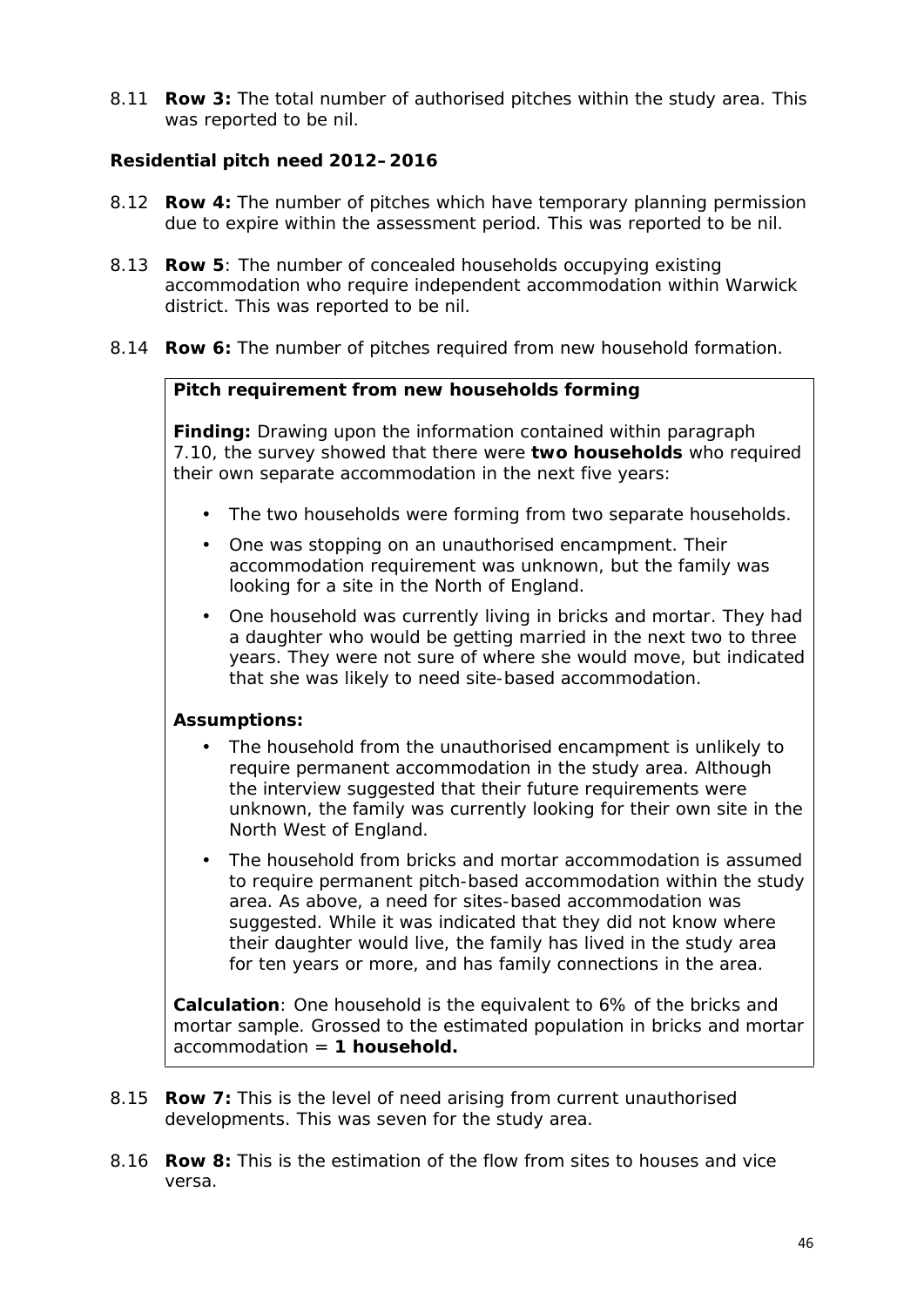8.11 **Row 3:** The total number of authorised pitches within the study area. This was reported to be nil.

**Residential pitch need 2012–2016**

8.12 **Row 4:** The number of pitches which have temporary planning permission due to expire within the assessment period. This was reported to be nil.

8.13 **Row 5**: The number of concealed households occupying existing accommodation who require independent accommodation within Warwick district. This was reported to be nil.

8.14 **Row 6:** The number of pitches required from new household formation.

> **Pitch requirement from new households forming**
>
> **Finding:** Drawing upon the information contained within paragraph 7.10, the survey showed that there were **two households** who required their own separate accommodation in the next five years:
>
> - The two households were forming from two separate households.
> - One was stopping on an unauthorised encampment. Their accommodation requirement was unknown, but the family was looking for a site in the North of England.
> - One household was currently living in bricks and mortar. They had a daughter who would be getting married in the next two to three years. They were not sure of where she would move, but indicated that she was likely to need site-based accommodation.
>
> **Assumptions:**
>
> - The household from the unauthorised encampment is unlikely to require permanent accommodation in the study area. Although the interview suggested that their future requirements were unknown, the family was currently looking for their own site in the North West of England.
> - The household from bricks and mortar accommodation is assumed to require permanent pitch-based accommodation within the study area. As above, a need for sites-based accommodation was suggested. While it was indicated that they did not know where their daughter would live, the family has lived in the study area for ten years or more, and has family connections in the area.
>
> **Calculation**: One household is the equivalent to 6% of the bricks and mortar sample. Grossed to the estimated population in bricks and mortar accommodation = **1 household.**

8.15 **Row 7:** This is the level of need arising from current unauthorised developments. This was seven for the study area.

8.16 **Row 8:** This is the estimation of the flow from sites to houses and vice versa.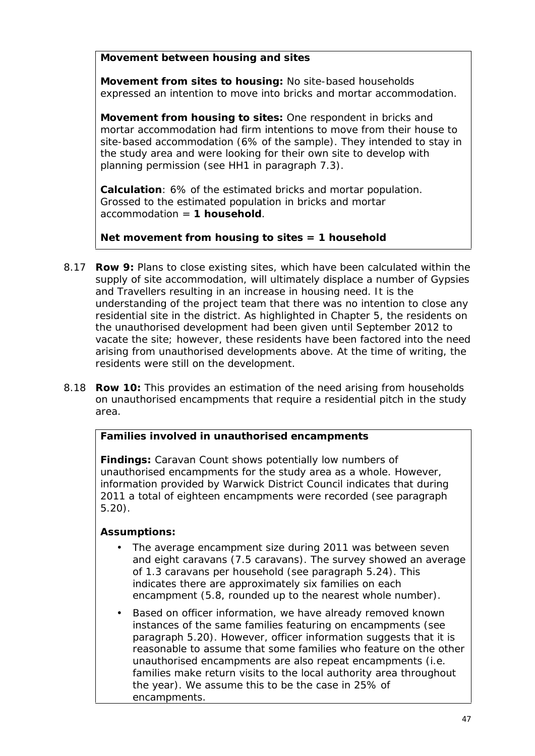**Movement between housing and sites**

**Movement from sites to housing:** No site-based households expressed an intention to move into bricks and mortar accommodation.

**Movement from housing to sites:** One respondent in bricks and mortar accommodation had firm intentions to move from their house to site-based accommodation (6% of the sample). They intended to stay in the study area and were looking for their own site to develop with planning permission (see HH1 in paragraph 7.3).

**Calculation**: 6% of the estimated bricks and mortar population. Grossed to the estimated population in bricks and mortar accommodation = **1 household**.

**Net movement from housing to sites = 1 household**

8.17 **Row 9:** Plans to close existing sites, which have been calculated within the supply of site accommodation, will ultimately displace a number of Gypsies and Travellers resulting in an increase in housing need. It is the understanding of the project team that there was no intention to close any residential site in the district. As highlighted in Chapter 5, the residents on the unauthorised development had been given until September 2012 to vacate the site; however, these residents have been factored into the need arising from unauthorised developments above. At the time of writing, the residents were still on the development.

8.18 **Row 10:** This provides an estimation of the need arising from households on unauthorised encampments that require a residential pitch in the study area.

**Families involved in unauthorised encampments**

**Findings:** Caravan Count shows potentially low numbers of unauthorised encampments for the study area as a whole. However, information provided by Warwick District Council indicates that during 2011 a total of eighteen encampments were recorded (see paragraph 5.20).

**Assumptions:**

- The average encampment size during 2011 was between seven and eight caravans (7.5 caravans). The survey showed an average of 1.3 caravans per household (see paragraph 5.24). This indicates there are approximately six families on each encampment (5.8, rounded up to the nearest whole number).
- Based on officer information, we have already removed known instances of the same families featuring on encampments (see paragraph 5.20). However, officer information suggests that it is reasonable to assume that some families who feature on the other unauthorised encampments are also repeat encampments (i.e. families make return visits to the local authority area throughout the year). We assume this to be the case in 25% of encampments.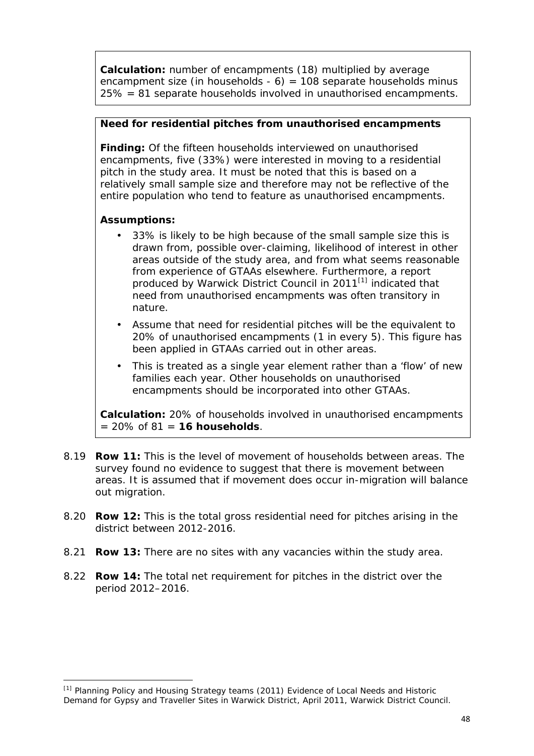**Calculation:** number of encampments (18) multiplied by average encampment size (in households - 6) = 108 separate households minus 25% = 81 separate households involved in unauthorised encampments.

**Need for residential pitches from unauthorised encampments**

**Finding:** Of the fifteen households interviewed on unauthorised encampments, five (33%) were interested in moving to a residential pitch in the study area. It must be noted that this is based on a relatively small sample size and therefore may not be reflective of the entire population who tend to feature as unauthorised encampments.

**Assumptions:**

- 33% is likely to be high because of the small sample size this is drawn from, possible over-claiming, likelihood of interest in other areas outside of the study area, and from what seems reasonable from experience of GTAAs elsewhere. Furthermore, a report produced by Warwick District Council in 2011[1] indicated that need from unauthorised encampments was often transitory in nature.
- Assume that need for residential pitches will be the equivalent to 20% of unauthorised encampments (1 in every 5). This figure has been applied in GTAAs carried out in other areas.
- This is treated as a single year element rather than a 'flow' of new families each year. Other households on unauthorised encampments should be incorporated into other GTAAs.

**Calculation:** 20% of households involved in unauthorised encampments = 20% of 81 = **16 households**.

8.19 **Row 11:** This is the level of movement of households between areas. The survey found no evidence to suggest that there is movement between areas. It is assumed that if movement does occur in-migration will balance out migration.

8.20 **Row 12:** This is the total gross residential need for pitches arising in the district between 2012-2016.

8.21 **Row 13:** There are no sites with any vacancies within the study area.

8.22 **Row 14:** The total net requirement for pitches in the district over the period 2012–2016.

[1] Planning Policy and Housing Strategy teams (2011) Evidence of Local Needs and Historic Demand for Gypsy and Traveller Sites in Warwick District, April 2011, Warwick District Council.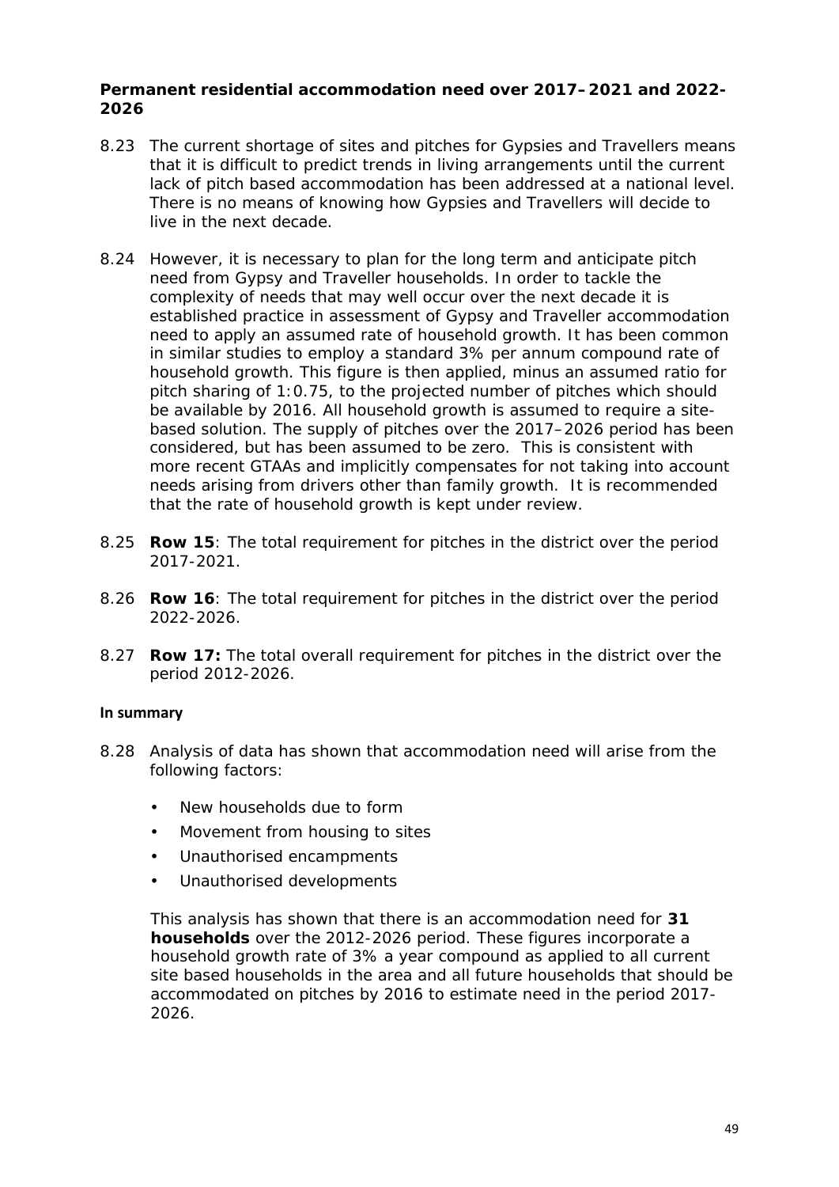**Permanent residential accommodation need over 2017–2021 and 2022-2026**

8.23 The current shortage of sites and pitches for Gypsies and Travellers means that it is difficult to predict trends in living arrangements until the current lack of pitch based accommodation has been addressed at a national level. There is no means of knowing how Gypsies and Travellers will decide to live in the next decade.

8.24 However, it is necessary to plan for the long term and anticipate pitch need from Gypsy and Traveller households. In order to tackle the complexity of needs that may well occur over the next decade it is established practice in assessment of Gypsy and Traveller accommodation need to apply an assumed rate of household growth. It has been common in similar studies to employ a standard 3% per annum compound rate of household growth. This figure is then applied, minus an assumed ratio for pitch sharing of 1:0.75, to the projected number of pitches which should be available by 2016. All household growth is assumed to require a site-based solution. The supply of pitches over the 2017–2026 period has been considered, but has been assumed to be zero. This is consistent with more recent GTAAs and implicitly compensates for not taking into account needs arising from drivers other than family growth. It is recommended that the rate of household growth is kept under review.

8.25 **Row 15**: The total requirement for pitches in the district over the period 2017-2021.

8.26 **Row 16**: The total requirement for pitches in the district over the period 2022-2026.

8.27 **Row 17:** The total overall requirement for pitches in the district over the period 2012-2026.

**In summary**

8.28 Analysis of data has shown that accommodation need will arise from the following factors:

- New households due to form
- Movement from housing to sites
- Unauthorised encampments
- Unauthorised developments

This analysis has shown that there is an accommodation need for **31 households** over the 2012-2026 period. These figures incorporate a household growth rate of 3% a year compound as applied to all current site based households in the area and all future households that should be accommodated on pitches by 2016 to estimate need in the period 2017-2026.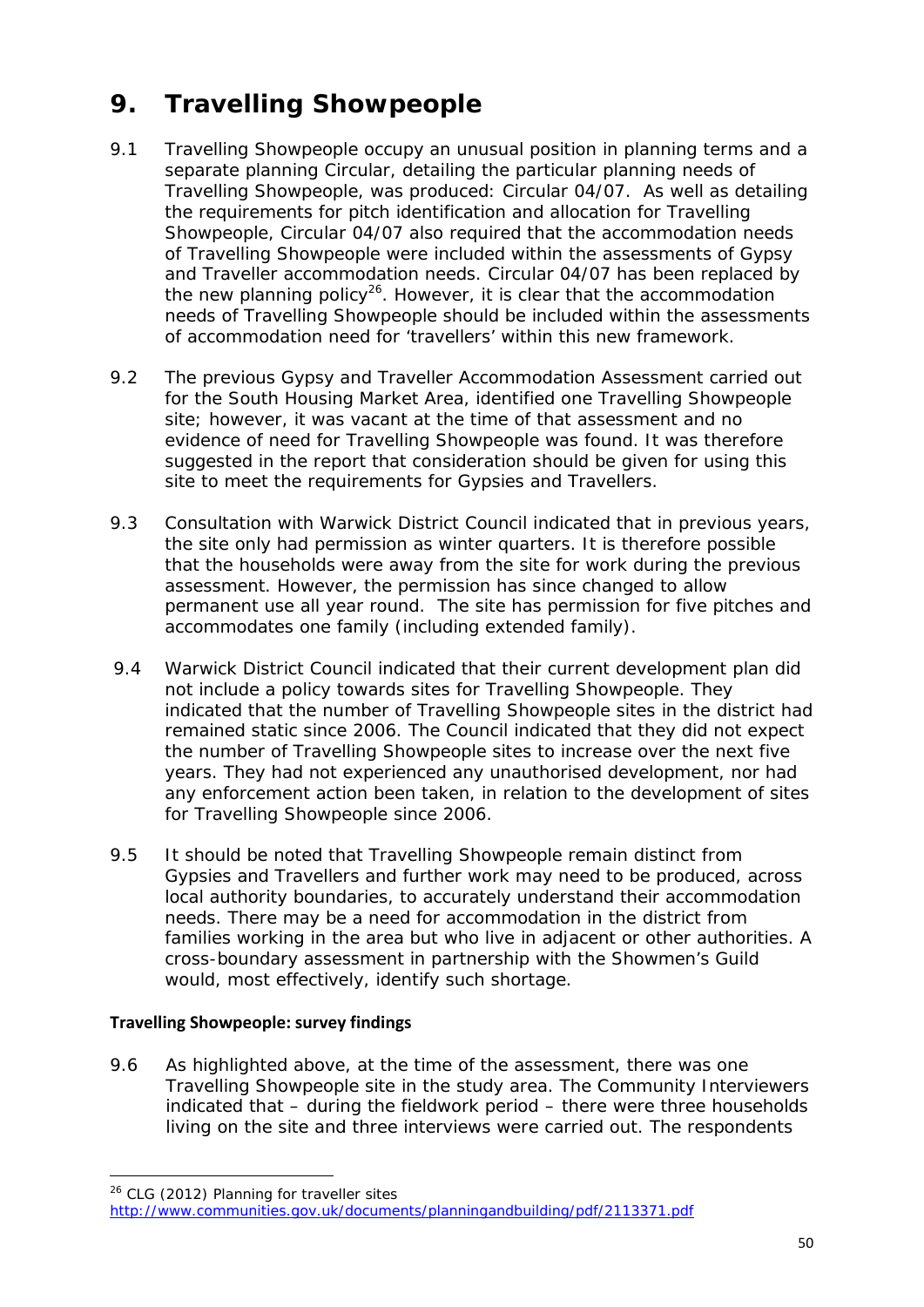# 9. Travelling Showpeople

9.1 Travelling Showpeople occupy an unusual position in planning terms and a separate planning Circular, detailing the particular planning needs of Travelling Showpeople, was produced: Circular 04/07. As well as detailing the requirements for pitch identification and allocation for Travelling Showpeople, Circular 04/07 also required that the accommodation needs of Travelling Showpeople were included within the assessments of Gypsy and Traveller accommodation needs. Circular 04/07 has been replaced by the new planning policy[26]. However, it is clear that the accommodation needs of Travelling Showpeople should be included within the assessments of accommodation need for 'travellers' within this new framework.

9.2 The previous Gypsy and Traveller Accommodation Assessment carried out for the South Housing Market Area, identified one Travelling Showpeople site; however, it was vacant at the time of that assessment and no evidence of need for Travelling Showpeople was found. It was therefore suggested in the report that consideration should be given for using this site to meet the requirements for Gypsies and Travellers.

9.3 Consultation with Warwick District Council indicated that in previous years, the site only had permission as winter quarters. It is therefore possible that the households were away from the site for work during the previous assessment. However, the permission has since changed to allow permanent use all year round. The site has permission for five pitches and accommodates one family (including extended family).

9.4 Warwick District Council indicated that their current development plan did not include a policy towards sites for Travelling Showpeople. They indicated that the number of Travelling Showpeople sites in the district had remained static since 2006. The Council indicated that they did not expect the number of Travelling Showpeople sites to increase over the next five years. They had not experienced any unauthorised development, nor had any enforcement action been taken, in relation to the development of sites for Travelling Showpeople since 2006.

9.5 It should be noted that Travelling Showpeople remain distinct from Gypsies and Travellers and further work may need to be produced, across local authority boundaries, to accurately understand their accommodation needs. There may be a need for accommodation in the district from families working in the area but who live in adjacent or other authorities. A cross-boundary assessment in partnership with the Showmen's Guild would, most effectively, identify such shortage.

### Travelling Showpeople: survey findings

9.6 As highlighted above, at the time of the assessment, there was one Travelling Showpeople site in the study area. The Community Interviewers indicated that – during the fieldwork period – there were three households living on the site and three interviews were carried out. The respondents

---

[26] CLG (2012) Planning for traveller sites http://www.communities.gov.uk/documents/planningandbuilding/pdf/2113371.pdf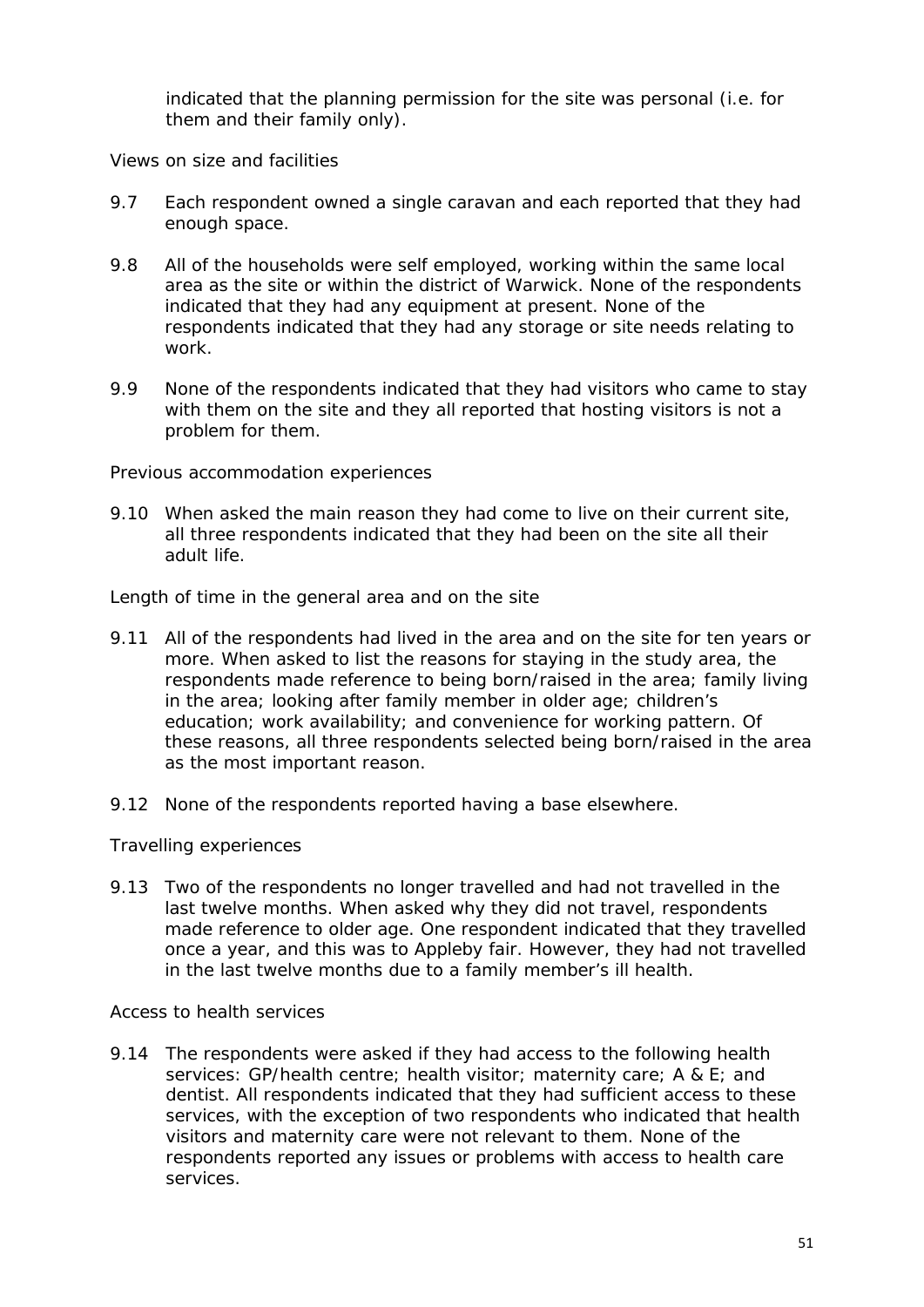indicated that the planning permission for the site was personal (i.e. for them and their family only).

Views on size and facilities

9.7 Each respondent owned a single caravan and each reported that they had enough space.

9.8 All of the households were self employed, working within the same local area as the site or within the district of Warwick. None of the respondents indicated that they had any equipment at present. None of the respondents indicated that they had any storage or site needs relating to work.

9.9 None of the respondents indicated that they had visitors who came to stay with them on the site and they all reported that hosting visitors is not a problem for them.

Previous accommodation experiences

9.10 When asked the main reason they had come to live on their current site, all three respondents indicated that they had been on the site all their adult life.

Length of time in the general area and on the site

9.11 All of the respondents had lived in the area and on the site for ten years or more. When asked to list the reasons for staying in the study area, the respondents made reference to being born/raised in the area; family living in the area; looking after family member in older age; children's education; work availability; and convenience for working pattern. Of these reasons, all three respondents selected being born/raised in the area as the most important reason.

9.12 None of the respondents reported having a base elsewhere.

Travelling experiences

9.13 Two of the respondents no longer travelled and had not travelled in the last twelve months. When asked why they did not travel, respondents made reference to older age. One respondent indicated that they travelled once a year, and this was to Appleby fair. However, they had not travelled in the last twelve months due to a family member's ill health.

Access to health services

9.14 The respondents were asked if they had access to the following health services: GP/health centre; health visitor; maternity care; A & E; and dentist. All respondents indicated that they had sufficient access to these services, with the exception of two respondents who indicated that health visitors and maternity care were not relevant to them. None of the respondents reported any issues or problems with access to health care services.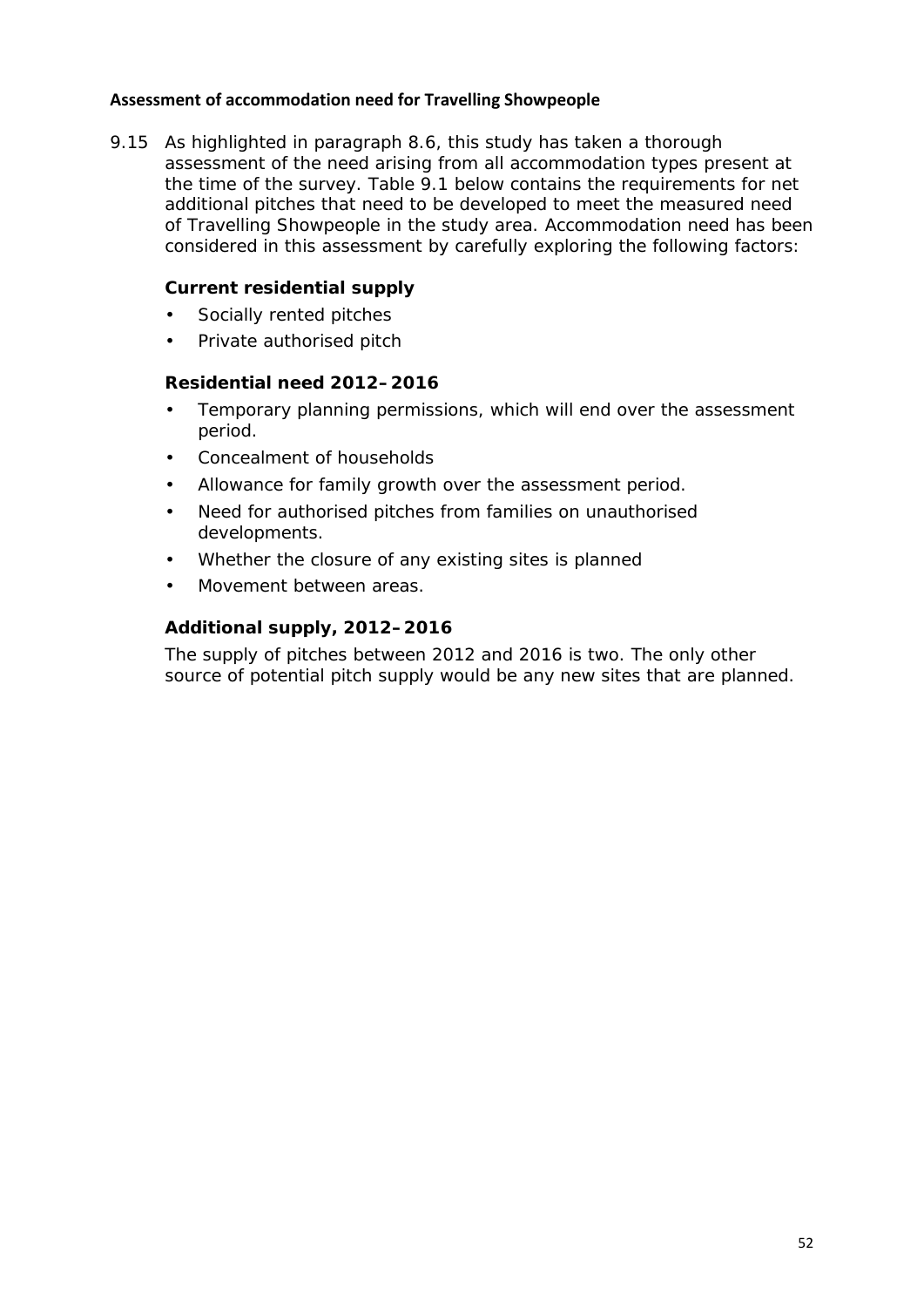### Assessment of accommodation need for Travelling Showpeople

9.15 As highlighted in paragraph 8.6, this study has taken a thorough assessment of the need arising from all accommodation types present at the time of the survey. Table 9.1 below contains the requirements for net additional pitches that need to be developed to meet the measured need of Travelling Showpeople in the study area. Accommodation need has been considered in this assessment by carefully exploring the following factors:

**Current residential supply**

- Socially rented pitches
- Private authorised pitch

**Residential need 2012–2016**

- Temporary planning permissions, which will end over the assessment period.
- Concealment of households
- Allowance for family growth over the assessment period.
- Need for authorised pitches from families on unauthorised developments.
- Whether the closure of any existing sites is planned
- Movement between areas.

**Additional supply, 2012–2016**

The supply of pitches between 2012 and 2016 is two. The only other source of potential pitch supply would be any new sites that are planned.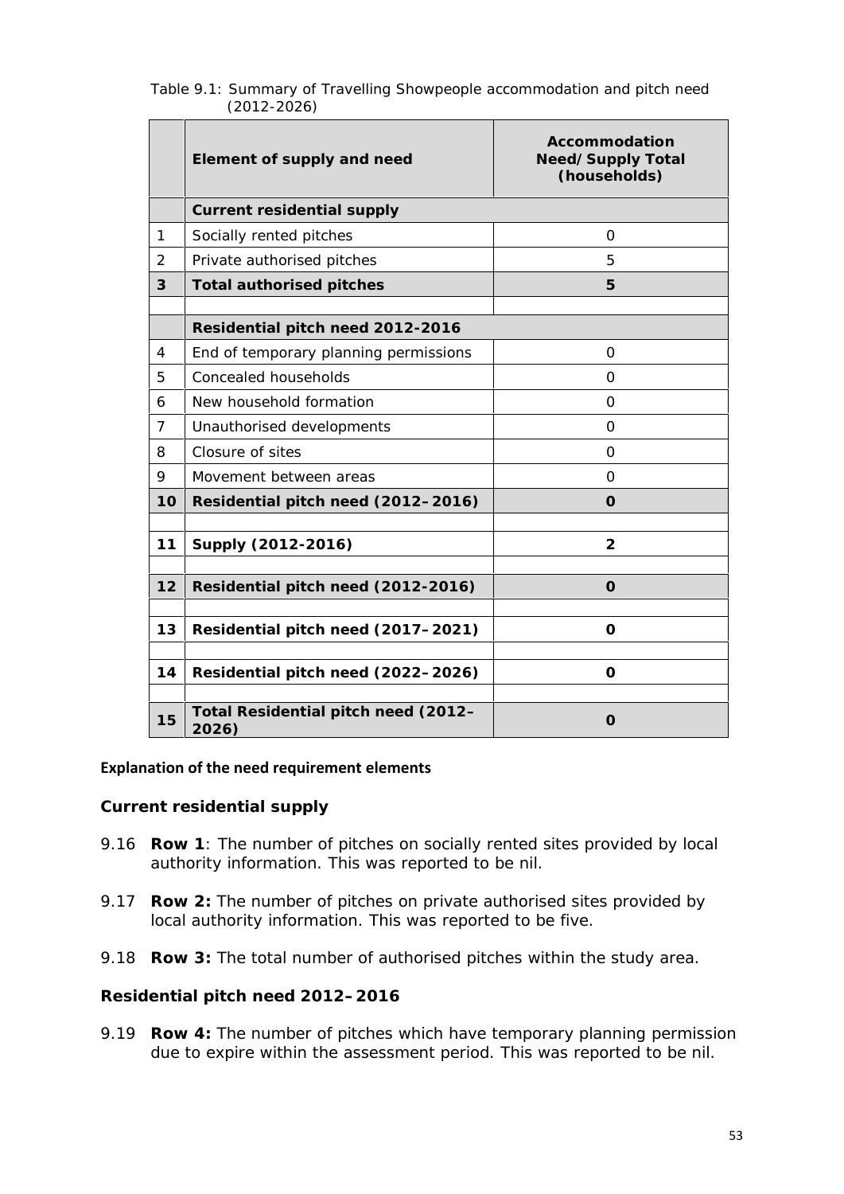Table 9.1: Summary of Travelling Showpeople accommodation and pitch need (2012-2026)

| | Element of supply and need | Accommodation Need/Supply Total (households) |
|---|---|---|
| | **Current residential supply** | |
| 1 | Socially rented pitches | 0 |
| 2 | Private authorised pitches | 5 |
| **3** | **Total authorised pitches** | **5** |
| | | |
| | **Residential pitch need 2012-2016** | |
| 4 | End of temporary planning permissions | 0 |
| 5 | Concealed households | 0 |
| 6 | New household formation | 0 |
| 7 | Unauthorised developments | 0 |
| 8 | Closure of sites | 0 |
| 9 | Movement between areas | 0 |
| **10** | **Residential pitch need (2012–2016)** | **0** |
| | | |
| **11** | **Supply (2012-2016)** | **2** |
| | | |
| **12** | **Residential pitch need (2012-2016)** | **0** |
| | | |
| **13** | **Residential pitch need (2017–2021)** | **0** |
| | | |
| **14** | **Residential pitch need (2022–2026)** | **0** |
| | | |
| **15** | **Total Residential pitch need (2012–2026)** | **0** |

**Explanation of the need requirement elements**

### Current residential supply

9.16 **Row 1**: The number of pitches on socially rented sites provided by local authority information. This was reported to be nil.

9.17 **Row 2:** The number of pitches on private authorised sites provided by local authority information. This was reported to be five.

9.18 **Row 3:** The total number of authorised pitches within the study area.

### Residential pitch need 2012–2016

9.19 **Row 4:** The number of pitches which have temporary planning permission due to expire within the assessment period. This was reported to be nil.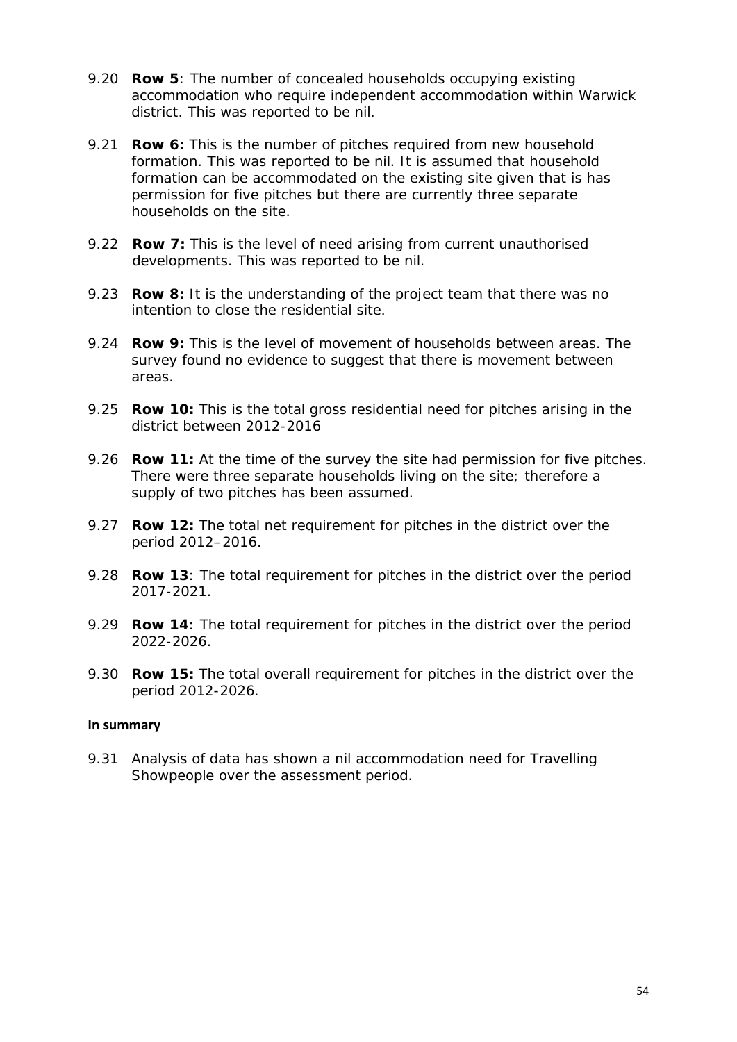9.20 **Row 5**: The number of concealed households occupying existing accommodation who require independent accommodation within Warwick district. This was reported to be nil.

9.21 **Row 6:** This is the number of pitches required from new household formation. This was reported to be nil. It is assumed that household formation can be accommodated on the existing site given that is has permission for five pitches but there are currently three separate households on the site.

9.22 **Row 7:** This is the level of need arising from current unauthorised developments. This was reported to be nil.

9.23 **Row 8:** It is the understanding of the project team that there was no intention to close the residential site.

9.24 **Row 9:** This is the level of movement of households between areas. The survey found no evidence to suggest that there is movement between areas.

9.25 **Row 10:** This is the total gross residential need for pitches arising in the district between 2012-2016

9.26 **Row 11:** At the time of the survey the site had permission for five pitches. There were three separate households living on the site; therefore a supply of two pitches has been assumed.

9.27 **Row 12:** The total net requirement for pitches in the district over the period 2012–2016.

9.28 **Row 13**: The total requirement for pitches in the district over the period 2017-2021.

9.29 **Row 14**: The total requirement for pitches in the district over the period 2022-2026.

9.30 **Row 15:** The total overall requirement for pitches in the district over the period 2012-2026.

**In summary**

9.31 Analysis of data has shown a nil accommodation need for Travelling Showpeople over the assessment period.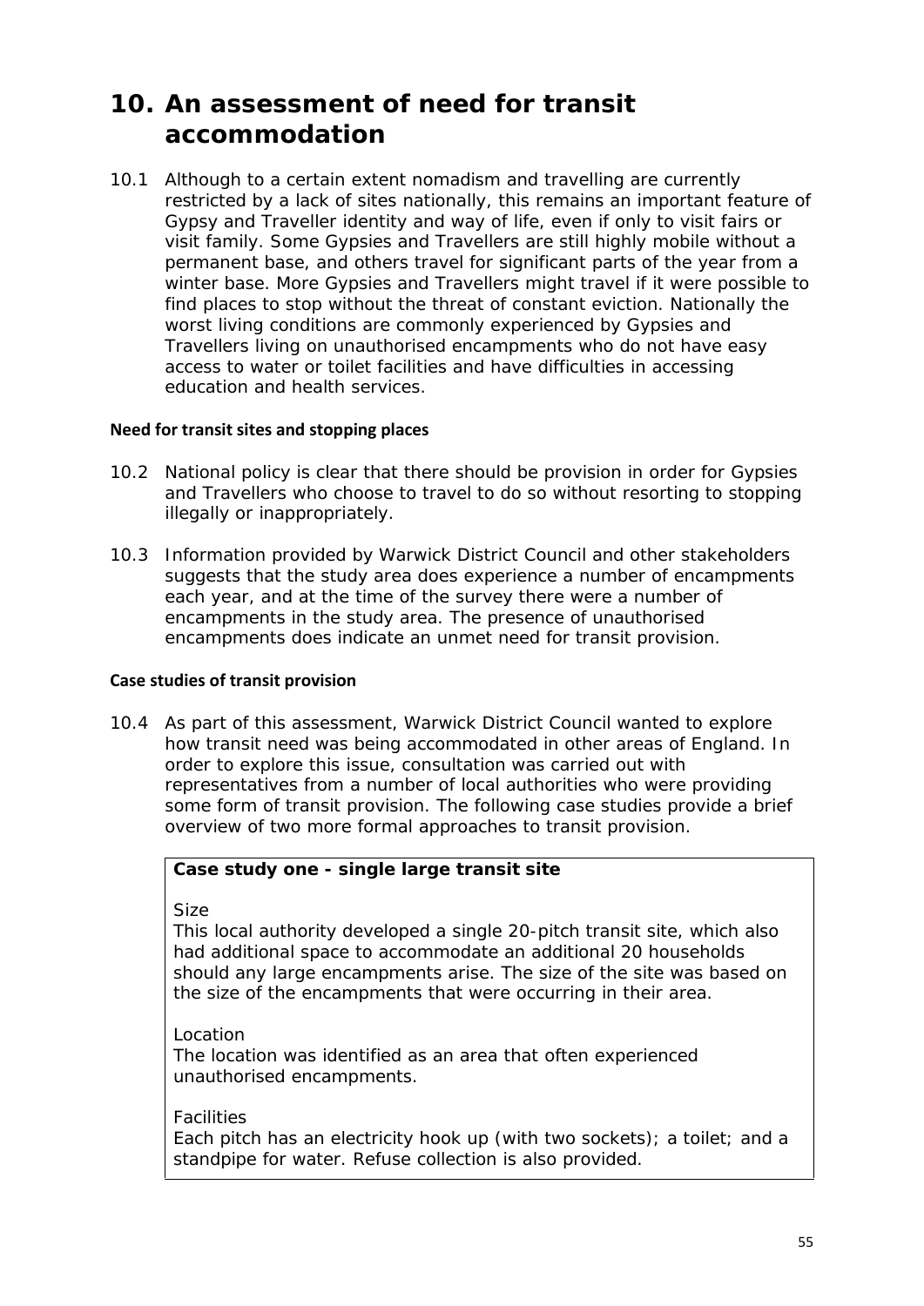# 10. An assessment of need for transit accommodation

10.1 Although to a certain extent nomadism and travelling are currently restricted by a lack of sites nationally, this remains an important feature of Gypsy and Traveller identity and way of life, even if only to visit fairs or visit family. Some Gypsies and Travellers are still highly mobile without a permanent base, and others travel for significant parts of the year from a winter base. More Gypsies and Travellers might travel if it were possible to find places to stop without the threat of constant eviction. Nationally the worst living conditions are commonly experienced by Gypsies and Travellers living on unauthorised encampments who do not have easy access to water or toilet facilities and have difficulties in accessing education and health services.

### Need for transit sites and stopping places

10.2 National policy is clear that there should be provision in order for Gypsies and Travellers who choose to travel to do so without resorting to stopping illegally or inappropriately.

10.3 Information provided by Warwick District Council and other stakeholders suggests that the study area does experience a number of encampments each year, and at the time of the survey there were a number of encampments in the study area. The presence of unauthorised encampments does indicate an unmet need for transit provision.

### Case studies of transit provision

10.4 As part of this assessment, Warwick District Council wanted to explore how transit need was being accommodated in other areas of England. In order to explore this issue, consultation was carried out with representatives from a number of local authorities who were providing some form of transit provision. The following case studies provide a brief overview of two more formal approaches to transit provision.

**Case study one - single large transit site**

Size

This local authority developed a single 20-pitch transit site, which also had additional space to accommodate an additional 20 households should any large encampments arise. The size of the site was based on the size of the encampments that were occurring in their area.

Location

The location was identified as an area that often experienced unauthorised encampments.

Facilities

Each pitch has an electricity hook up (with two sockets); a toilet; and a standpipe for water. Refuse collection is also provided.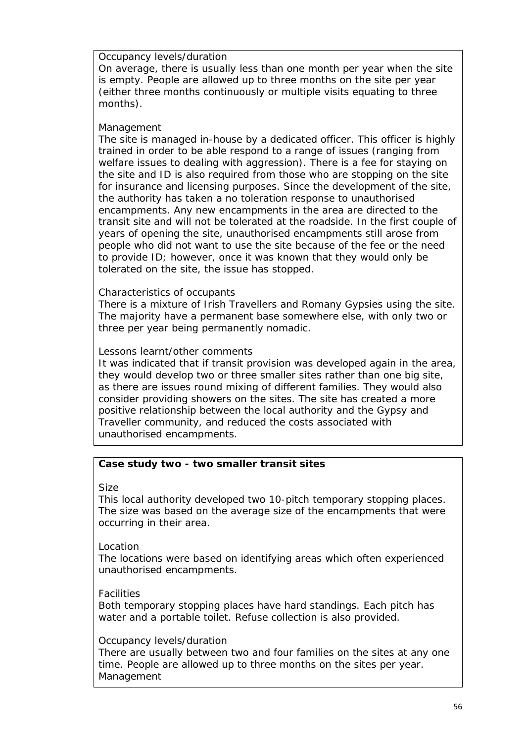Occupancy levels/duration

On average, there is usually less than one month per year when the site is empty. People are allowed up to three months on the site per year (either three months continuously or multiple visits equating to three months).

Management

The site is managed in-house by a dedicated officer. This officer is highly trained in order to be able respond to a range of issues (ranging from welfare issues to dealing with aggression). There is a fee for staying on the site and ID is also required from those who are stopping on the site for insurance and licensing purposes. Since the development of the site, the authority has taken a no toleration response to unauthorised encampments. Any new encampments in the area are directed to the transit site and will not be tolerated at the roadside. In the first couple of years of opening the site, unauthorised encampments still arose from people who did not want to use the site because of the fee or the need to provide ID; however, once it was known that they would only be tolerated on the site, the issue has stopped.

Characteristics of occupants

There is a mixture of Irish Travellers and Romany Gypsies using the site. The majority have a permanent base somewhere else, with only two or three per year being permanently nomadic.

Lessons learnt/other comments

It was indicated that if transit provision was developed again in the area, they would develop two or three smaller sites rather than one big site, as there are issues round mixing of different families. They would also consider providing showers on the sites. The site has created a more positive relationship between the local authority and the Gypsy and Traveller community, and reduced the costs associated with unauthorised encampments.

**Case study two - two smaller transit sites**

Size

This local authority developed two 10-pitch temporary stopping places. The size was based on the average size of the encampments that were occurring in their area.

Location

The locations were based on identifying areas which often experienced unauthorised encampments.

Facilities

Both temporary stopping places have hard standings. Each pitch has water and a portable toilet. Refuse collection is also provided.

Occupancy levels/duration

There are usually between two and four families on the sites at any one time. People are allowed up to three months on the sites per year.

Management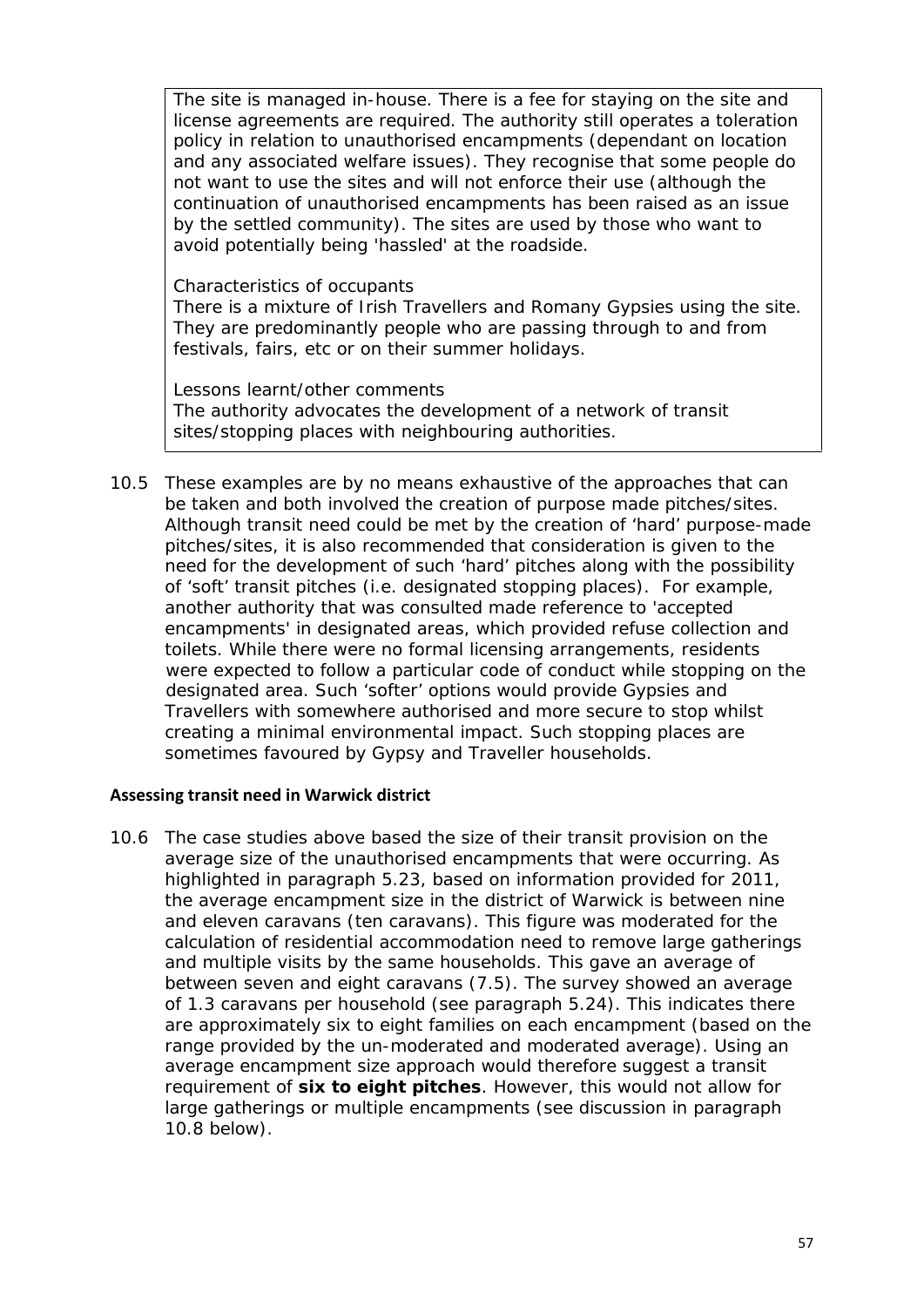The site is managed in-house. There is a fee for staying on the site and license agreements are required. The authority still operates a toleration policy in relation to unauthorised encampments (dependant on location and any associated welfare issues). They recognise that some people do not want to use the sites and will not enforce their use (although the continuation of unauthorised encampments has been raised as an issue by the settled community). The sites are used by those who want to avoid potentially being 'hassled' at the roadside.

*Characteristics of occupants*
There is a mixture of Irish Travellers and Romany Gypsies using the site. They are predominantly people who are passing through to and from festivals, fairs, etc or on their summer holidays.

*Lessons learnt/other comments*
The authority advocates the development of a network of transit sites/stopping places with neighbouring authorities.

10.5 These examples are by no means exhaustive of the approaches that can be taken and both involved the creation of purpose made pitches/sites. Although transit need could be met by the creation of 'hard' purpose-made pitches/sites, it is also recommended that consideration is given to the need for the development of such 'hard' pitches along with the possibility of 'soft' transit pitches (i.e. designated stopping places). For example, another authority that was consulted made reference to 'accepted encampments' in designated areas, which provided refuse collection and toilets. While there were no formal licensing arrangements, residents were expected to follow a particular code of conduct while stopping on the designated area. Such 'softer' options would provide Gypsies and Travellers with somewhere authorised and more secure to stop whilst creating a minimal environmental impact. Such stopping places are sometimes favoured by Gypsy and Traveller households.

### Assessing transit need in Warwick district

10.6 The case studies above based the size of their transit provision on the average size of the unauthorised encampments that were occurring. As highlighted in paragraph 5.23, based on information provided for 2011, the average encampment size in the district of Warwick is between nine and eleven caravans (ten caravans). This figure was moderated for the calculation of residential accommodation need to remove large gatherings and multiple visits by the same households. This gave an average of between seven and eight caravans (7.5). The survey showed an average of 1.3 caravans per household (see paragraph 5.24). This indicates there are approximately six to eight families on each encampment (based on the range provided by the un-moderated and moderated average). Using an average encampment size approach would therefore suggest a transit requirement of **six to eight pitches**. However, this would not allow for large gatherings or multiple encampments (see discussion in paragraph 10.8 below).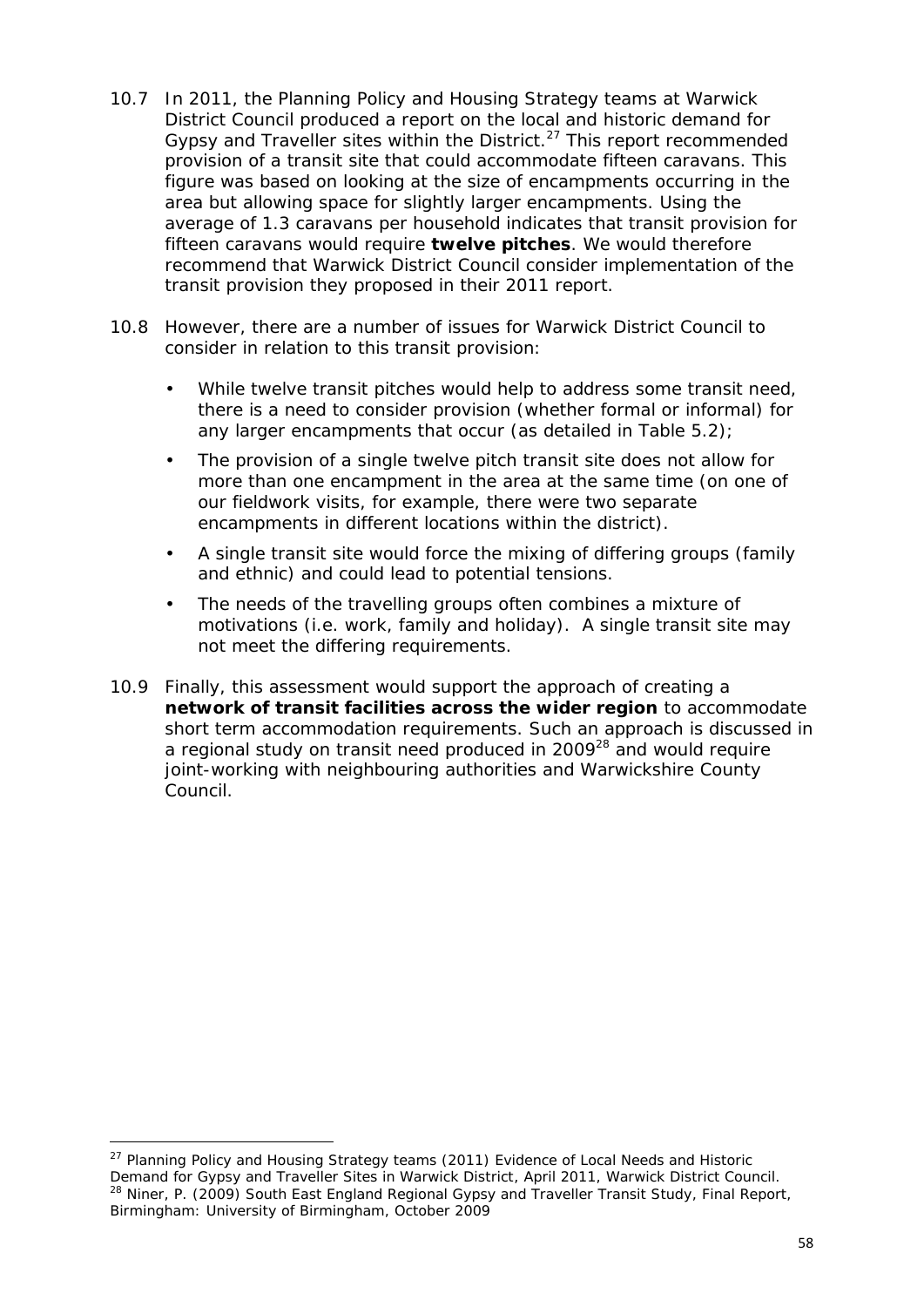10.7 In 2011, the Planning Policy and Housing Strategy teams at Warwick District Council produced a report on the local and historic demand for Gypsy and Traveller sites within the District.[27] This report recommended provision of a transit site that could accommodate fifteen caravans. This figure was based on looking at the size of encampments occurring in the area but allowing space for slightly larger encampments. Using the average of 1.3 caravans per household indicates that transit provision for fifteen caravans would require **twelve pitches**. We would therefore recommend that Warwick District Council consider implementation of the transit provision they proposed in their 2011 report.

10.8 However, there are a number of issues for Warwick District Council to consider in relation to this transit provision:

- While twelve transit pitches would help to address some transit need, there is a need to consider provision (whether formal or informal) for any larger encampments that occur (as detailed in Table 5.2);
- The provision of a single twelve pitch transit site does not allow for more than one encampment in the area at the same time (on one of our fieldwork visits, for example, there were two separate encampments in different locations within the district).
- A single transit site would force the mixing of differing groups (family and ethnic) and could lead to potential tensions.
- The needs of the travelling groups often combines a mixture of motivations (i.e. work, family and holiday). A single transit site may not meet the differing requirements.

10.9 Finally, this assessment would support the approach of creating a **network of transit facilities across the wider region** to accommodate short term accommodation requirements. Such an approach is discussed in a regional study on transit need produced in 2009[28] and would require joint-working with neighbouring authorities and Warwickshire County Council.

---

[27] Planning Policy and Housing Strategy teams (2011) Evidence of Local Needs and Historic Demand for Gypsy and Traveller Sites in Warwick District, April 2011, Warwick District Council.

[28] Niner, P. (2009) South East England Regional Gypsy and Traveller Transit Study, Final Report, Birmingham: University of Birmingham, October 2009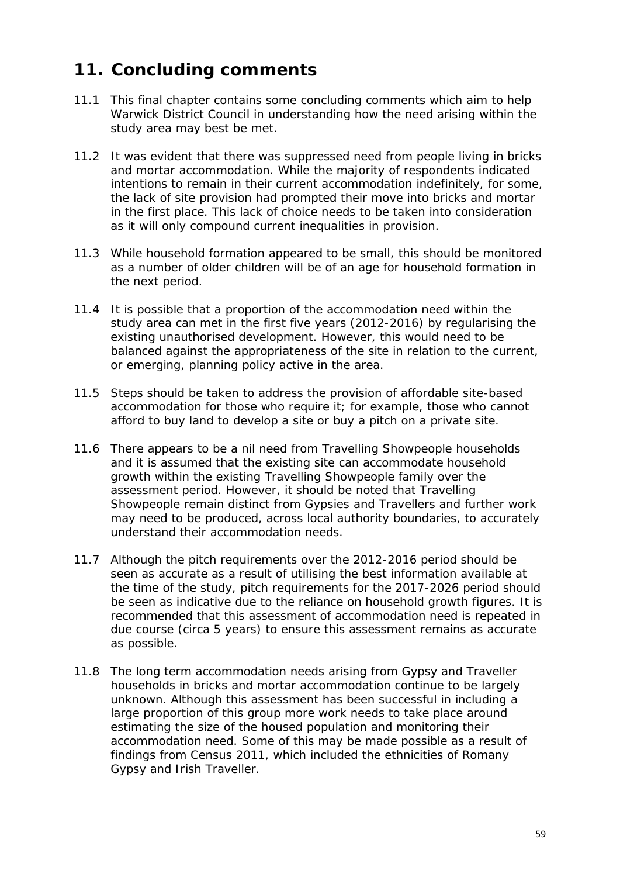# 11. Concluding comments

11.1 This final chapter contains some concluding comments which aim to help Warwick District Council in understanding how the need arising within the study area may best be met.

11.2 It was evident that there was suppressed need from people living in bricks and mortar accommodation. While the majority of respondents indicated intentions to remain in their current accommodation indefinitely, for some, the lack of site provision had prompted their move into bricks and mortar in the first place. This lack of choice needs to be taken into consideration as it will only compound current inequalities in provision.

11.3 While household formation appeared to be small, this should be monitored as a number of older children will be of an age for household formation in the next period.

11.4 It is possible that a proportion of the accommodation need within the study area can met in the first five years (2012-2016) by regularising the existing unauthorised development. However, this would need to be balanced against the appropriateness of the site in relation to the current, or emerging, planning policy active in the area.

11.5 Steps should be taken to address the provision of affordable site-based accommodation for those who require it; for example, those who cannot afford to buy land to develop a site or buy a pitch on a private site.

11.6 There appears to be a nil need from Travelling Showpeople households and it is assumed that the existing site can accommodate household growth within the existing Travelling Showpeople family over the assessment period. However, it should be noted that Travelling Showpeople remain distinct from Gypsies and Travellers and further work may need to be produced, across local authority boundaries, to accurately understand their accommodation needs.

11.7 Although the pitch requirements over the 2012-2016 period should be seen as accurate as a result of utilising the best information available at the time of the study, pitch requirements for the 2017-2026 period should be seen as indicative due to the reliance on household growth figures. It is recommended that this assessment of accommodation need is repeated in due course (circa 5 years) to ensure this assessment remains as accurate as possible.

11.8 The long term accommodation needs arising from Gypsy and Traveller households in bricks and mortar accommodation continue to be largely unknown. Although this assessment has been successful in including a large proportion of this group more work needs to take place around estimating the size of the housed population and monitoring their accommodation need. Some of this may be made possible as a result of findings from Census 2011, which included the ethnicities of Romany Gypsy and Irish Traveller.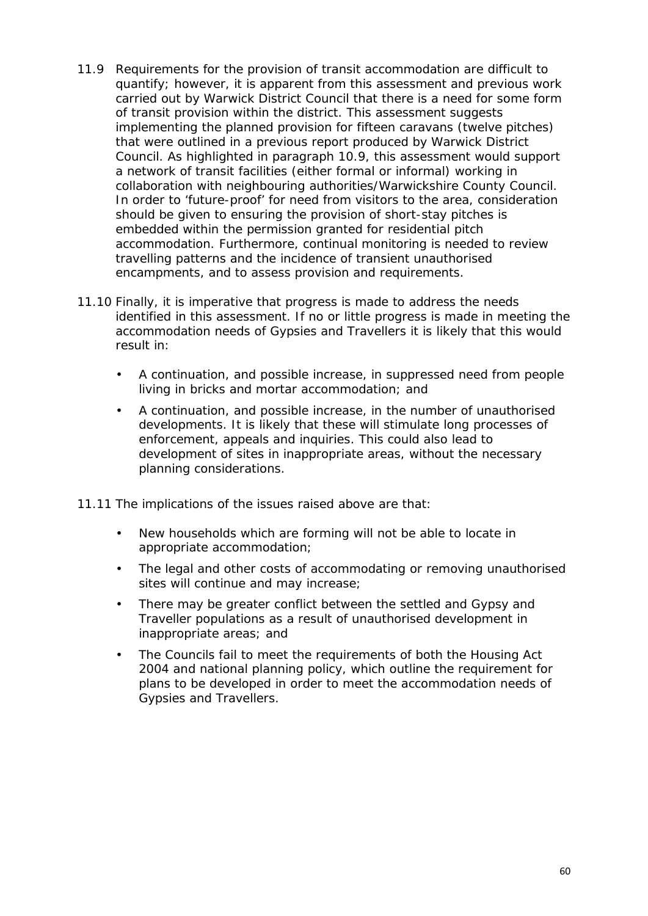11.9 Requirements for the provision of transit accommodation are difficult to quantify; however, it is apparent from this assessment and previous work carried out by Warwick District Council that there is a need for some form of transit provision within the district. This assessment suggests implementing the planned provision for fifteen caravans (twelve pitches) that were outlined in a previous report produced by Warwick District Council. As highlighted in paragraph 10.9, this assessment would support a network of transit facilities (either formal or informal) working in collaboration with neighbouring authorities/Warwickshire County Council. In order to 'future-proof' for need from visitors to the area, consideration should be given to ensuring the provision of short-stay pitches is embedded within the permission granted for residential pitch accommodation. Furthermore, continual monitoring is needed to review travelling patterns and the incidence of transient unauthorised encampments, and to assess provision and requirements.

11.10 Finally, it is imperative that progress is made to address the needs identified in this assessment. If no or little progress is made in meeting the accommodation needs of Gypsies and Travellers it is likely that this would result in:

- A continuation, and possible increase, in suppressed need from people living in bricks and mortar accommodation; and
- A continuation, and possible increase, in the number of unauthorised developments. It is likely that these will stimulate long processes of enforcement, appeals and inquiries. This could also lead to development of sites in inappropriate areas, without the necessary planning considerations.

11.11 The implications of the issues raised above are that:

- New households which are forming will not be able to locate in appropriate accommodation;
- The legal and other costs of accommodating or removing unauthorised sites will continue and may increase;
- There may be greater conflict between the settled and Gypsy and Traveller populations as a result of unauthorised development in inappropriate areas; and
- The Councils fail to meet the requirements of both the Housing Act 2004 and national planning policy, which outline the requirement for plans to be developed in order to meet the accommodation needs of Gypsies and Travellers.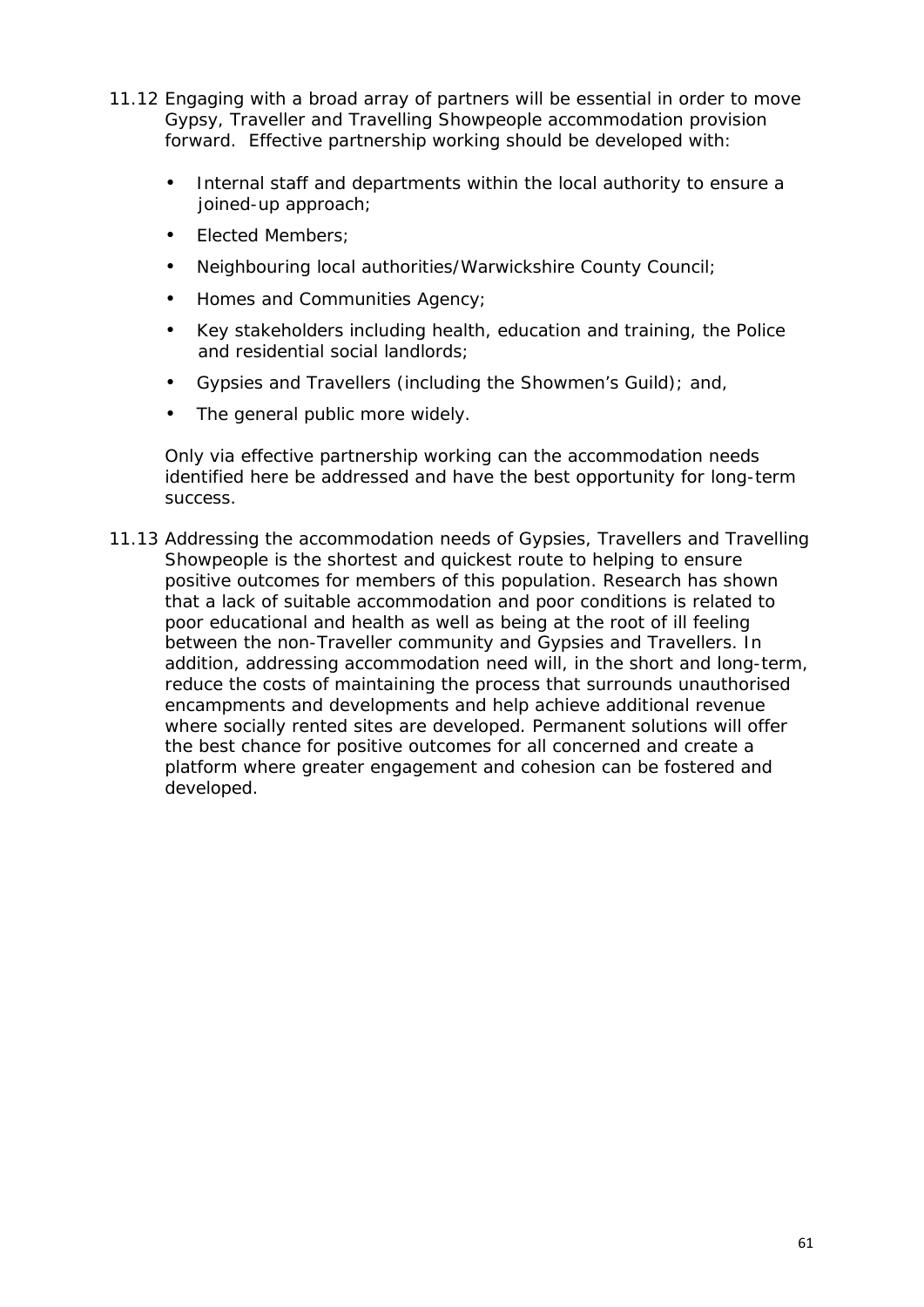11.12 Engaging with a broad array of partners will be essential in order to move Gypsy, Traveller and Travelling Showpeople accommodation provision forward. Effective partnership working should be developed with:

- Internal staff and departments within the local authority to ensure a joined-up approach;
- Elected Members;
- Neighbouring local authorities/Warwickshire County Council;
- Homes and Communities Agency;
- Key stakeholders including health, education and training, the Police and residential social landlords;
- Gypsies and Travellers (including the Showmen's Guild); and,
- The general public more widely.

Only via effective partnership working can the accommodation needs identified here be addressed and have the best opportunity for long-term success.

11.13 Addressing the accommodation needs of Gypsies, Travellers and Travelling Showpeople is the shortest and quickest route to helping to ensure positive outcomes for members of this population. Research has shown that a lack of suitable accommodation and poor conditions is related to poor educational and health as well as being at the root of ill feeling between the non-Traveller community and Gypsies and Travellers. In addition, addressing accommodation need will, in the short and long-term, reduce the costs of maintaining the process that surrounds unauthorised encampments and developments and help achieve additional revenue where socially rented sites are developed. Permanent solutions will offer the best chance for positive outcomes for all concerned and create a platform where greater engagement and cohesion can be fostered and developed.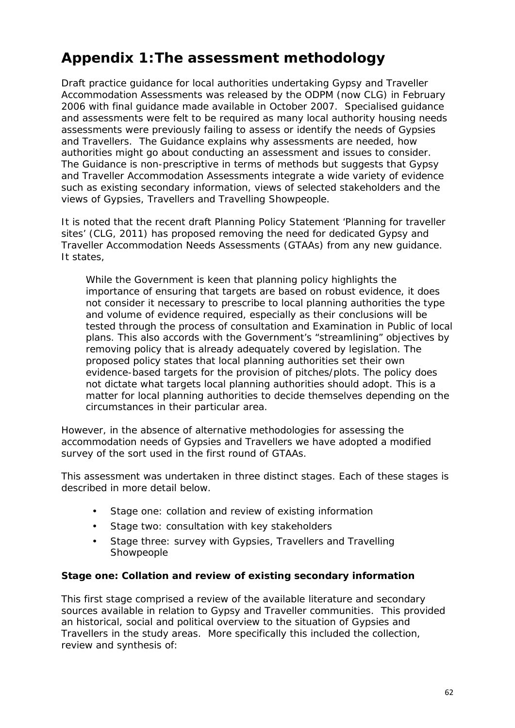# Appendix 1:The assessment methodology

Draft practice guidance for local authorities undertaking Gypsy and Traveller Accommodation Assessments was released by the ODPM (now CLG) in February 2006 with final guidance made available in October 2007. Specialised guidance and assessments were felt to be required as many local authority housing needs assessments were previously failing to assess or identify the needs of Gypsies and Travellers. The Guidance explains why assessments are needed, how authorities might go about conducting an assessment and issues to consider. The Guidance is non-prescriptive in terms of methods but suggests that Gypsy and Traveller Accommodation Assessments integrate a wide variety of evidence such as existing secondary information, views of selected stakeholders and the views of Gypsies, Travellers and Travelling Showpeople.

It is noted that the recent draft Planning Policy Statement 'Planning for traveller sites' (CLG, 2011) has proposed removing the need for dedicated Gypsy and Traveller Accommodation Needs Assessments (GTAAs) from any new guidance. It states,

> While the Government is keen that planning policy highlights the importance of ensuring that targets are based on robust evidence, it does not consider it necessary to prescribe to local planning authorities the type and volume of evidence required, especially as their conclusions will be tested through the process of consultation and Examination in Public of local plans. This also accords with the Government's "streamlining" objectives by removing policy that is already adequately covered by legislation. The proposed policy states that local planning authorities set their own evidence-based targets for the provision of pitches/plots. The policy does not dictate what targets local planning authorities should adopt. This is a matter for local planning authorities to decide themselves depending on the circumstances in their particular area.

However, in the absence of alternative methodologies for assessing the accommodation needs of Gypsies and Travellers we have adopted a modified survey of the sort used in the first round of GTAAs.

This assessment was undertaken in three distinct stages. Each of these stages is described in more detail below.

- Stage one: collation and review of existing information
- Stage two: consultation with key stakeholders
- Stage three: survey with Gypsies, Travellers and Travelling Showpeople

**Stage one: Collation and review of existing secondary information**

This first stage comprised a review of the available literature and secondary sources available in relation to Gypsy and Traveller communities. This provided an historical, social and political overview to the situation of Gypsies and Travellers in the study areas. More specifically this included the collection, review and synthesis of: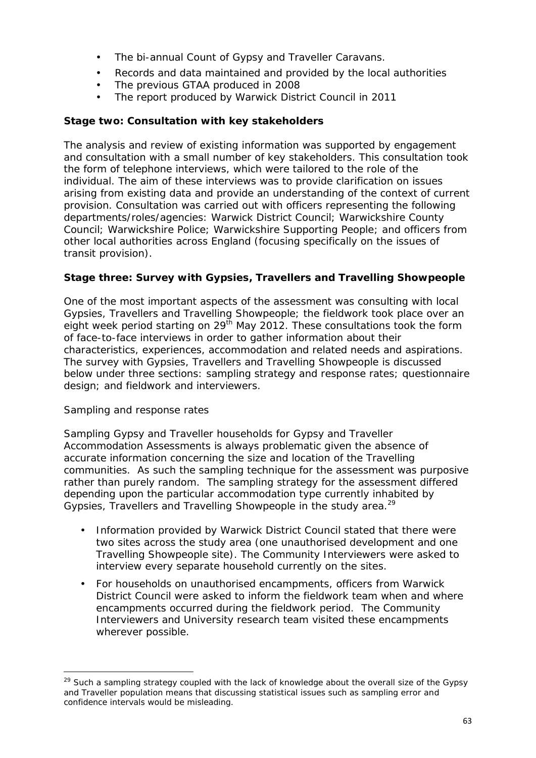- The bi-annual Count of Gypsy and Traveller Caravans.
- Records and data maintained and provided by the local authorities
- The previous GTAA produced in 2008
- The report produced by Warwick District Council in 2011

**Stage two: Consultation with key stakeholders**

The analysis and review of existing information was supported by engagement and consultation with a small number of key stakeholders. This consultation took the form of telephone interviews, which were tailored to the role of the individual. The aim of these interviews was to provide clarification on issues arising from existing data and provide an understanding of the context of current provision. Consultation was carried out with officers representing the following departments/roles/agencies: Warwick District Council; Warwickshire County Council; Warwickshire Police; Warwickshire Supporting People; and officers from other local authorities across England (focusing specifically on the issues of transit provision).

**Stage three: Survey with Gypsies, Travellers and Travelling Showpeople**

One of the most important aspects of the assessment was consulting with local Gypsies, Travellers and Travelling Showpeople; the fieldwork took place over an eight week period starting on 29th May 2012. These consultations took the form of face-to-face interviews in order to gather information about their characteristics, experiences, accommodation and related needs and aspirations. The survey with Gypsies, Travellers and Travelling Showpeople is discussed below under three sections: sampling strategy and response rates; questionnaire design; and fieldwork and interviewers.

*Sampling and response rates*

Sampling Gypsy and Traveller households for Gypsy and Traveller Accommodation Assessments is always problematic given the absence of accurate information concerning the size and location of the Travelling communities. As such the sampling technique for the assessment was purposive rather than purely random. The sampling strategy for the assessment differed depending upon the particular accommodation type currently inhabited by Gypsies, Travellers and Travelling Showpeople in the study area.[29]

- Information provided by Warwick District Council stated that there were two sites across the study area (one unauthorised development and one Travelling Showpeople site). The Community Interviewers were asked to interview every separate household currently on the sites.
- For households on unauthorised encampments, officers from Warwick District Council were asked to inform the fieldwork team when and where encampments occurred during the fieldwork period. The Community Interviewers and University research team visited these encampments wherever possible.

[29] Such a sampling strategy coupled with the lack of knowledge about the overall size of the Gypsy and Traveller population means that discussing statistical issues such as sampling error and confidence intervals would be misleading.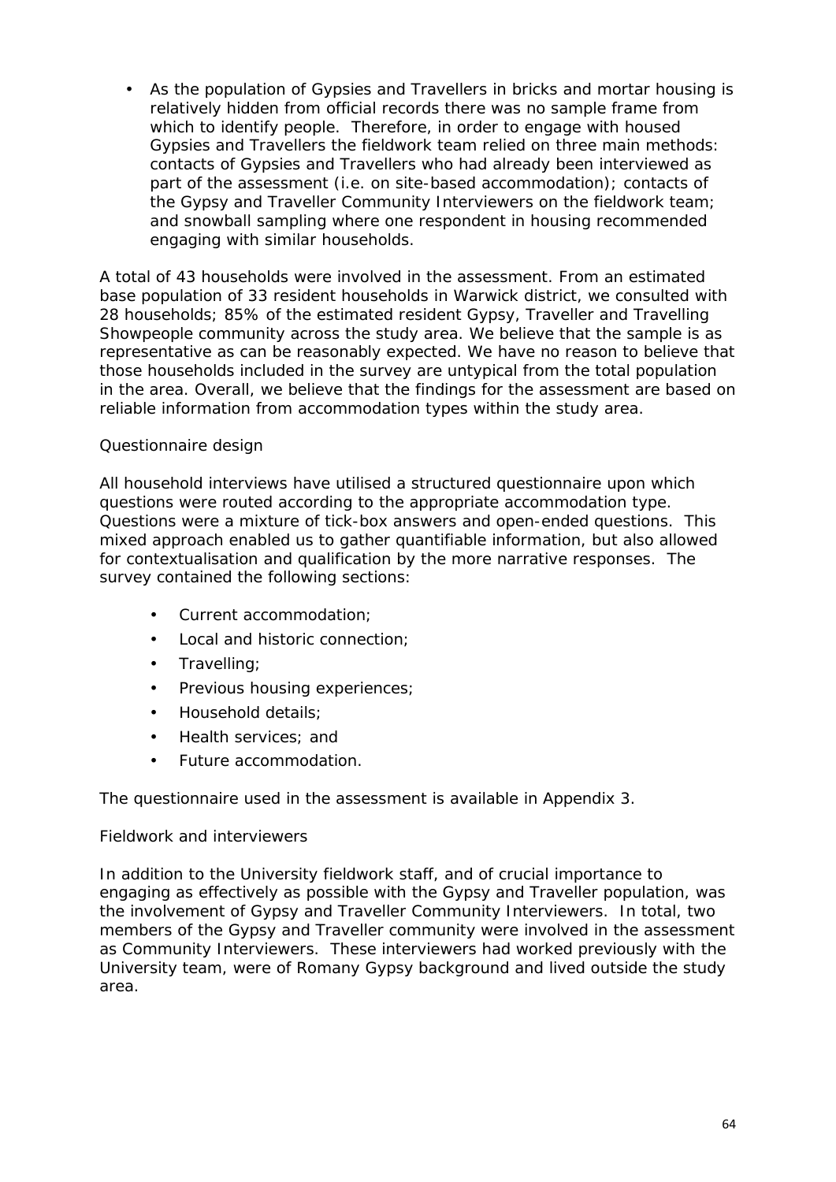- As the population of Gypsies and Travellers in bricks and mortar housing is relatively hidden from official records there was no sample frame from which to identify people. Therefore, in order to engage with housed Gypsies and Travellers the fieldwork team relied on three main methods: contacts of Gypsies and Travellers who had already been interviewed as part of the assessment (i.e. on site-based accommodation); contacts of the Gypsy and Traveller Community Interviewers on the fieldwork team; and snowball sampling where one respondent in housing recommended engaging with similar households.

A total of 43 households were involved in the assessment. From an estimated base population of 33 resident households in Warwick district, we consulted with 28 households; 85% of the estimated resident Gypsy, Traveller and Travelling Showpeople community across the study area. We believe that the sample is as representative as can be reasonably expected. We have no reason to believe that those households included in the survey are untypical from the total population in the area. Overall, we believe that the findings for the assessment are based on reliable information from accommodation types within the study area.

*Questionnaire design*

All household interviews have utilised a structured questionnaire upon which questions were routed according to the appropriate accommodation type. Questions were a mixture of tick-box answers and open-ended questions. This mixed approach enabled us to gather quantifiable information, but also allowed for contextualisation and qualification by the more narrative responses. The survey contained the following sections:

- Current accommodation;
- Local and historic connection;
- Travelling;
- Previous housing experiences;
- Household details;
- Health services; and
- Future accommodation.

The questionnaire used in the assessment is available in Appendix 3.

*Fieldwork and interviewers*

In addition to the University fieldwork staff, and of crucial importance to engaging as effectively as possible with the Gypsy and Traveller population, was the involvement of Gypsy and Traveller Community Interviewers. In total, two members of the Gypsy and Traveller community were involved in the assessment as Community Interviewers. These interviewers had worked previously with the University team, were of Romany Gypsy background and lived outside the study area.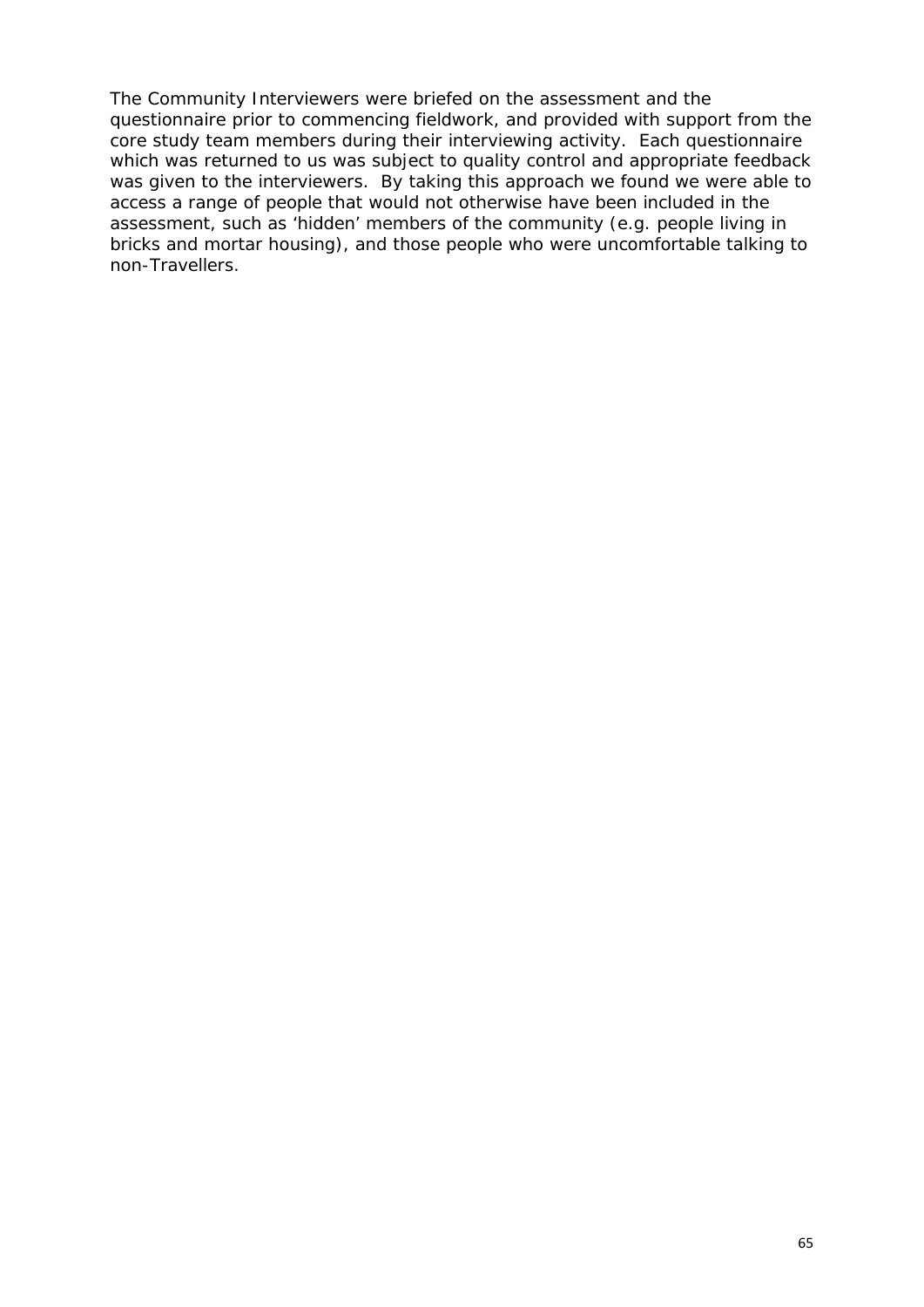The Community Interviewers were briefed on the assessment and the questionnaire prior to commencing fieldwork, and provided with support from the core study team members during their interviewing activity. Each questionnaire which was returned to us was subject to quality control and appropriate feedback was given to the interviewers. By taking this approach we found we were able to access a range of people that would not otherwise have been included in the assessment, such as 'hidden' members of the community (e.g. people living in bricks and mortar housing), and those people who were uncomfortable talking to non-Travellers.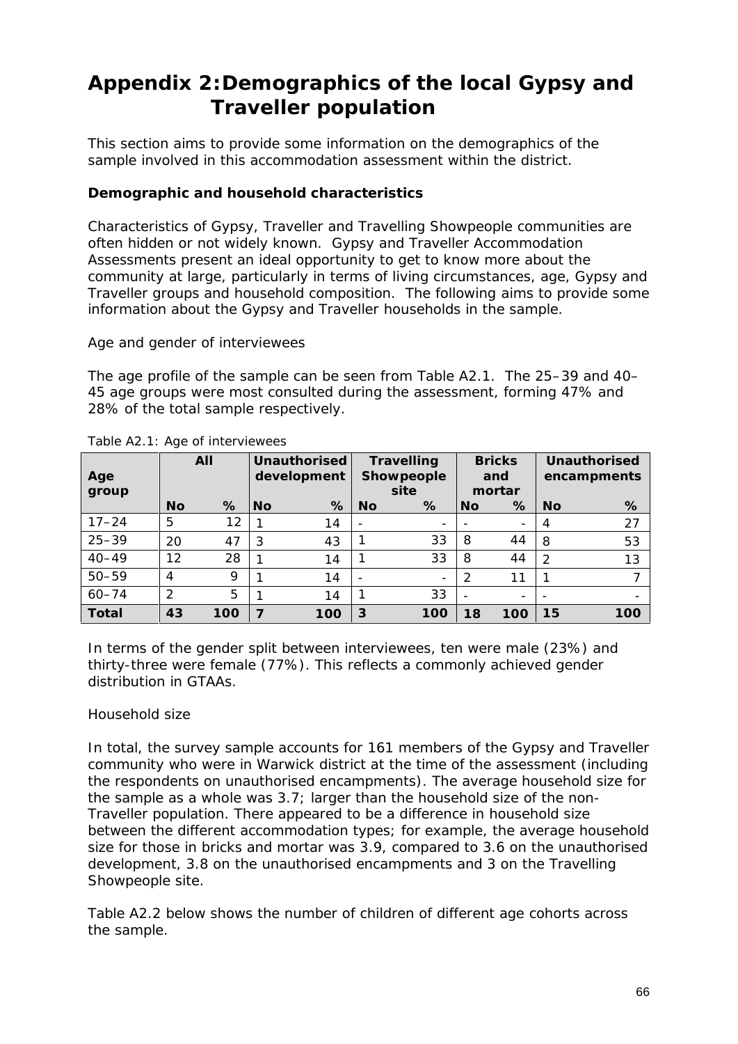# Appendix 2: Demographics of the local Gypsy and Traveller population

This section aims to provide some information on the demographics of the sample involved in this accommodation assessment within the district.

**Demographic and household characteristics**

Characteristics of Gypsy, Traveller and Travelling Showpeople communities are often hidden or not widely known. Gypsy and Traveller Accommodation Assessments present an ideal opportunity to get to know more about the community at large, particularly in terms of living circumstances, age, Gypsy and Traveller groups and household composition. The following aims to provide some information about the Gypsy and Traveller households in the sample.

Age and gender of interviewees

The age profile of the sample can be seen from Table A2.1. The 25–39 and 40–45 age groups were most consulted during the assessment, forming 47% and 28% of the total sample respectively.

Table A2.1: Age of interviewees

| Age group | All | | Unauthorised development | | Travelling Showpeople site | | Bricks and mortar | | Unauthorised encampments | |
|---|---|---|---|---|---|---|---|---|---|---|
| | **No** | **%** | **No** | **%** | **No** | **%** | **No** | **%** | **No** | **%** |
| 17–24 | 5 | 12 | 1 | 14 | - | - | - | - | 4 | 27 |
| 25–39 | 20 | 47 | 3 | 43 | 1 | 33 | 8 | 44 | 8 | 53 |
| 40–49 | 12 | 28 | 1 | 14 | 1 | 33 | 8 | 44 | 2 | 13 |
| 50–59 | 4 | 9 | 1 | 14 | - | - | 2 | 11 | 1 | 7 |
| 60–74 | 2 | 5 | 1 | 14 | 1 | 33 | - | - | - | - |
| **Total** | **43** | **100** | **7** | **100** | **3** | **100** | **18** | **100** | **15** | **100** |

In terms of the gender split between interviewees, ten were male (23%) and thirty-three were female (77%). This reflects a commonly achieved gender distribution in GTAAs.

Household size

In total, the survey sample accounts for 161 members of the Gypsy and Traveller community who were in Warwick district at the time of the assessment (including the respondents on unauthorised encampments). The average household size for the sample as a whole was 3.7; larger than the household size of the non-Traveller population. There appeared to be a difference in household size between the different accommodation types; for example, the average household size for those in bricks and mortar was 3.9, compared to 3.6 on the unauthorised development, 3.8 on the unauthorised encampments and 3 on the Travelling Showpeople site.

Table A2.2 below shows the number of children of different age cohorts across the sample.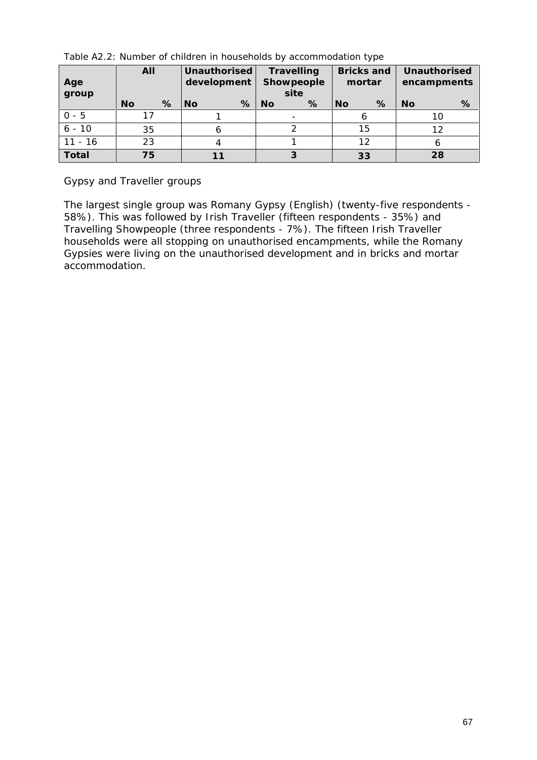Table A2.2: Number of children in households by accommodation type

| Age group | All | | Unauthorised development | | Travelling Showpeople site | | Bricks and mortar | | Unauthorised encampments | |
|---|---|---|---|---|---|---|---|---|---|---|
| | No | % | No | % | No | % | No | % | No | % |
| 0 - 5 | 17 | | 1 | | - | | 6 | | 10 | |
| 6 - 10 | 35 | | 6 | | 2 | | 15 | | 12 | |
| 11 - 16 | 23 | | 4 | | 1 | | 12 | | 6 | |
| **Total** | **75** | | **11** | | **3** | | **33** | | **28** | |

Gypsy and Traveller groups

The largest single group was Romany Gypsy (English) (twenty-five respondents - 58%). This was followed by Irish Traveller (fifteen respondents - 35%) and Travelling Showpeople (three respondents - 7%). The fifteen Irish Traveller households were all stopping on unauthorised encampments, while the Romany Gypsies were living on the unauthorised development and in bricks and mortar accommodation.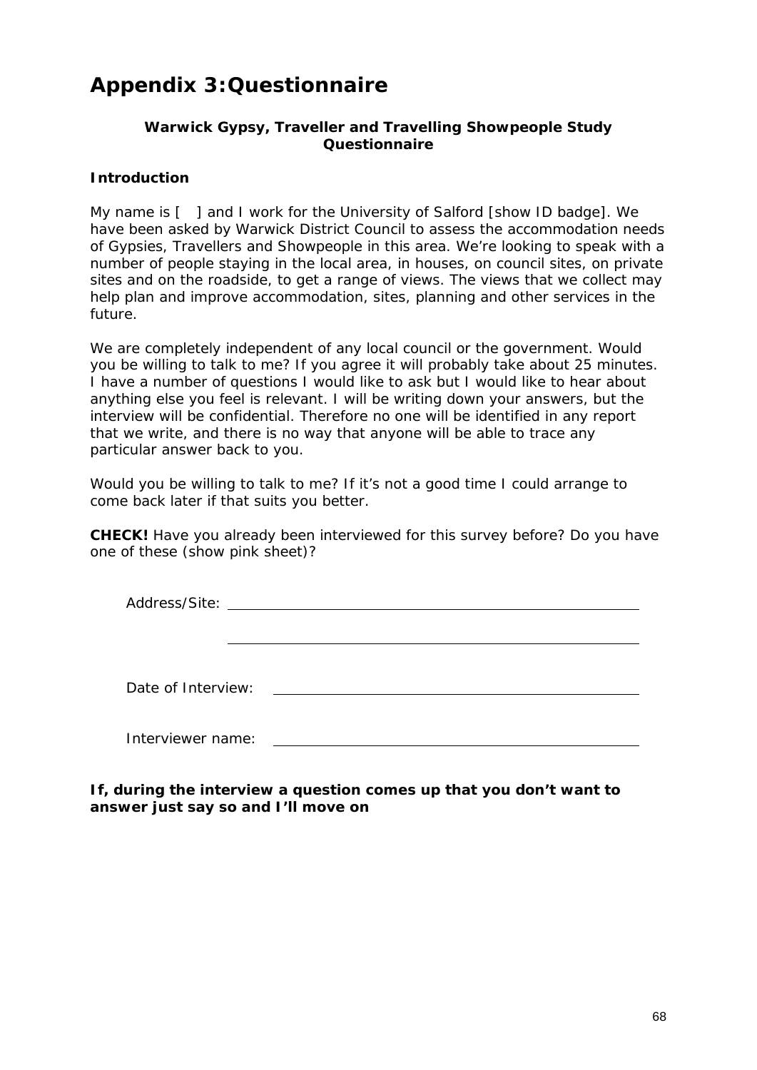# Appendix 3:Questionnaire

**Warwick Gypsy, Traveller and Travelling Showpeople Study Questionnaire**

**Introduction**

My name is [   ] and I work for the University of Salford [show ID badge]. We have been asked by Warwick District Council to assess the accommodation needs of Gypsies, Travellers and Showpeople in this area. We're looking to speak with a number of people staying in the local area, in houses, on council sites, on private sites and on the roadside, to get a range of views. The views that we collect may help plan and improve accommodation, sites, planning and other services in the future.

We are completely independent of any local council or the government. Would you be willing to talk to me? If you agree it will probably take about 25 minutes. I have a number of questions I would like to ask but I would like to hear about anything else you feel is relevant. I will be writing down your answers, but the interview will be confidential. Therefore no one will be identified in any report that we write, and there is no way that anyone will be able to trace any particular answer back to you.

Would you be willing to talk to me? If it's not a good time I could arrange to come back later if that suits you better.

**CHECK!** Have you already been interviewed for this survey before? Do you have one of these (show pink sheet)?

Address/Site: ______________________________________________

______________________________________________

Date of Interview: ______________________________________________

Interviewer name: ______________________________________________

**If, during the interview a question comes up that you don't want to answer just say so and I'll move on**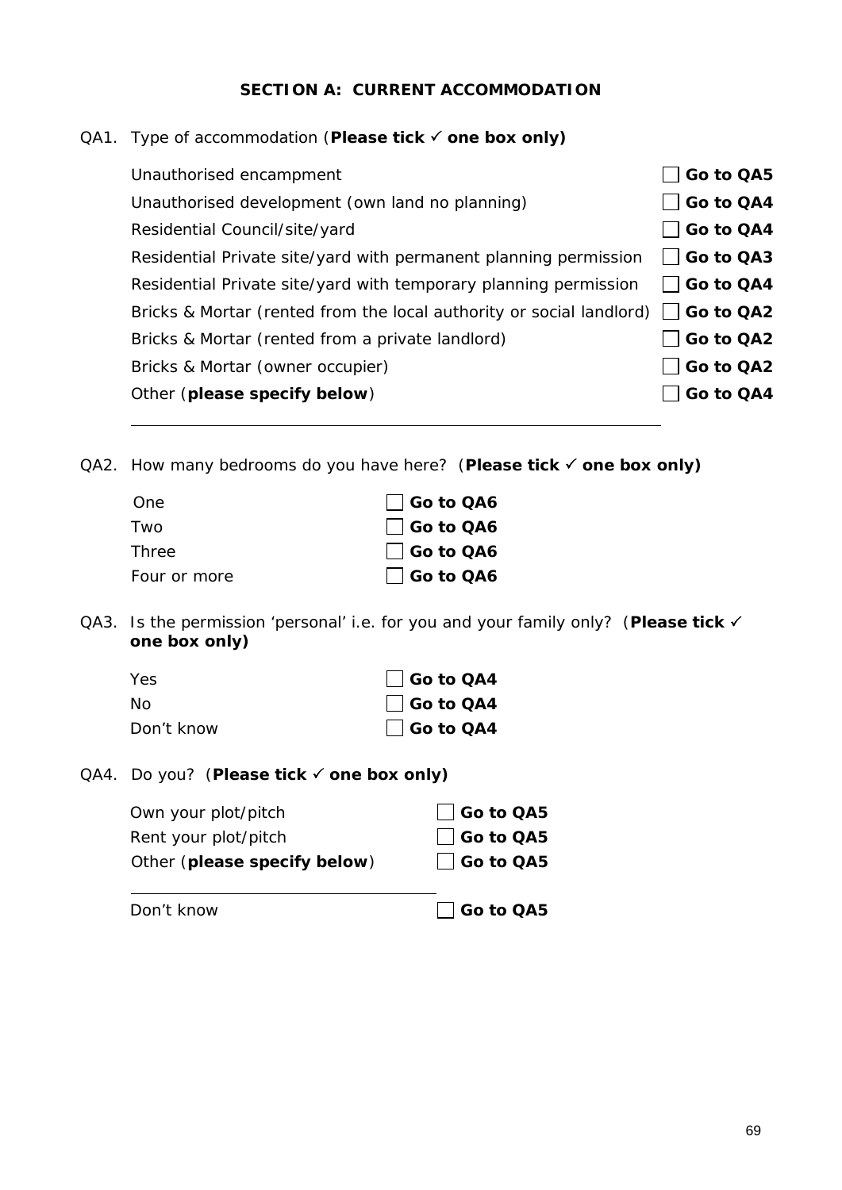## SECTION A: CURRENT ACCOMMODATION

QA1. Type of accommodation (**Please tick ✓ one box only)**

| | | |
|---|---|---|
| Unauthorised encampment | ☐ | **Go to QA5** |
| Unauthorised development (own land no planning) | ☐ | **Go to QA4** |
| Residential Council/site/yard | ☐ | **Go to QA4** |
| Residential Private site/yard with permanent planning permission | ☐ | **Go to QA3** |
| Residential Private site/yard with temporary planning permission | ☐ | **Go to QA4** |
| Bricks & Mortar (rented from the local authority or social landlord) | ☐ | **Go to QA2** |
| Bricks & Mortar (rented from a private landlord) | ☐ | **Go to QA2** |
| Bricks & Mortar (owner occupier) | ☐ | **Go to QA2** |
| Other (**please specify below**) | ☐ | **Go to QA4** |

\_\_\_\_\_\_\_\_\_\_\_\_\_\_\_\_\_\_\_\_\_\_\_\_\_\_\_\_\_\_\_\_\_\_\_\_\_\_\_\_\_\_\_\_\_\_\_\_\_\_\_\_\_\_\_\_

QA2. How many bedrooms do you have here? (**Please tick ✓ one box only)**

| | | |
|---|---|---|
| One | ☐ | **Go to QA6** |
| Two | ☐ | **Go to QA6** |
| Three | ☐ | **Go to QA6** |
| Four or more | ☐ | **Go to QA6** |

QA3. Is the permission 'personal' i.e. for you and your family only? (**Please tick ✓ one box only)**

| | | |
|---|---|---|
| Yes | ☐ | **Go to QA4** |
| No | ☐ | **Go to QA4** |
| Don't know | ☐ | **Go to QA4** |

QA4. Do you? (**Please tick ✓ one box only)**

| | | |
|---|---|---|
| Own your plot/pitch | ☐ | **Go to QA5** |
| Rent your plot/pitch | ☐ | **Go to QA5** |
| Other (**please specify below**) | ☐ | **Go to QA5** |

\_\_\_\_\_\_\_\_\_\_\_\_\_\_\_\_\_\_\_\_\_\_\_\_\_\_\_\_\_\_\_\_\_\_\_\_\_

| | | |
|---|---|---|
| Don't know | ☐ | **Go to QA5** |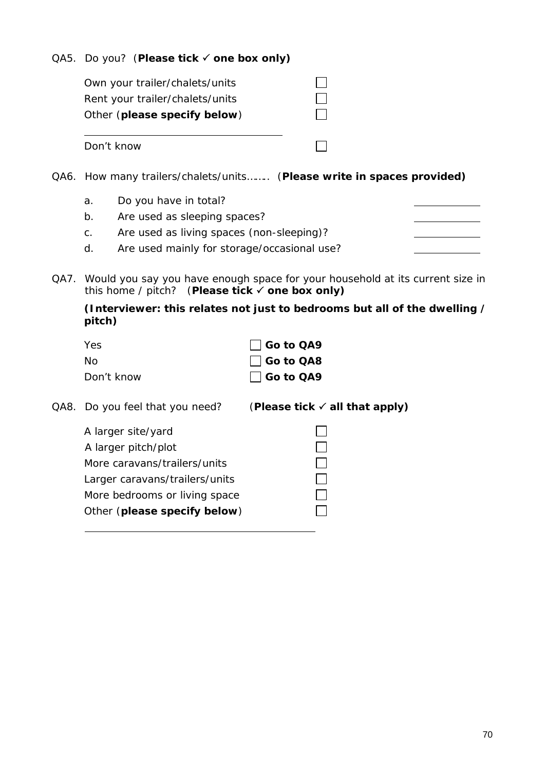QA5. Do you? (**Please tick ✓ one box only)**

- Own your trailer/chalets/units ☐
- Rent your trailer/chalets/units ☐
- Other (**please specify below**) ☐

\_\_\_\_\_\_\_\_\_\_\_\_\_\_\_\_\_\_\_\_\_\_\_\_\_\_\_\_\_\_\_\_\_\_

- Don't know ☐

QA6. How many trailers/chalets/units…….. (**Please write in spaces provided)**

a. Do you have in total? \_\_\_\_\_\_\_\_\_\_

b. Are used as sleeping spaces? \_\_\_\_\_\_\_\_\_\_

c. Are used as living spaces (non-sleeping)? \_\_\_\_\_\_\_\_\_\_

d. Are used mainly for storage/occasional use? \_\_\_\_\_\_\_\_\_\_

QA7. Would you say you have enough space for your household at its current size in this home / pitch? (**Please tick ✓ one box only)**

**(Interviewer: this relates not just to bedrooms but all of the dwelling / pitch)**

- Yes ☐ **Go to QA9**
- No ☐ **Go to QA8**
- Don't know ☐ **Go to QA9**

QA8. Do you feel that you need? (**Please tick ✓ all that apply)**

- A larger site/yard ☐
- A larger pitch/plot ☐
- More caravans/trailers/units ☐
- Larger caravans/trailers/units ☐
- More bedrooms or living space ☐
- Other (**please specify below**) ☐

\_\_\_\_\_\_\_\_\_\_\_\_\_\_\_\_\_\_\_\_\_\_\_\_\_\_\_\_\_\_\_\_\_\_\_\_\_\_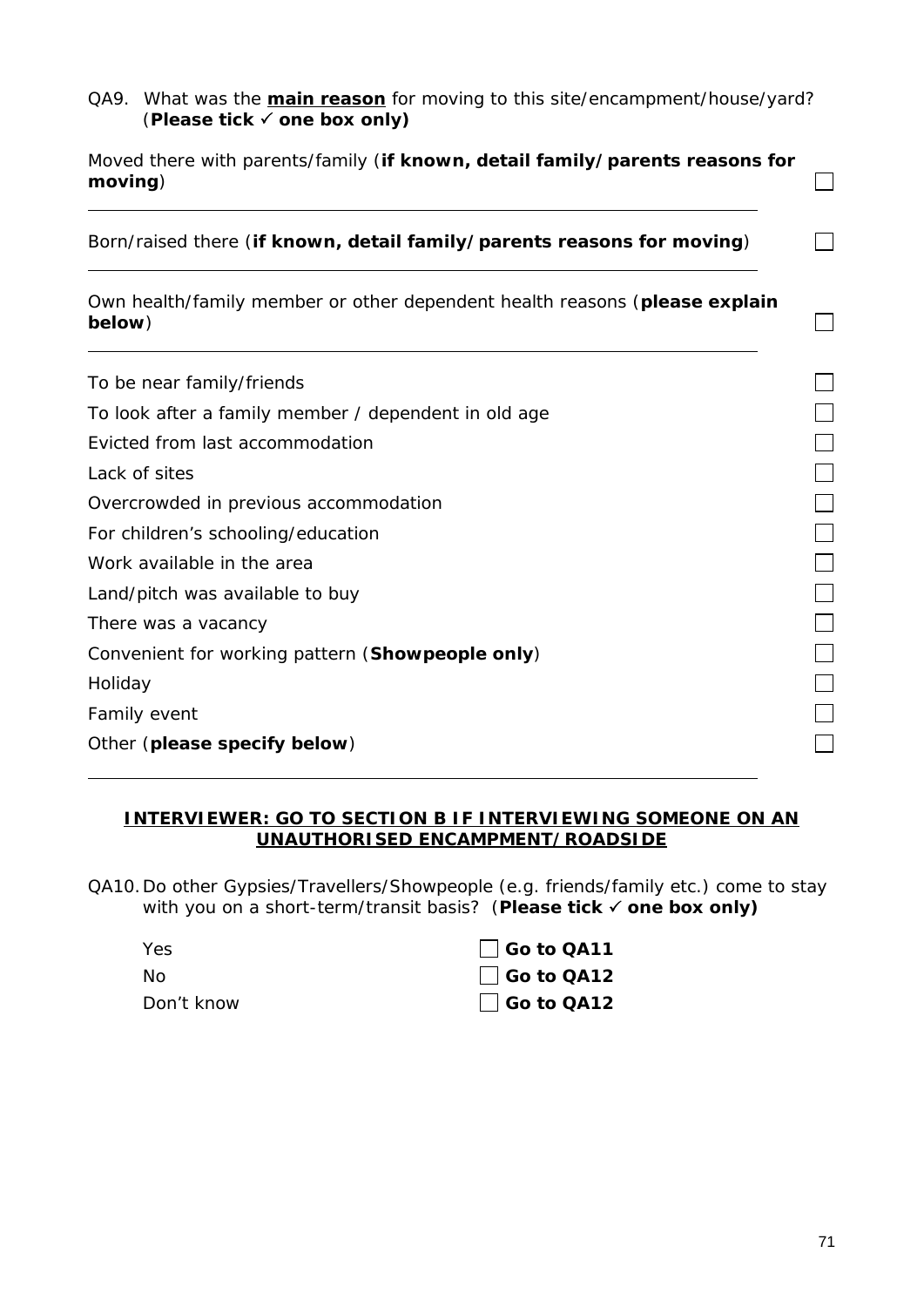QA9. What was the **main reason** for moving to this site/encampment/house/yard? (**Please tick ✓ one box only)**

| | |
|---|---|
| Moved there with parents/family (**if known, detail family/parents reasons for moving**) ______________________________ | ☐ |
| Born/raised there (**if known, detail family/parents reasons for moving**) ______________________________ | ☐ |
| Own health/family member or other dependent health reasons (**please explain below**) ______________________________ | ☐ |
| To be near family/friends | ☐ |
| To look after a family member / dependent in old age | ☐ |
| Evicted from last accommodation | ☐ |
| Lack of sites | ☐ |
| Overcrowded in previous accommodation | ☐ |
| For children's schooling/education | ☐ |
| Work available in the area | ☐ |
| Land/pitch was available to buy | ☐ |
| There was a vacancy | ☐ |
| Convenient for working pattern (**Showpeople only**) | ☐ |
| Holiday | ☐ |
| Family event | ☐ |
| Other (**please specify below**) ______________________________ | ☐ |

**INTERVIEWER: GO TO SECTION B IF INTERVIEWING SOMEONE ON AN UNAUTHORISED ENCAMPMENT/ROADSIDE**

QA10. Do other Gypsies/Travellers/Showpeople (e.g. friends/family etc.) come to stay with you on a short-term/transit basis? (**Please tick ✓ one box only)**

| | |
|---|---|
| Yes | ☐ **Go to QA11** |
| No | ☐ **Go to QA12** |
| Don't know | ☐ **Go to QA12** |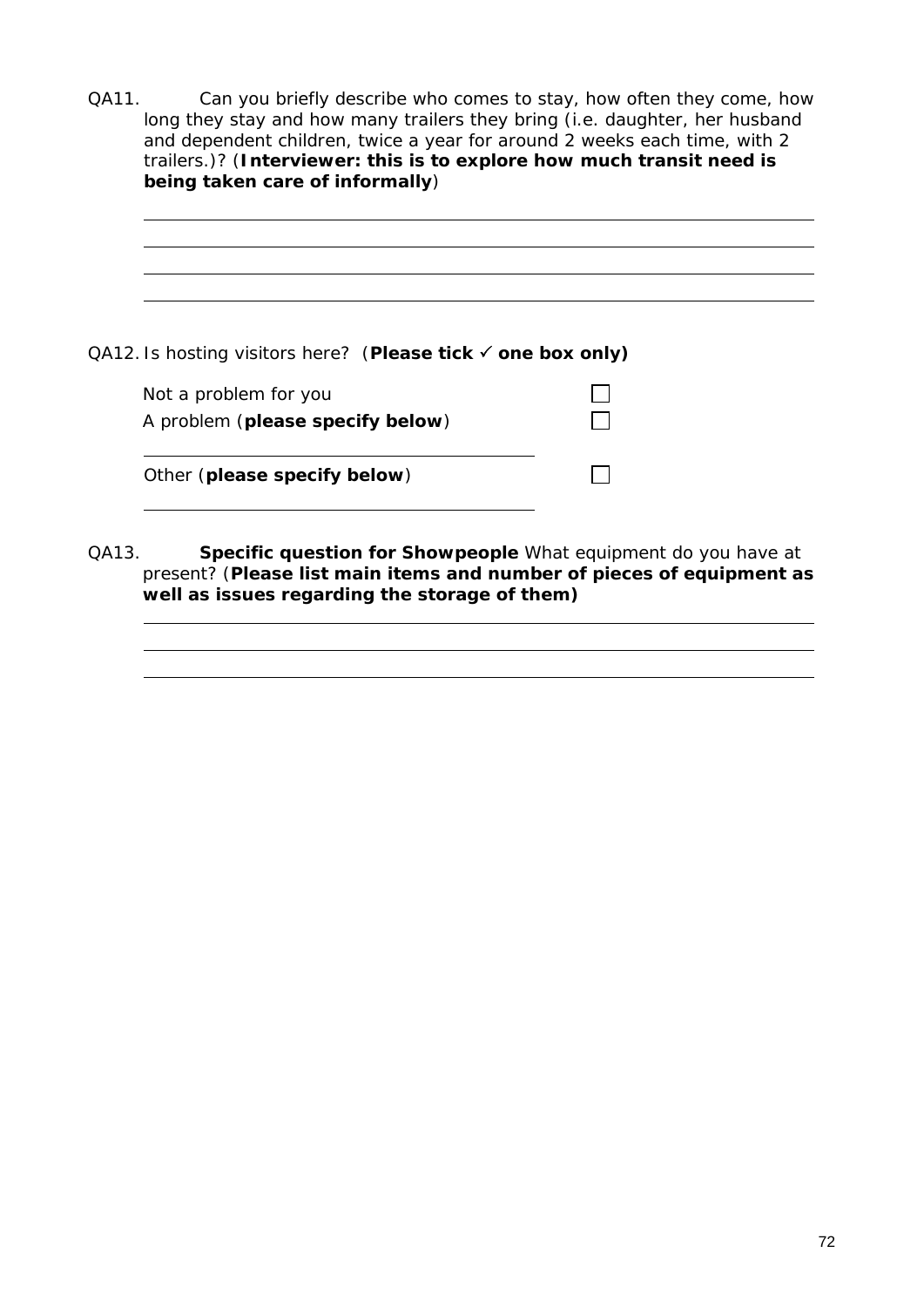QA11. Can you briefly describe who comes to stay, how often they come, how long they stay and how many trailers they bring (i.e. daughter, her husband and dependent children, twice a year for around 2 weeks each time, with 2 trailers.)? (**Interviewer: this is to explore how much transit need is being taken care of informally**)

\_\_\_\_\_\_\_\_\_\_\_\_\_\_\_\_\_\_\_\_\_\_\_\_\_\_\_\_\_\_\_\_\_\_\_\_\_\_\_\_\_\_\_\_\_\_\_\_\_\_\_\_\_\_\_\_\_\_\_\_

\_\_\_\_\_\_\_\_\_\_\_\_\_\_\_\_\_\_\_\_\_\_\_\_\_\_\_\_\_\_\_\_\_\_\_\_\_\_\_\_\_\_\_\_\_\_\_\_\_\_\_\_\_\_\_\_\_\_\_\_

\_\_\_\_\_\_\_\_\_\_\_\_\_\_\_\_\_\_\_\_\_\_\_\_\_\_\_\_\_\_\_\_\_\_\_\_\_\_\_\_\_\_\_\_\_\_\_\_\_\_\_\_\_\_\_\_\_\_\_\_

\_\_\_\_\_\_\_\_\_\_\_\_\_\_\_\_\_\_\_\_\_\_\_\_\_\_\_\_\_\_\_\_\_\_\_\_\_\_\_\_\_\_\_\_\_\_\_\_\_\_\_\_\_\_\_\_\_\_\_\_

QA12. Is hosting visitors here? (**Please tick ✓ one box only)**

| | |
|---|---|
| Not a problem for you | ☐ |
| A problem (**please specify below**) | ☐ |
| \_\_\_\_\_\_\_\_\_\_\_\_\_\_\_\_\_\_\_\_\_\_\_\_\_\_\_\_\_\_\_\_\_\_\_ | |
| Other (**please specify below**) | ☐ |
| \_\_\_\_\_\_\_\_\_\_\_\_\_\_\_\_\_\_\_\_\_\_\_\_\_\_\_\_\_\_\_\_\_\_\_ | |

QA13. **Specific question for Showpeople** What equipment do you have at present? (**Please list main items and number of pieces of equipment as well as issues regarding the storage of them)**

\_\_\_\_\_\_\_\_\_\_\_\_\_\_\_\_\_\_\_\_\_\_\_\_\_\_\_\_\_\_\_\_\_\_\_\_\_\_\_\_\_\_\_\_\_\_\_\_\_\_\_\_\_\_\_\_\_\_\_\_

\_\_\_\_\_\_\_\_\_\_\_\_\_\_\_\_\_\_\_\_\_\_\_\_\_\_\_\_\_\_\_\_\_\_\_\_\_\_\_\_\_\_\_\_\_\_\_\_\_\_\_\_\_\_\_\_\_\_\_\_

\_\_\_\_\_\_\_\_\_\_\_\_\_\_\_\_\_\_\_\_\_\_\_\_\_\_\_\_\_\_\_\_\_\_\_\_\_\_\_\_\_\_\_\_\_\_\_\_\_\_\_\_\_\_\_\_\_\_\_\_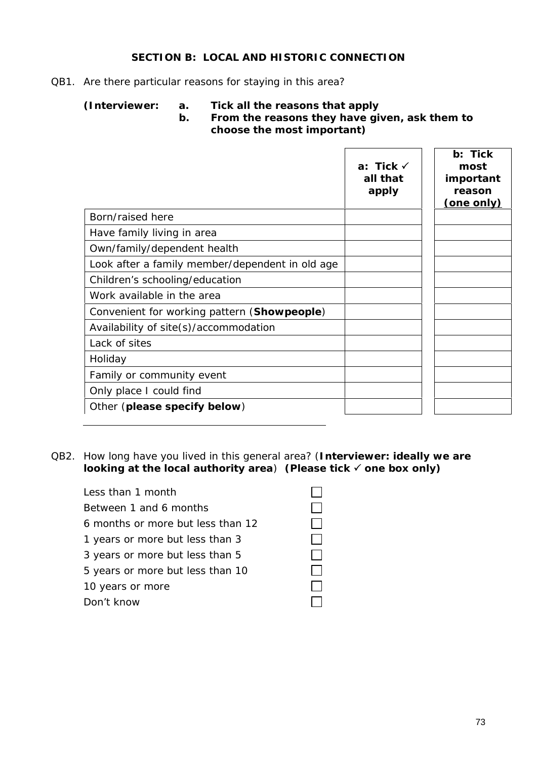### SECTION B: LOCAL AND HISTORIC CONNECTION

QB1. Are there particular reasons for staying in this area?

**(Interviewer: a. Tick all the reasons that apply**
**b. From the reasons they have given, ask them to choose the most important)**

| | **a: Tick ✓ all that apply** | **b: Tick most important reason (one only)** |
|---|---|---|
| Born/raised here | | |
| Have family living in area | | |
| Own/family/dependent health | | |
| Look after a family member/dependent in old age | | |
| Children's schooling/education | | |
| Work available in the area | | |
| Convenient for working pattern (**Showpeople**) | | |
| Availability of site(s)/accommodation | | |
| Lack of sites | | |
| Holiday | | |
| Family or community event | | |
| Only place I could find | | |
| Other (**please specify below**) | | |

______________________________

QB2. How long have you lived in this general area? (**Interviewer: ideally we are looking at the local authority area**) **(Please tick ✓ one box only)**

- Less than 1 month ☐
- Between 1 and 6 months ☐
- 6 months or more but less than 12 ☐
- 1 years or more but less than 3 ☐
- 3 years or more but less than 5 ☐
- 5 years or more but less than 10 ☐
- 10 years or more ☐
- Don't know ☐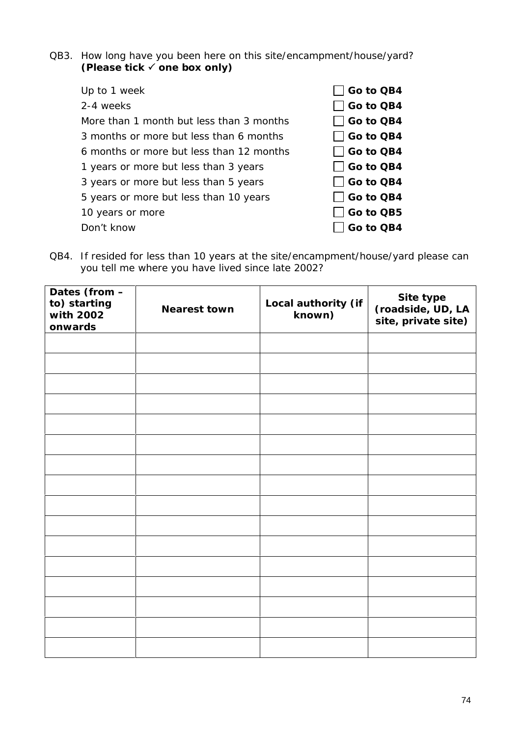QB3. How long have you been here on this site/encampment/house/yard?
**(Please tick ✓ one box only)**

| | | |
|---|---|---|
| Up to 1 week | ☐ | **Go to QB4** |
| 2-4 weeks | ☐ | **Go to QB4** |
| More than 1 month but less than 3 months | ☐ | **Go to QB4** |
| 3 months or more but less than 6 months | ☐ | **Go to QB4** |
| 6 months or more but less than 12 months | ☐ | **Go to QB4** |
| 1 years or more but less than 3 years | ☐ | **Go to QB4** |
| 3 years or more but less than 5 years | ☐ | **Go to QB4** |
| 5 years or more but less than 10 years | ☐ | **Go to QB4** |
| 10 years or more | ☐ | **Go to QB5** |
| Don't know | ☐ | **Go to QB4** |

QB4. If resided for less than 10 years at the site/encampment/house/yard please can you tell me where you have lived since late 2002?

| Dates (from – to) starting with 2002 onwards | Nearest town | Local authority (if known) | Site type (roadside, UD, LA site, private site) |
|---|---|---|---|
| | | | |
| | | | |
| | | | |
| | | | |
| | | | |
| | | | |
| | | | |
| | | | |
| | | | |
| | | | |
| | | | |
| | | | |
| | | | |
| | | | |
| | | | |
| | | | |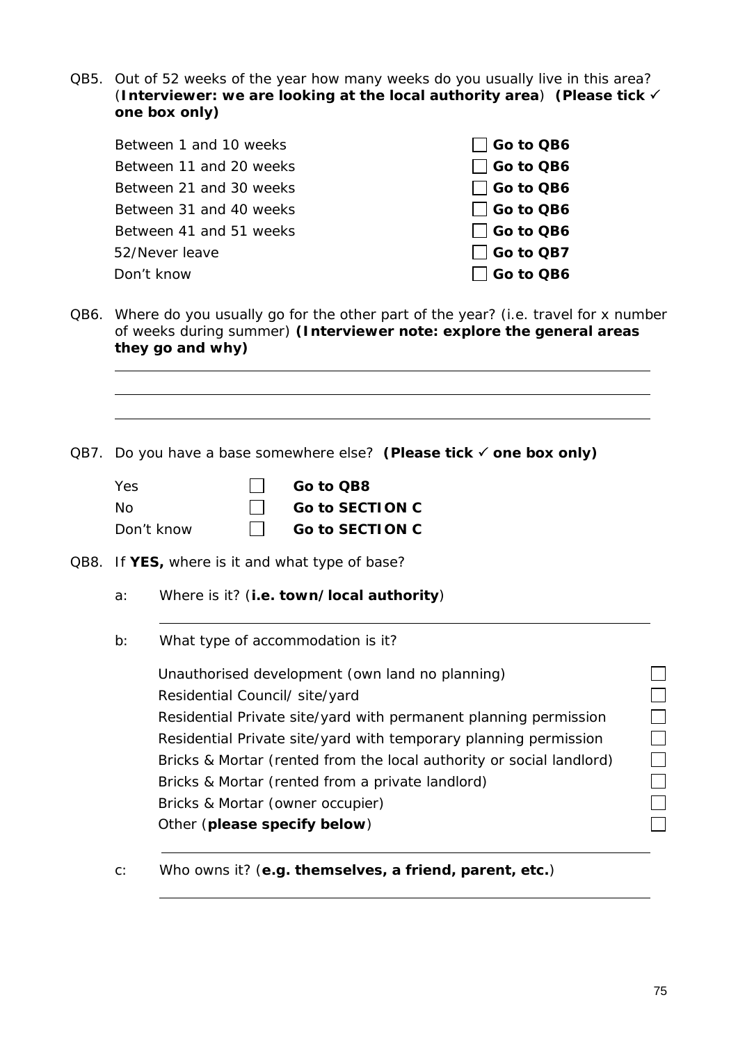QB5. Out of 52 weeks of the year how many weeks do you usually live in this area? (**Interviewer: we are looking at the local authority area**) **(Please tick ✓ one box only)**

| | | |
|---|---|---|
| Between 1 and 10 weeks | ☐ | **Go to QB6** |
| Between 11 and 20 weeks | ☐ | **Go to QB6** |
| Between 21 and 30 weeks | ☐ | **Go to QB6** |
| Between 31 and 40 weeks | ☐ | **Go to QB6** |
| Between 41 and 51 weeks | ☐ | **Go to QB6** |
| 52/Never leave | ☐ | **Go to QB7** |
| Don't know | ☐ | **Go to QB6** |

QB6. Where do you usually go for the other part of the year? (i.e. travel for x number of weeks during summer) **(Interviewer note: explore the general areas they go and why)**

\_\_\_\_\_\_\_\_\_\_\_\_\_\_\_\_\_\_\_\_\_\_\_\_\_\_\_\_\_\_\_\_\_\_\_\_\_\_\_\_\_\_\_\_\_\_\_\_\_\_\_\_\_\_\_\_\_\_\_\_

\_\_\_\_\_\_\_\_\_\_\_\_\_\_\_\_\_\_\_\_\_\_\_\_\_\_\_\_\_\_\_\_\_\_\_\_\_\_\_\_\_\_\_\_\_\_\_\_\_\_\_\_\_\_\_\_\_\_\_\_

\_\_\_\_\_\_\_\_\_\_\_\_\_\_\_\_\_\_\_\_\_\_\_\_\_\_\_\_\_\_\_\_\_\_\_\_\_\_\_\_\_\_\_\_\_\_\_\_\_\_\_\_\_\_\_\_\_\_\_\_

QB7. Do you have a base somewhere else? **(Please tick ✓ one box only)**

| | | |
|---|---|---|
| Yes | ☐ | **Go to QB8** |
| No | ☐ | **Go to SECTION C** |
| Don't know | ☐ | **Go to SECTION C** |

QB8. If **YES,** where is it and what type of base?

a: Where is it? (**i.e. town/local authority**)

\_\_\_\_\_\_\_\_\_\_\_\_\_\_\_\_\_\_\_\_\_\_\_\_\_\_\_\_\_\_\_\_\_\_\_\_\_\_\_\_\_\_\_\_\_\_\_\_\_\_\_\_\_\_

b: What type of accommodation is it?

| | |
|---|---|
| Unauthorised development (own land no planning) | ☐ |
| Residential Council/ site/yard | ☐ |
| Residential Private site/yard with permanent planning permission | ☐ |
| Residential Private site/yard with temporary planning permission | ☐ |
| Bricks & Mortar (rented from the local authority or social landlord) | ☐ |
| Bricks & Mortar (rented from a private landlord) | ☐ |
| Bricks & Mortar (owner occupier) | ☐ |
| Other (**please specify below**) | ☐ |

\_\_\_\_\_\_\_\_\_\_\_\_\_\_\_\_\_\_\_\_\_\_\_\_\_\_\_\_\_\_\_\_\_\_\_\_\_\_\_\_\_\_\_\_\_\_\_\_\_\_\_\_\_\_

c: Who owns it? (**e.g. themselves, a friend, parent, etc.**)

\_\_\_\_\_\_\_\_\_\_\_\_\_\_\_\_\_\_\_\_\_\_\_\_\_\_\_\_\_\_\_\_\_\_\_\_\_\_\_\_\_\_\_\_\_\_\_\_\_\_\_\_\_\_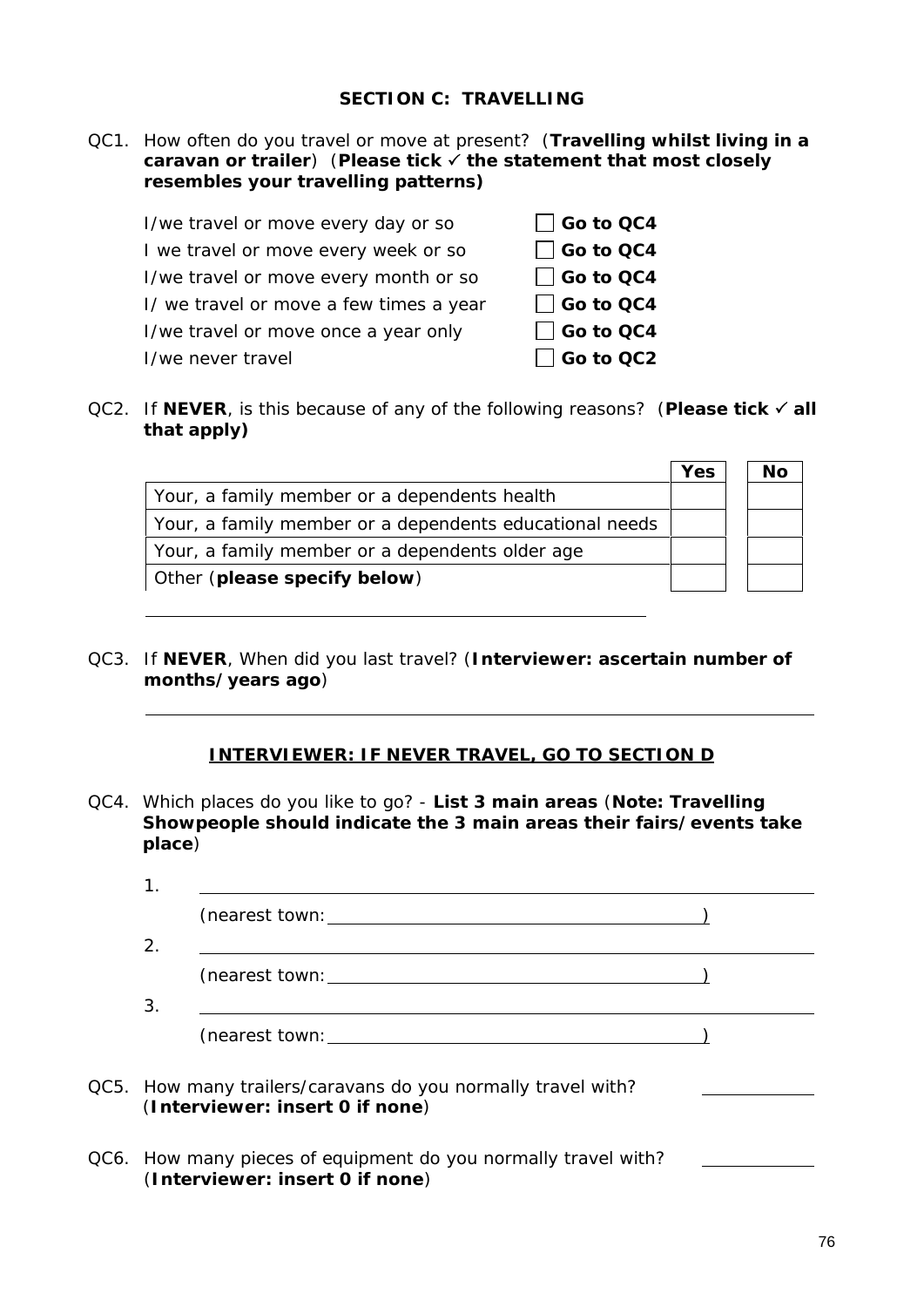## SECTION C: TRAVELLING

QC1. How often do you travel or move at present? (**Travelling whilst living in a caravan or trailer**) (**Please tick ✓ the statement that most closely resembles your travelling patterns)**

| | | |
|---|---|---|
| I/we travel or move every day or so | ☐ | **Go to QC4** |
| I we travel or move every week or so | ☐ | **Go to QC4** |
| I/we travel or move every month or so | ☐ | **Go to QC4** |
| I/ we travel or move a few times a year | ☐ | **Go to QC4** |
| I/we travel or move once a year only | ☐ | **Go to QC4** |
| I/we never travel | ☐ | **Go to QC2** |

QC2. If **NEVER**, is this because of any of the following reasons? (**Please tick ✓ all that apply)**

| | Yes | No |
|---|---|---|
| Your, a family member or a dependents health | | |
| Your, a family member or a dependents educational needs | | |
| Your, a family member or a dependents older age | | |
| Other (**please specify below**) | | |

\_\_\_\_\_\_\_\_\_\_\_\_\_\_\_\_\_\_\_\_\_\_\_\_\_\_\_\_\_\_\_\_\_\_\_\_\_\_\_\_

QC3. If **NEVER**, When did you last travel? (**Interviewer: ascertain number of months/years ago**)

\_\_\_\_\_\_\_\_\_\_\_\_\_\_\_\_\_\_\_\_\_\_\_\_\_\_\_\_\_\_\_\_\_\_\_\_\_\_\_\_

**INTERVIEWER: IF NEVER TRAVEL, GO TO SECTION D**

QC4. Which places do you like to go? - **List 3 main areas** (**Note: Travelling Showpeople should indicate the 3 main areas their fairs/events take place**)

1. \_\_\_\_\_\_\_\_\_\_\_\_\_\_\_\_\_\_\_\_\_\_\_\_\_\_\_\_\_\_\_\_\_\_\_\_\_\_\_\_
   (nearest town: \_\_\_\_\_\_\_\_\_\_\_\_\_\_\_\_\_\_\_\_\_\_\_\_\_\_\_\_\_\_)
2. \_\_\_\_\_\_\_\_\_\_\_\_\_\_\_\_\_\_\_\_\_\_\_\_\_\_\_\_\_\_\_\_\_\_\_\_\_\_\_\_
   (nearest town: \_\_\_\_\_\_\_\_\_\_\_\_\_\_\_\_\_\_\_\_\_\_\_\_\_\_\_\_\_\_)
3. \_\_\_\_\_\_\_\_\_\_\_\_\_\_\_\_\_\_\_\_\_\_\_\_\_\_\_\_\_\_\_\_\_\_\_\_\_\_\_\_
   (nearest town: \_\_\_\_\_\_\_\_\_\_\_\_\_\_\_\_\_\_\_\_\_\_\_\_\_\_\_\_\_\_)

QC5. How many trailers/caravans do you normally travel with? \_\_\_\_\_\_\_\_\_\_
(**Interviewer: insert 0 if none**)

QC6. How many pieces of equipment do you normally travel with? \_\_\_\_\_\_\_\_\_\_
(**Interviewer: insert 0 if none**)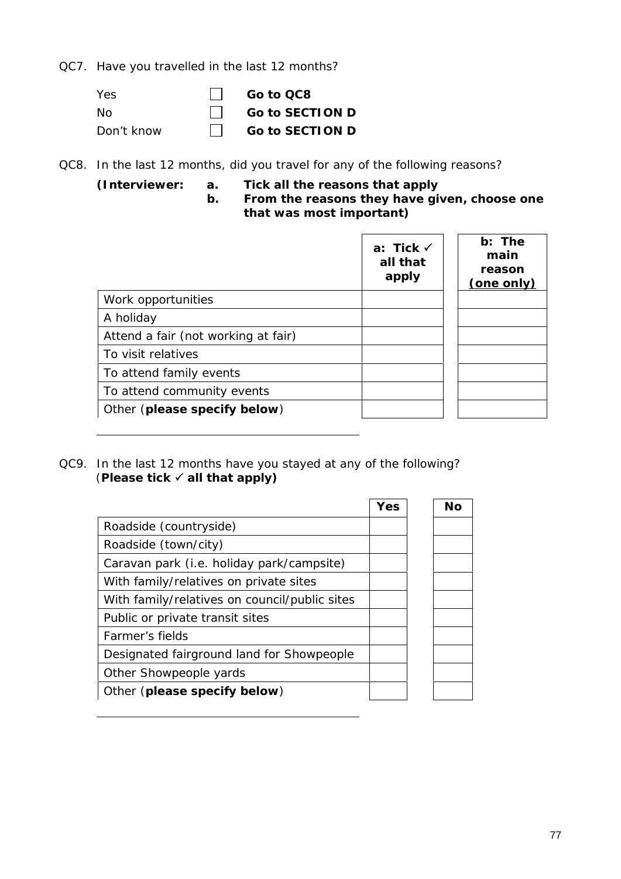QC7. Have you travelled in the last 12 months?

| | | |
|---|---|---|
| Yes | ☐ | **Go to QC8** |
| No | ☐ | **Go to SECTION D** |
| Don't know | ☐ | **Go to SECTION D** |

QC8. In the last 12 months, did you travel for any of the following reasons?

**(Interviewer:**
**a. Tick all the reasons that apply**
**b. From the reasons they have given, choose one that was most important)**

| | **a: Tick ✓ all that apply** | **b: The main reason (one only)** |
|---|---|---|
| Work opportunities | | |
| A holiday | | |
| Attend a fair (not working at fair) | | |
| To visit relatives | | |
| To attend family events | | |
| To attend community events | | |
| Other (**please specify below**) | | |

_______________________________________

QC9. In the last 12 months have you stayed at any of the following? (**Please tick ✓ all that apply)**

| | **Yes** | **No** |
|---|---|---|
| Roadside (countryside) | | |
| Roadside (town/city) | | |
| Caravan park (i.e. holiday park/campsite) | | |
| With family/relatives on private sites | | |
| With family/relatives on council/public sites | | |
| Public or private transit sites | | |
| Farmer's fields | | |
| Designated fairground land for Showpeople | | |
| Other Showpeople yards | | |
| Other (**please specify below**) | | |

_______________________________________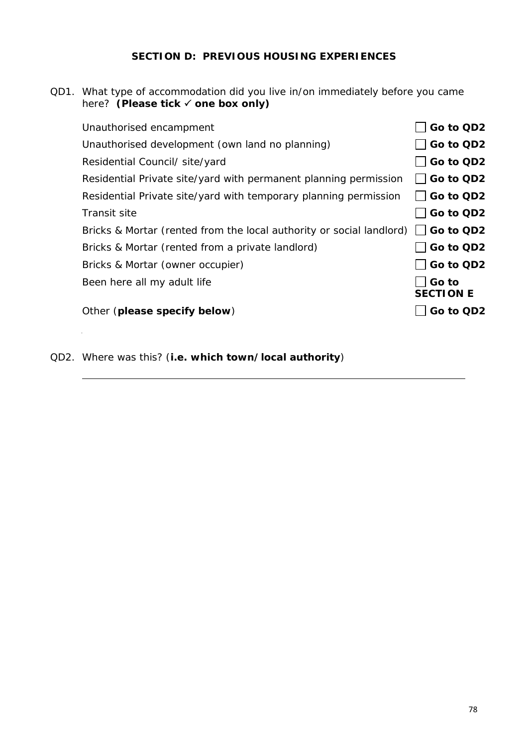## SECTION D: PREVIOUS HOUSING EXPERIENCES

QD1. What type of accommodation did you live in/on immediately before you came here? **(Please tick ✓ one box only)**

| | |
|---|---|
| Unauthorised encampment | ☐ **Go to QD2** |
| Unauthorised development (own land no planning) | ☐ **Go to QD2** |
| Residential Council/ site/yard | ☐ **Go to QD2** |
| Residential Private site/yard with permanent planning permission | ☐ **Go to QD2** |
| Residential Private site/yard with temporary planning permission | ☐ **Go to QD2** |
| Transit site | ☐ **Go to QD2** |
| Bricks & Mortar (rented from the local authority or social landlord) | ☐ **Go to QD2** |
| Bricks & Mortar (rented from a private landlord) | ☐ **Go to QD2** |
| Bricks & Mortar (owner occupier) | ☐ **Go to QD2** |
| Been here all my adult life | ☐ **Go to SECTION E** |
| Other (**please specify below**) | ☐ **Go to QD2** |

QD2. Where was this? (**i.e. which town/local authority**)

_______________________________________________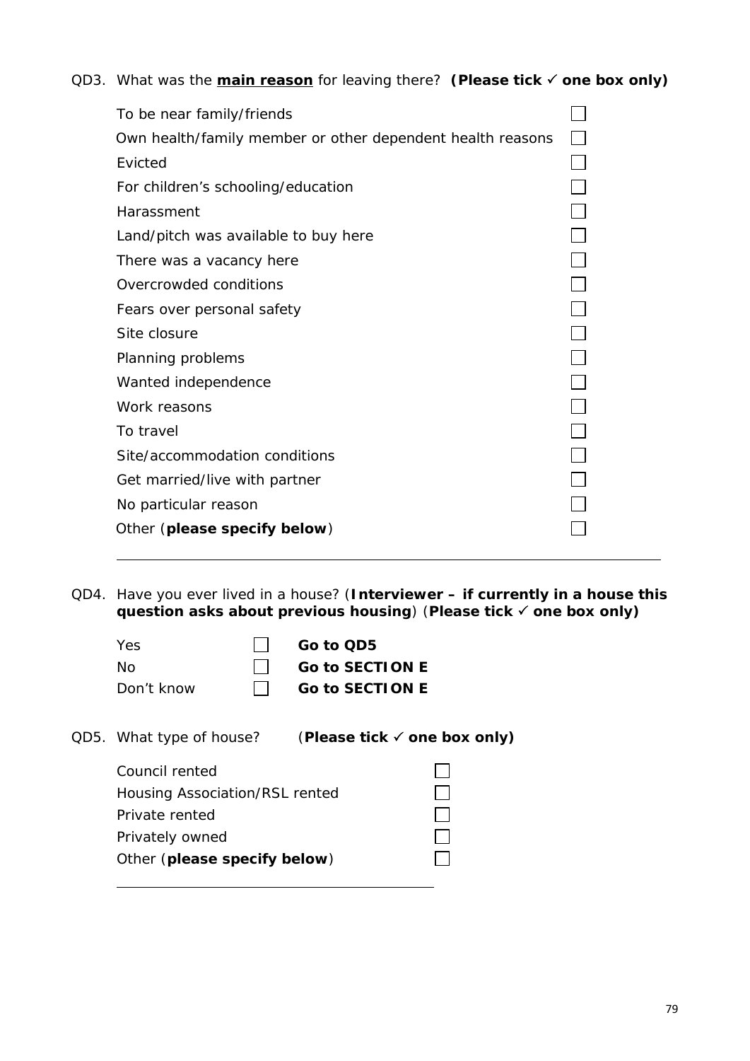QD3. What was the **main reason** for leaving there? **(Please tick ✓ one box only)**

| | |
|---|---|
| To be near family/friends | ☐ |
| Own health/family member or other dependent health reasons | ☐ |
| Evicted | ☐ |
| For children's schooling/education | ☐ |
| Harassment | ☐ |
| Land/pitch was available to buy here | ☐ |
| There was a vacancy here | ☐ |
| Overcrowded conditions | ☐ |
| Fears over personal safety | ☐ |
| Site closure | ☐ |
| Planning problems | ☐ |
| Wanted independence | ☐ |
| Work reasons | ☐ |
| To travel | ☐ |
| Site/accommodation conditions | ☐ |
| Get married/live with partner | ☐ |
| No particular reason | ☐ |
| Other (**please specify below**) | ☐ |

_______________________________________________________________

QD4. Have you ever lived in a house? (**Interviewer – if currently in a house this question asks about previous housing**) (**Please tick ✓ one box only)**

| | | |
|---|---|---|
| Yes | ☐ | **Go to QD5** |
| No | ☐ | **Go to SECTION E** |
| Don't know | ☐ | **Go to SECTION E** |

QD5. What type of house? (**Please tick ✓ one box only)**

| | |
|---|---|
| Council rented | ☐ |
| Housing Association/RSL rented | ☐ |
| Private rented | ☐ |
| Privately owned | ☐ |
| Other (**please specify below**) | ☐ |

_________________________________________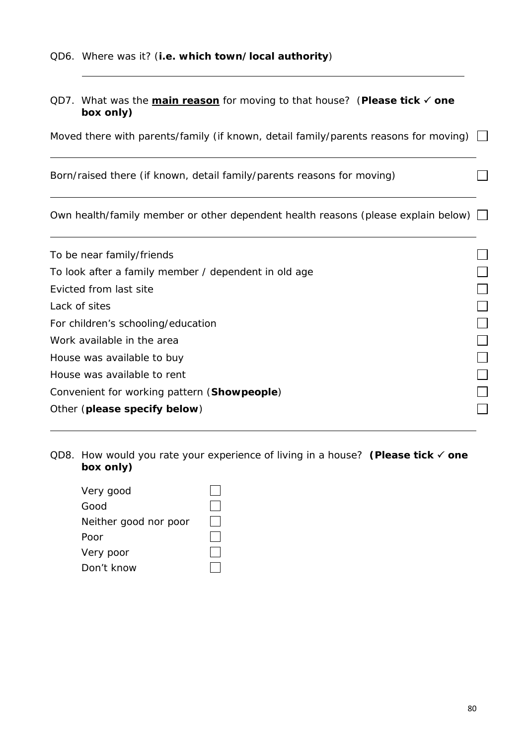QD6. Where was it? (**i.e. which town/local authority**)

\_\_\_\_\_\_\_\_\_\_\_\_\_\_\_\_\_\_\_\_\_\_\_\_\_\_\_\_\_\_\_\_\_\_\_\_\_\_\_\_\_\_\_\_\_\_\_\_\_\_\_\_\_\_

QD7. What was the **main reason** for moving to that house? (**Please tick ✓ one box only)**

Moved there with parents/family (if known, detail family/parents reasons for moving) ☐

\_\_\_\_\_\_\_\_\_\_\_\_\_\_\_\_\_\_\_\_\_\_\_\_\_\_\_\_\_\_\_\_\_\_\_\_\_\_\_\_\_\_\_\_\_\_\_\_\_\_\_\_\_\_\_\_\_\_\_\_\_\_

Born/raised there (if known, detail family/parents reasons for moving) ☐

\_\_\_\_\_\_\_\_\_\_\_\_\_\_\_\_\_\_\_\_\_\_\_\_\_\_\_\_\_\_\_\_\_\_\_\_\_\_\_\_\_\_\_\_\_\_\_\_\_\_\_\_\_\_\_\_\_\_\_\_\_\_

Own health/family member or other dependent health reasons (please explain below) ☐

\_\_\_\_\_\_\_\_\_\_\_\_\_\_\_\_\_\_\_\_\_\_\_\_\_\_\_\_\_\_\_\_\_\_\_\_\_\_\_\_\_\_\_\_\_\_\_\_\_\_\_\_\_\_\_\_\_\_\_\_\_\_

- To be near family/friends ☐
- To look after a family member / dependent in old age ☐
- Evicted from last site ☐
- Lack of sites ☐
- For children's schooling/education ☐
- Work available in the area ☐
- House was available to buy ☐
- House was available to rent ☐
- Convenient for working pattern (**Showpeople**) ☐
- Other (**please specify below**) ☐

\_\_\_\_\_\_\_\_\_\_\_\_\_\_\_\_\_\_\_\_\_\_\_\_\_\_\_\_\_\_\_\_\_\_\_\_\_\_\_\_\_\_\_\_\_\_\_\_\_\_\_\_\_\_\_\_\_\_\_\_\_\_

QD8. How would you rate your experience of living in a house? **(Please tick ✓ one box only)**

- Very good ☐
- Good ☐
- Neither good nor poor ☐
- Poor ☐
- Very poor ☐
- Don't know ☐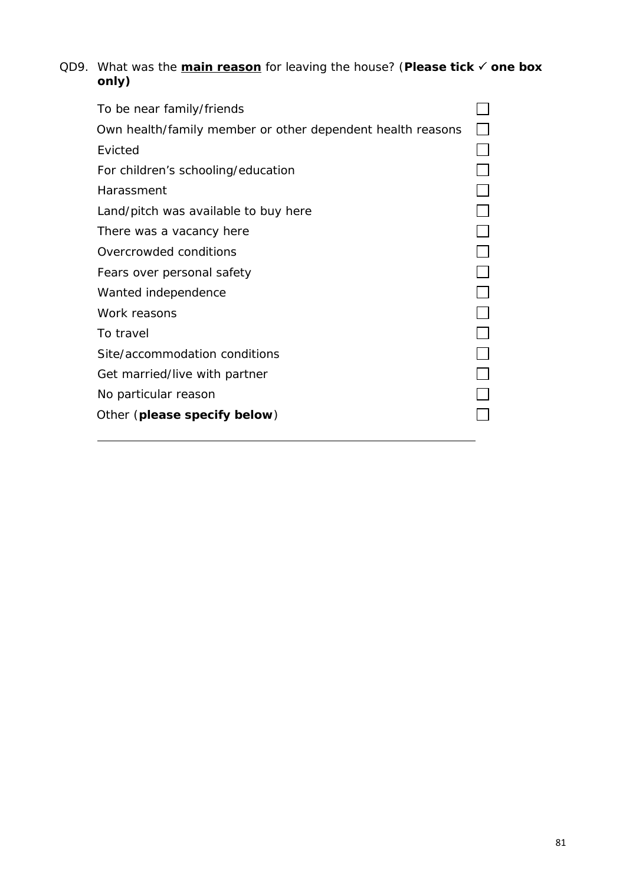QD9. What was the **main reason** for leaving the house? (**Please tick ✓ one box only)**

- ☐ To be near family/friends
- ☐ Own health/family member or other dependent health reasons
- ☐ Evicted
- ☐ For children's schooling/education
- ☐ Harassment
- ☐ Land/pitch was available to buy here
- ☐ There was a vacancy here
- ☐ Overcrowded conditions
- ☐ Fears over personal safety
- ☐ Wanted independence
- ☐ Work reasons
- ☐ To travel
- ☐ Site/accommodation conditions
- ☐ Get married/live with partner
- ☐ No particular reason
- ☐ Other (**please specify below**)

\_\_\_\_\_\_\_\_\_\_\_\_\_\_\_\_\_\_\_\_\_\_\_\_\_\_\_\_\_\_\_\_\_\_\_\_\_\_\_\_\_\_\_\_\_\_\_\_\_\_\_\_\_\_\_\_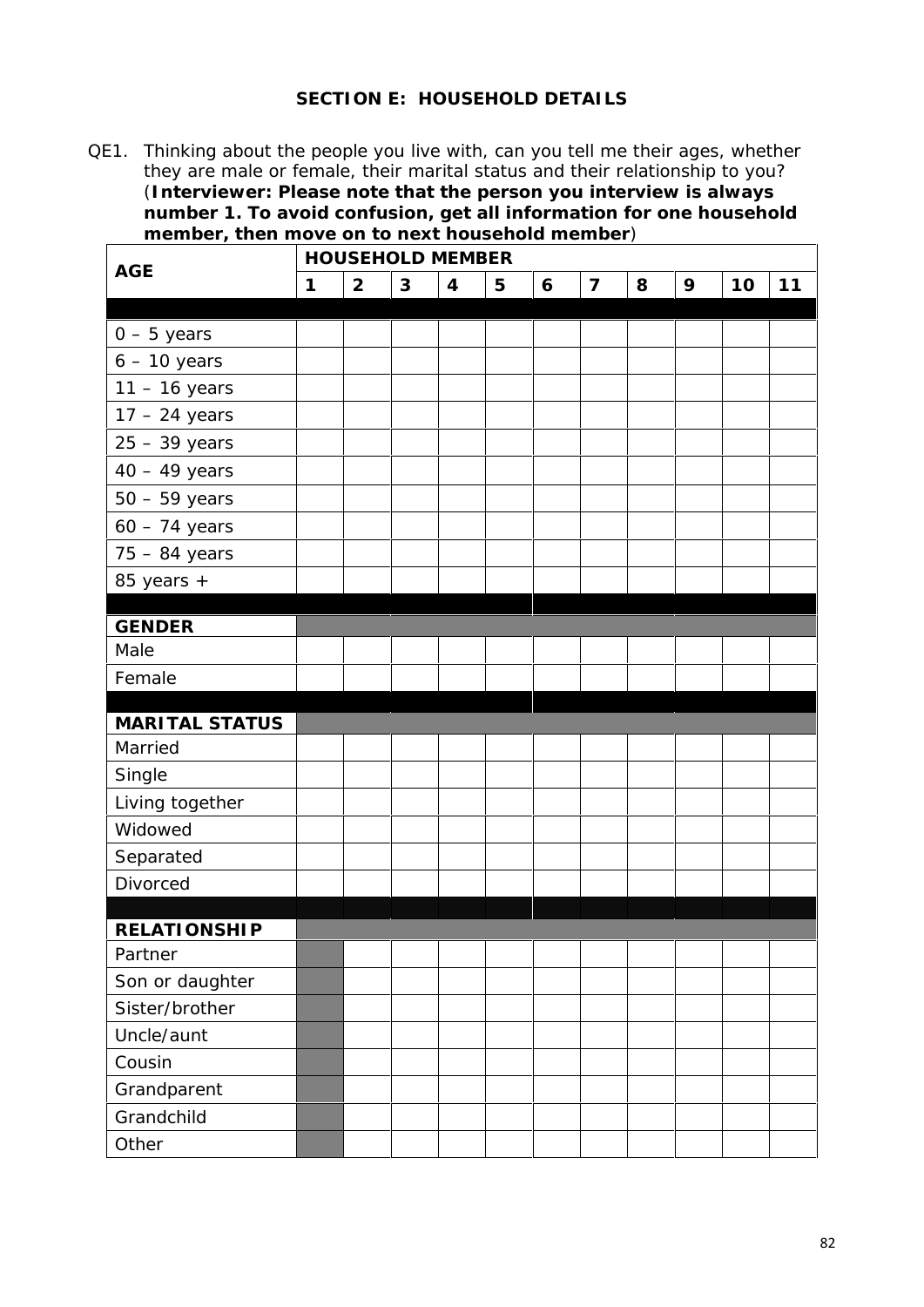## SECTION E: HOUSEHOLD DETAILS

QE1. Thinking about the people you live with, can you tell me their ages, whether they are male or female, their marital status and their relationship to you? (**Interviewer: Please note that the person you interview is always number 1. To avoid confusion, get all information for one household member, then move on to next household member**)

| AGE | HOUSEHOLD MEMBER | | | | | | | | | | |
|---|---|---|---|---|---|---|---|---|---|---|---|
| | 1 | 2 | 3 | 4 | 5 | 6 | 7 | 8 | 9 | 10 | 11 |
| 0 – 5 years | | | | | | | | | | | |
| 6 – 10 years | | | | | | | | | | | |
| 11 – 16 years | | | | | | | | | | | |
| 17 – 24 years | | | | | | | | | | | |
| 25 – 39 years | | | | | | | | | | | |
| 40 – 49 years | | | | | | | | | | | |
| 50 – 59 years | | | | | | | | | | | |
| 60 – 74 years | | | | | | | | | | | |
| 75 – 84 years | | | | | | | | | | | |
| 85 years + | | | | | | | | | | | |
| **GENDER** | | | | | | | | | | | |
| Male | | | | | | | | | | | |
| Female | | | | | | | | | | | |
| **MARITAL STATUS** | | | | | | | | | | | |
| Married | | | | | | | | | | | |
| Single | | | | | | | | | | | |
| Living together | | | | | | | | | | | |
| Widowed | | | | | | | | | | | |
| Separated | | | | | | | | | | | |
| Divorced | | | | | | | | | | | |
| **RELATIONSHIP** | | | | | | | | | | | |
| Partner | | | | | | | | | | | |
| Son or daughter | | | | | | | | | | | |
| Sister/brother | | | | | | | | | | | |
| Uncle/aunt | | | | | | | | | | | |
| Cousin | | | | | | | | | | | |
| Grandparent | | | | | | | | | | | |
| Grandchild | | | | | | | | | | | |
| Other | | | | | | | | | | | |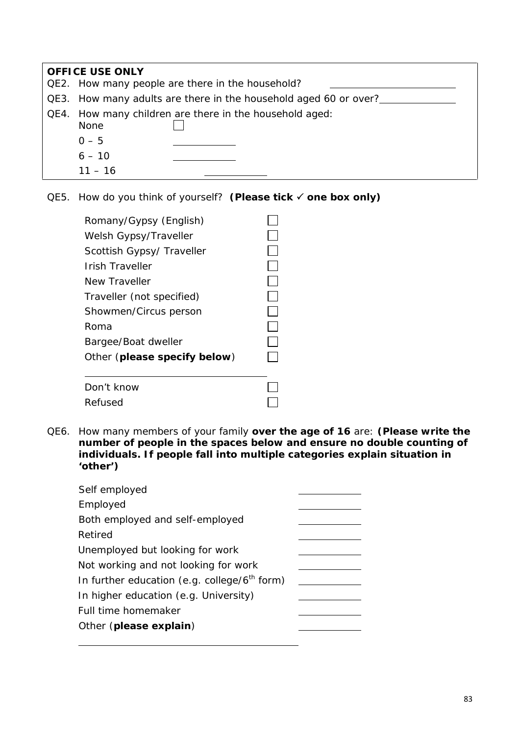**OFFICE USE ONLY**

QE2. How many people are there in the household? \_\_\_\_\_\_\_\_\_\_\_\_

QE3. How many adults are there in the household aged 60 or over? \_\_\_\_\_\_\_\_\_\_\_\_

QE4. How many children are there in the household aged:

- None ☐
- 0 – 5 \_\_\_\_\_\_\_\_
- 6 – 10 \_\_\_\_\_\_\_\_
- 11 – 16 \_\_\_\_\_\_\_\_

QE5. How do you think of yourself? **(Please tick ✓ one box only)**

- Romany/Gypsy (English) ☐
- Welsh Gypsy/Traveller ☐
- Scottish Gypsy/ Traveller ☐
- Irish Traveller ☐
- New Traveller ☐
- Traveller (not specified) ☐
- Showmen/Circus person ☐
- Roma ☐
- Bargee/Boat dweller ☐
- Other (**please specify below**) ☐

\_\_\_\_\_\_\_\_\_\_\_\_\_\_\_\_\_\_\_\_\_\_\_\_

- Don't know ☐
- Refused ☐

QE6. How many members of your family **over the age of 16** are: **(Please write the number of people in the spaces below and ensure no double counting of individuals. If people fall into multiple categories explain situation in 'other')**

- Self employed \_\_\_\_\_\_\_\_
- Employed \_\_\_\_\_\_\_\_
- Both employed and self-employed \_\_\_\_\_\_\_\_
- Retired \_\_\_\_\_\_\_\_
- Unemployed but looking for work \_\_\_\_\_\_\_\_
- Not working and not looking for work \_\_\_\_\_\_\_\_
- In further education (e.g. college/6th form) \_\_\_\_\_\_\_\_
- In higher education (e.g. University) \_\_\_\_\_\_\_\_
- Full time homemaker \_\_\_\_\_\_\_\_
- Other (**please explain**) \_\_\_\_\_\_\_\_

\_\_\_\_\_\_\_\_\_\_\_\_\_\_\_\_\_\_\_\_\_\_\_\_\_\_\_\_\_\_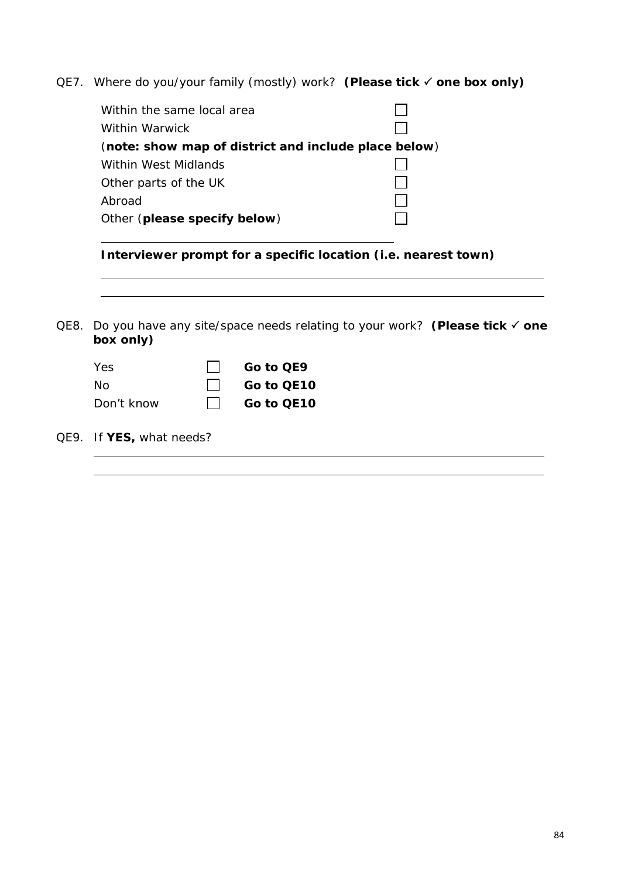QE7. Where do you/your family (mostly) work? **(Please tick ✓ one box only)**

- Within the same local area ☐
- Within Warwick ☐

(**note: show map of district and include place below**)

- Within West Midlands ☐
- Other parts of the UK ☐
- Abroad ☐
- Other (**please specify below**) ☐

\_\_\_\_\_\_\_\_\_\_\_\_\_\_\_\_\_\_\_\_\_\_\_\_\_\_\_\_\_\_\_\_\_\_\_\_\_\_\_\_

**Interviewer prompt for a specific location (i.e. nearest town)**

\_\_\_\_\_\_\_\_\_\_\_\_\_\_\_\_\_\_\_\_\_\_\_\_\_\_\_\_\_\_\_\_\_\_\_\_\_\_\_\_\_\_\_\_\_\_\_\_\_\_\_\_\_\_\_\_\_\_\_\_

\_\_\_\_\_\_\_\_\_\_\_\_\_\_\_\_\_\_\_\_\_\_\_\_\_\_\_\_\_\_\_\_\_\_\_\_\_\_\_\_\_\_\_\_\_\_\_\_\_\_\_\_\_\_\_\_\_\_\_\_

QE8. Do you have any site/space needs relating to your work? **(Please tick ✓ one box only)**

| | | |
|---|---|---|
| Yes | ☐ | **Go to QE9** |
| No | ☐ | **Go to QE10** |
| Don't know | ☐ | **Go to QE10** |

QE9. If **YES,** what needs?

\_\_\_\_\_\_\_\_\_\_\_\_\_\_\_\_\_\_\_\_\_\_\_\_\_\_\_\_\_\_\_\_\_\_\_\_\_\_\_\_\_\_\_\_\_\_\_\_\_\_\_\_\_\_\_\_\_\_\_\_

\_\_\_\_\_\_\_\_\_\_\_\_\_\_\_\_\_\_\_\_\_\_\_\_\_\_\_\_\_\_\_\_\_\_\_\_\_\_\_\_\_\_\_\_\_\_\_\_\_\_\_\_\_\_\_\_\_\_\_\_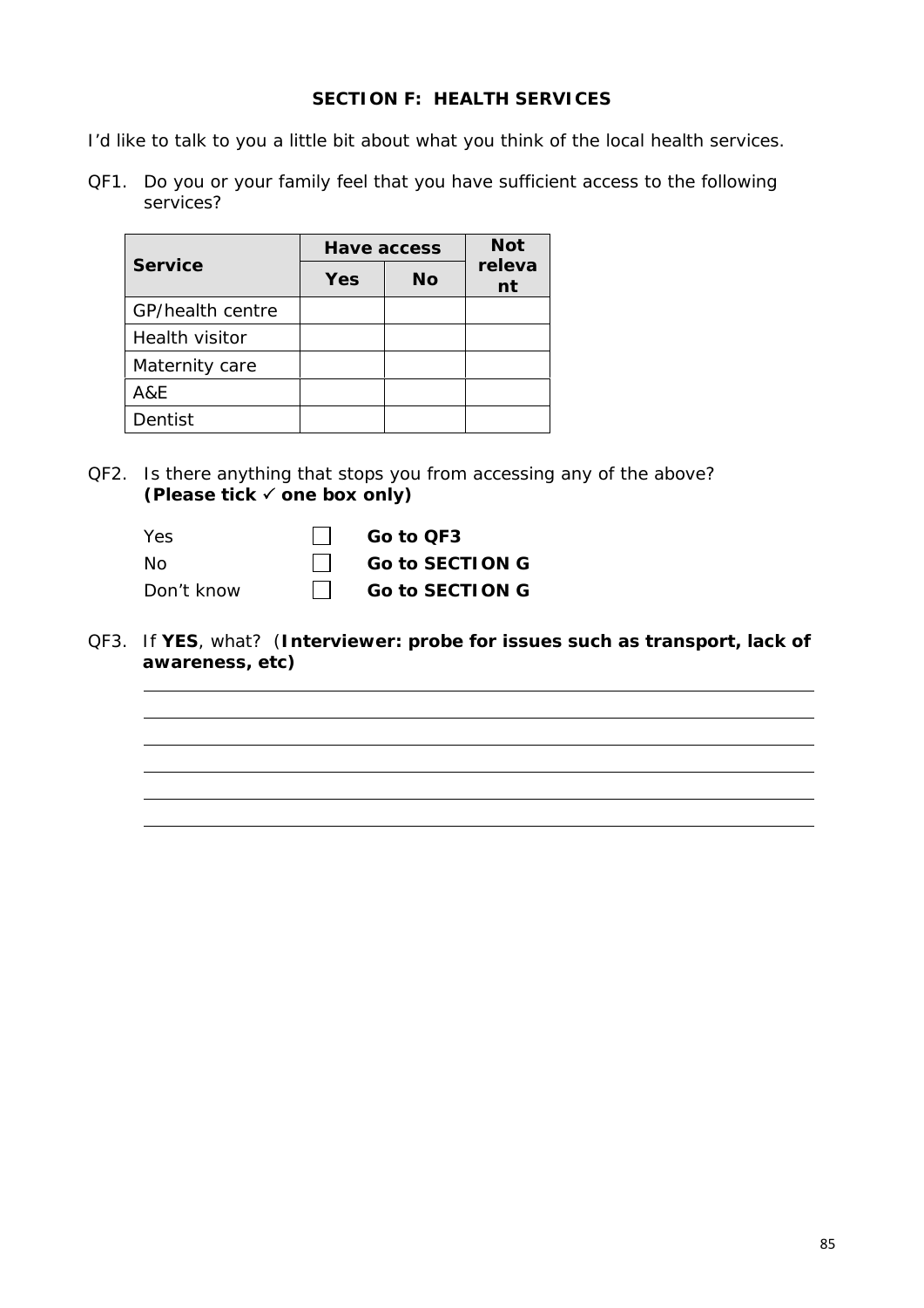**SECTION F: HEALTH SERVICES**

I'd like to talk to you a little bit about what you think of the local health services.

QF1. Do you or your family feel that you have sufficient access to the following services?

| Service | Have access | | Not relevant |
|---|---|---|---|
| | Yes | No | |
| GP/health centre | | | |
| Health visitor | | | |
| Maternity care | | | |
| A&E | | | |
| Dentist | | | |

QF2. Is there anything that stops you from accessing any of the above? **(Please tick ✓ one box only)**

| | | |
|---|---|---|
| Yes | ☐ | **Go to QF3** |
| No | ☐ | **Go to SECTION G** |
| Don't know | ☐ | **Go to SECTION G** |

QF3. If **YES**, what? (**Interviewer: probe for issues such as transport, lack of awareness, etc)**

\_\_\_\_\_\_\_\_\_\_\_\_\_\_\_\_\_\_\_\_\_\_\_\_\_\_\_\_\_\_\_\_\_\_\_\_\_\_\_\_\_\_\_\_\_\_\_\_\_\_\_\_\_\_\_\_\_\_\_\_

\_\_\_\_\_\_\_\_\_\_\_\_\_\_\_\_\_\_\_\_\_\_\_\_\_\_\_\_\_\_\_\_\_\_\_\_\_\_\_\_\_\_\_\_\_\_\_\_\_\_\_\_\_\_\_\_\_\_\_\_

\_\_\_\_\_\_\_\_\_\_\_\_\_\_\_\_\_\_\_\_\_\_\_\_\_\_\_\_\_\_\_\_\_\_\_\_\_\_\_\_\_\_\_\_\_\_\_\_\_\_\_\_\_\_\_\_\_\_\_\_

\_\_\_\_\_\_\_\_\_\_\_\_\_\_\_\_\_\_\_\_\_\_\_\_\_\_\_\_\_\_\_\_\_\_\_\_\_\_\_\_\_\_\_\_\_\_\_\_\_\_\_\_\_\_\_\_\_\_\_\_

\_\_\_\_\_\_\_\_\_\_\_\_\_\_\_\_\_\_\_\_\_\_\_\_\_\_\_\_\_\_\_\_\_\_\_\_\_\_\_\_\_\_\_\_\_\_\_\_\_\_\_\_\_\_\_\_\_\_\_\_

\_\_\_\_\_\_\_\_\_\_\_\_\_\_\_\_\_\_\_\_\_\_\_\_\_\_\_\_\_\_\_\_\_\_\_\_\_\_\_\_\_\_\_\_\_\_\_\_\_\_\_\_\_\_\_\_\_\_\_\_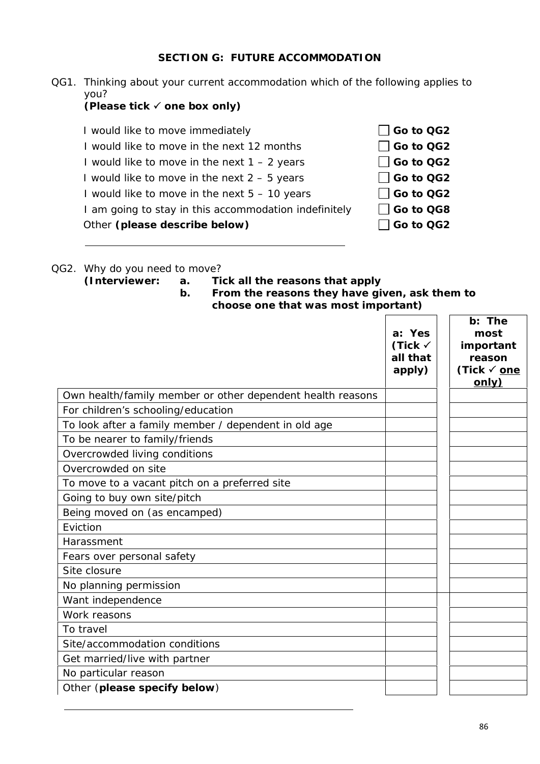## SECTION G: FUTURE ACCOMMODATION

QG1. Thinking about your current accommodation which of the following applies to you?
**(Please tick ✓ one box only)**

| | | |
|---|---|---|
| I would like to move immediately | ☐ | **Go to QG2** |
| I would like to move in the next 12 months | ☐ | **Go to QG2** |
| I would like to move in the next 1 – 2 years | ☐ | **Go to QG2** |
| I would like to move in the next 2 – 5 years | ☐ | **Go to QG2** |
| I would like to move in the next 5 – 10 years | ☐ | **Go to QG2** |
| I am going to stay in this accommodation indefinitely | ☐ | **Go to QG8** |
| Other **(please describe below)** | ☐ | **Go to QG2** |

_______________________________________________

QG2. Why do you need to move?
**(Interviewer: a. Tick all the reasons that apply**
**b. From the reasons they have given, ask them to choose one that was most important)**

| | **a: Yes (Tick ✓ all that apply)** | **b: The most important reason (Tick ✓ one only)** |
|---|---|---|
| Own health/family member or other dependent health reasons | | |
| For children's schooling/education | | |
| To look after a family member / dependent in old age | | |
| To be nearer to family/friends | | |
| Overcrowded living conditions | | |
| Overcrowded on site | | |
| To move to a vacant pitch on a preferred site | | |
| Going to buy own site/pitch | | |
| Being moved on (as encamped) | | |
| Eviction | | |
| Harassment | | |
| Fears over personal safety | | |
| Site closure | | |
| No planning permission | | |
| Want independence | | |
| Work reasons | | |
| To travel | | |
| Site/accommodation conditions | | |
| Get married/live with partner | | |
| No particular reason | | |
| Other (**please specify below**) | | |

_______________________________________________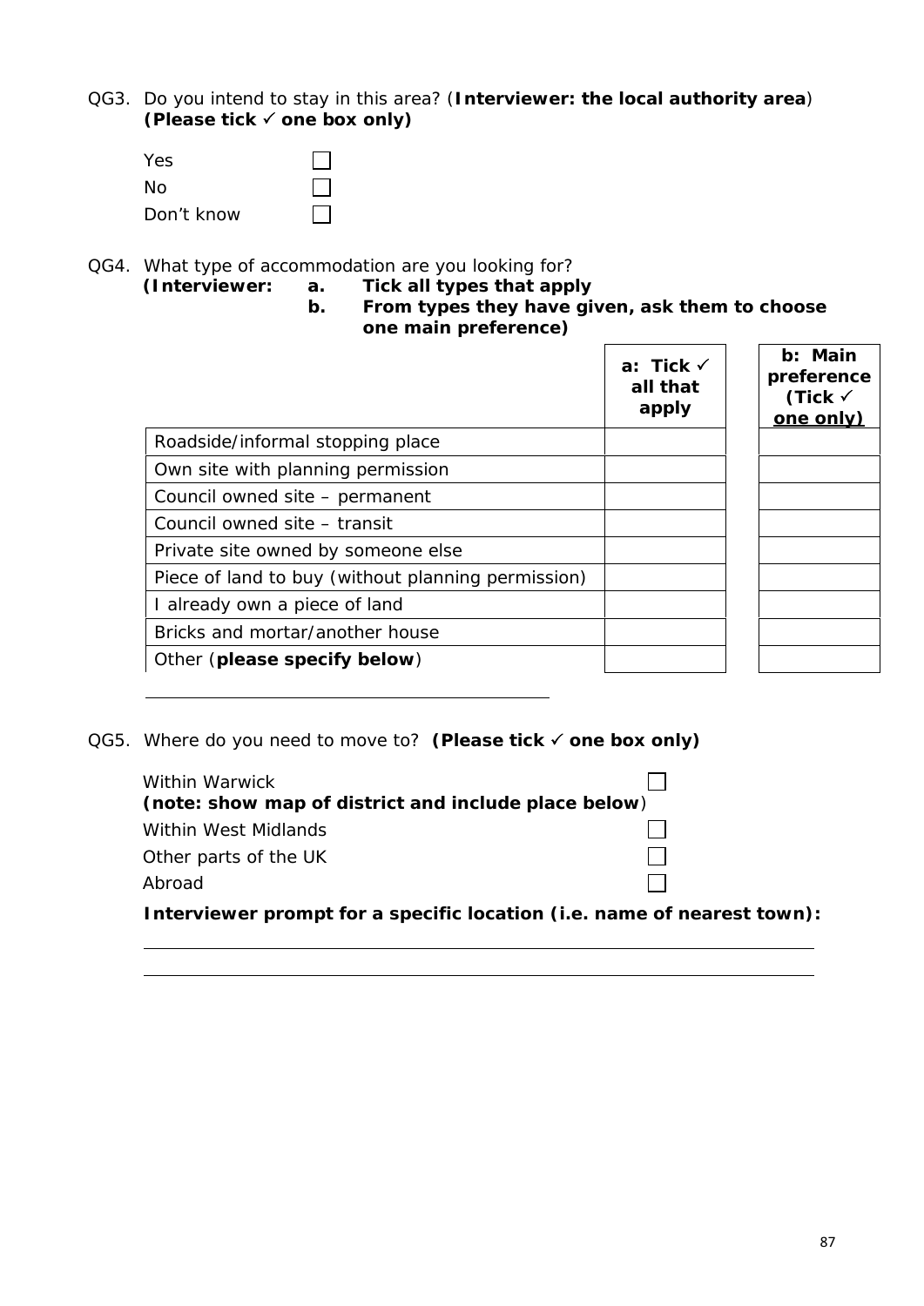QG3. Do you intend to stay in this area? (**Interviewer: the local authority area**)
**(Please tick ✓ one box only)**

- Yes ☐
- No ☐
- Don't know ☐

QG4. What type of accommodation are you looking for?
**(Interviewer: a. Tick all types that apply**
**b. From types they have given, ask them to choose one main preference)**

| | **a: Tick ✓ all that apply** | **b: Main preference (Tick ✓ one only)** |
|---|---|---|
| Roadside/informal stopping place | | |
| Own site with planning permission | | |
| Council owned site – permanent | | |
| Council owned site – transit | | |
| Private site owned by someone else | | |
| Piece of land to buy (without planning permission) | | |
| I already own a piece of land | | |
| Bricks and mortar/another house | | |
| Other (**please specify below**) | | |

\_\_\_\_\_\_\_\_\_\_\_\_\_\_\_\_\_\_\_\_\_\_\_\_\_\_\_\_\_\_\_\_\_\_\_\_\_\_\_\_

QG5. Where do you need to move to? **(Please tick ✓ one box only)**

- Within Warwick ☐
  **(note: show map of district and include place below)**
- Within West Midlands ☐
- Other parts of the UK ☐
- Abroad ☐

**Interviewer prompt for a specific location (i.e. name of nearest town):**

\_\_\_\_\_\_\_\_\_\_\_\_\_\_\_\_\_\_\_\_\_\_\_\_\_\_\_\_\_\_\_\_\_\_\_\_\_\_\_\_\_\_\_\_\_\_\_\_\_\_\_\_\_\_\_\_\_\_\_\_\_\_\_\_

\_\_\_\_\_\_\_\_\_\_\_\_\_\_\_\_\_\_\_\_\_\_\_\_\_\_\_\_\_\_\_\_\_\_\_\_\_\_\_\_\_\_\_\_\_\_\_\_\_\_\_\_\_\_\_\_\_\_\_\_\_\_\_\_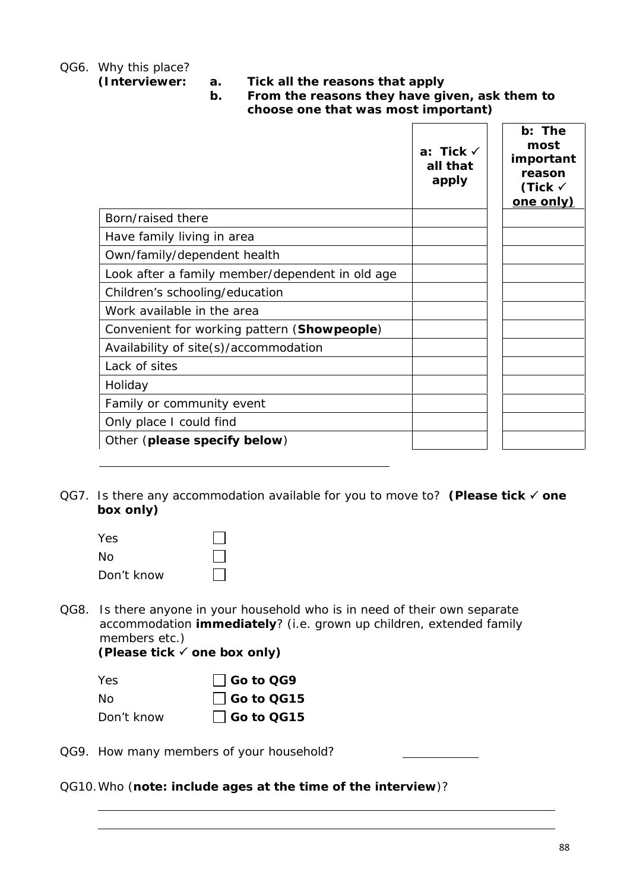QG6. Why this place?
**(Interviewer: a. Tick all the reasons that apply**
**b. From the reasons they have given, ask them to choose one that was most important)**

| | **a: Tick ✓ all that apply** | **b: The most important reason (Tick ✓ one only)** |
|---|---|---|
| Born/raised there | | |
| Have family living in area | | |
| Own/family/dependent health | | |
| Look after a family member/dependent in old age | | |
| Children's schooling/education | | |
| Work available in the area | | |
| Convenient for working pattern (**Showpeople**) | | |
| Availability of site(s)/accommodation | | |
| Lack of sites | | |
| Holiday | | |
| Family or community event | | |
| Only place I could find | | |
| Other (**please specify below**) | | |

______________________________________________

QG7. Is there any accommodation available for you to move to? **(Please tick ✓ one box only)**

- Yes ☐
- No ☐
- Don't know ☐

QG8. Is there anyone in your household who is in need of their own separate accommodation **immediately**? (i.e. grown up children, extended family members etc.)
**(Please tick ✓ one box only)**

- Yes ☐ **Go to QG9**
- No ☐ **Go to QG15**
- Don't know ☐ **Go to QG15**

QG9. How many members of your household? ____________

QG10. Who (**note: include ages at the time of the interview**)?

______________________________________________

______________________________________________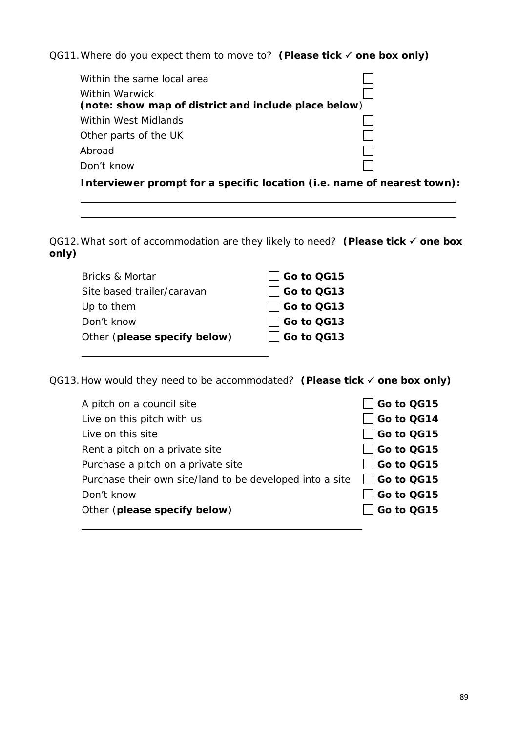QG11. Where do you expect them to move to? **(Please tick ✓ one box only)**

- Within the same local area ☐
- Within Warwick ☐
  **(note: show map of district and include place below)**
- Within West Midlands ☐
- Other parts of the UK ☐
- Abroad ☐
- Don't know ☐

**Interviewer prompt for a specific location (i.e. name of nearest town):**

\_\_\_\_\_\_\_\_\_\_\_\_\_\_\_\_\_\_\_\_\_\_\_\_\_\_\_\_\_\_\_\_\_\_\_\_\_\_\_\_

\_\_\_\_\_\_\_\_\_\_\_\_\_\_\_\_\_\_\_\_\_\_\_\_\_\_\_\_\_\_\_\_\_\_\_\_\_\_\_\_

QG12. What sort of accommodation are they likely to need? **(Please tick ✓ one box only)**

| | |
|---|---|
| Bricks & Mortar | ☐ **Go to QG15** |
| Site based trailer/caravan | ☐ **Go to QG13** |
| Up to them | ☐ **Go to QG13** |
| Don't know | ☐ **Go to QG13** |
| Other (**please specify below**) | ☐ **Go to QG13** |

\_\_\_\_\_\_\_\_\_\_\_\_\_\_\_\_\_\_\_\_\_\_\_\_\_\_\_\_\_\_\_\_

QG13. How would they need to be accommodated? **(Please tick ✓ one box only)**

| | |
|---|---|
| A pitch on a council site | ☐ **Go to QG15** |
| Live on this pitch with us | ☐ **Go to QG14** |
| Live on this site | ☐ **Go to QG15** |
| Rent a pitch on a private site | ☐ **Go to QG15** |
| Purchase a pitch on a private site | ☐ **Go to QG15** |
| Purchase their own site/land to be developed into a site | ☐ **Go to QG15** |
| Don't know | ☐ **Go to QG15** |
| Other (**please specify below**) | ☐ **Go to QG15** |

\_\_\_\_\_\_\_\_\_\_\_\_\_\_\_\_\_\_\_\_\_\_\_\_\_\_\_\_\_\_\_\_\_\_\_\_\_\_\_\_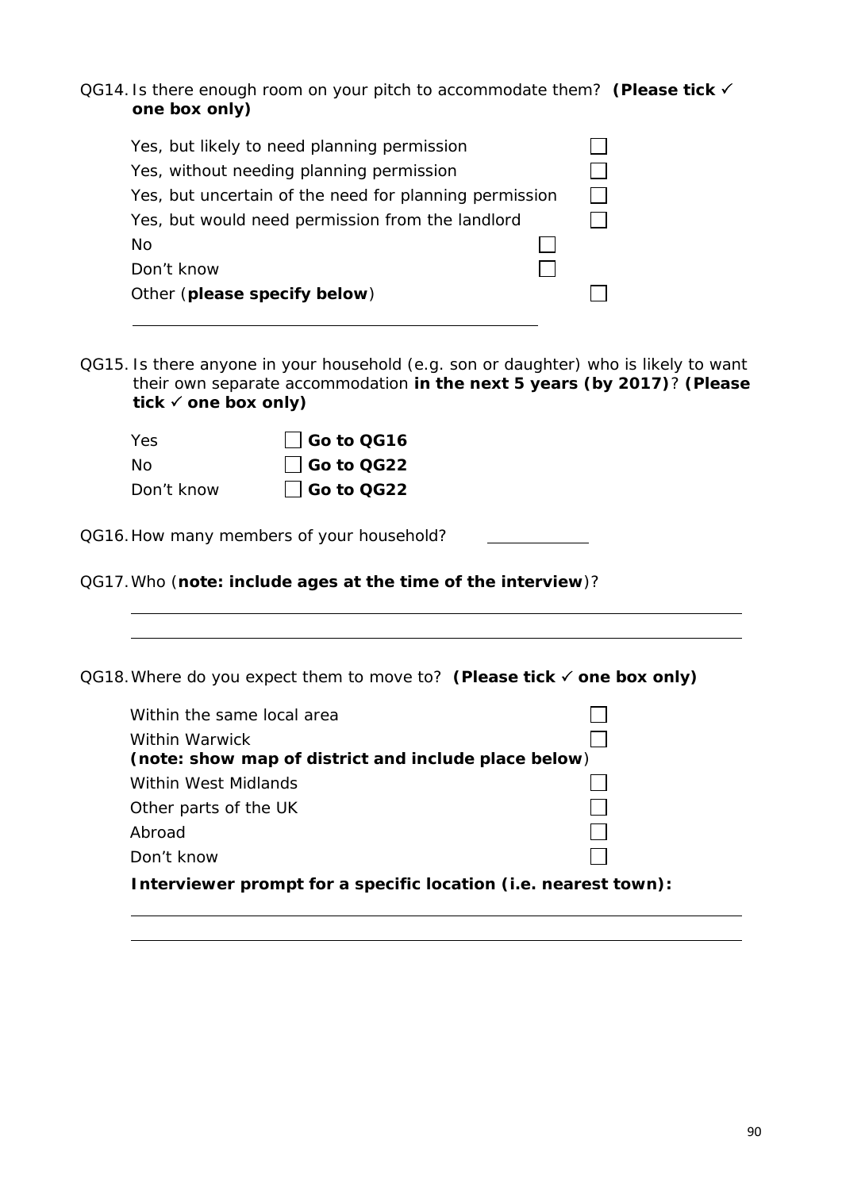QG14. Is there enough room on your pitch to accommodate them? **(Please tick ✓ one box only)**

- Yes, but likely to need planning permission ☐
- Yes, without needing planning permission ☐
- Yes, but uncertain of the need for planning permission ☐
- Yes, but would need permission from the landlord ☐
- No ☐
- Don't know ☐
- Other (**please specify below**) ☐

\_\_\_\_\_\_\_\_\_\_\_\_\_\_\_\_\_\_\_\_\_\_\_\_\_\_\_\_\_\_\_\_\_\_\_\_\_\_\_\_\_\_\_\_

QG15. Is there anyone in your household (e.g. son or daughter) who is likely to want their own separate accommodation **in the next 5 years (by 2017)**? **(Please tick ✓ one box only)**

- Yes ☐ **Go to QG16**
- No ☐ **Go to QG22**
- Don't know ☐ **Go to QG22**

QG16. How many members of your household? \_\_\_\_\_\_\_\_\_\_

QG17. Who (**note: include ages at the time of the interview**)?

\_\_\_\_\_\_\_\_\_\_\_\_\_\_\_\_\_\_\_\_\_\_\_\_\_\_\_\_\_\_\_\_\_\_\_\_\_\_\_\_\_\_\_\_\_\_\_\_\_\_\_\_\_\_\_\_\_\_\_\_\_\_\_\_

\_\_\_\_\_\_\_\_\_\_\_\_\_\_\_\_\_\_\_\_\_\_\_\_\_\_\_\_\_\_\_\_\_\_\_\_\_\_\_\_\_\_\_\_\_\_\_\_\_\_\_\_\_\_\_\_\_\_\_\_\_\_\_\_

QG18. Where do you expect them to move to? **(Please tick ✓ one box only)**

- Within the same local area ☐
- Within Warwick ☐
  **(note: show map of district and include place below)**
- Within West Midlands ☐
- Other parts of the UK ☐
- Abroad ☐
- Don't know ☐

**Interviewer prompt for a specific location (i.e. nearest town):**

\_\_\_\_\_\_\_\_\_\_\_\_\_\_\_\_\_\_\_\_\_\_\_\_\_\_\_\_\_\_\_\_\_\_\_\_\_\_\_\_\_\_\_\_\_\_\_\_\_\_\_\_\_\_\_\_\_\_\_\_\_\_\_\_

\_\_\_\_\_\_\_\_\_\_\_\_\_\_\_\_\_\_\_\_\_\_\_\_\_\_\_\_\_\_\_\_\_\_\_\_\_\_\_\_\_\_\_\_\_\_\_\_\_\_\_\_\_\_\_\_\_\_\_\_\_\_\_\_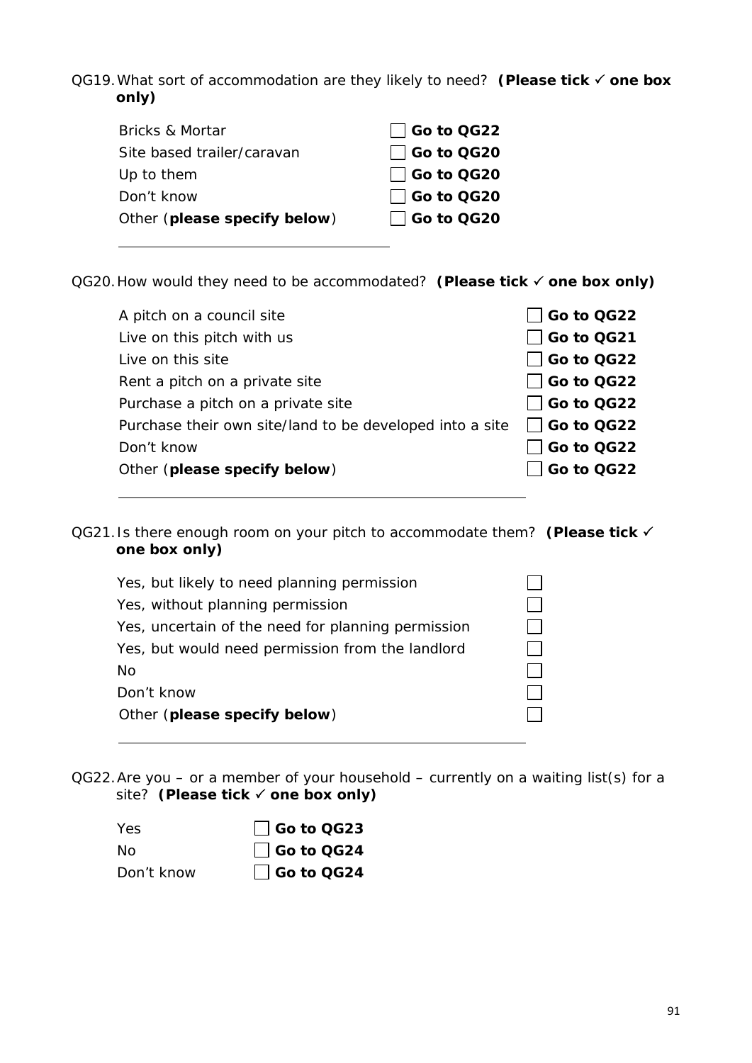QG19. What sort of accommodation are they likely to need? **(Please tick ✓ one box only)**

| | | |
|---|---|---|
| Bricks & Mortar | ☐ | **Go to QG22** |
| Site based trailer/caravan | ☐ | **Go to QG20** |
| Up to them | ☐ | **Go to QG20** |
| Don't know | ☐ | **Go to QG20** |
| Other (**please specify below**) | ☐ | **Go to QG20** |

______________________________

QG20. How would they need to be accommodated? **(Please tick ✓ one box only)**

| | | |
|---|---|---|
| A pitch on a council site | ☐ | **Go to QG22** |
| Live on this pitch with us | ☐ | **Go to QG21** |
| Live on this site | ☐ | **Go to QG22** |
| Rent a pitch on a private site | ☐ | **Go to QG22** |
| Purchase a pitch on a private site | ☐ | **Go to QG22** |
| Purchase their own site/land to be developed into a site | ☐ | **Go to QG22** |
| Don't know | ☐ | **Go to QG22** |
| Other (**please specify below**) | ☐ | **Go to QG22** |

______________________________

QG21. Is there enough room on your pitch to accommodate them? **(Please tick ✓ one box only)**

| | |
|---|---|
| Yes, but likely to need planning permission | ☐ |
| Yes, without planning permission | ☐ |
| Yes, uncertain of the need for planning permission | ☐ |
| Yes, but would need permission from the landlord | ☐ |
| No | ☐ |
| Don't know | ☐ |
| Other (**please specify below**) | ☐ |

______________________________

QG22. Are you – or a member of your household – currently on a waiting list(s) for a site? **(Please tick ✓ one box only)**

| | | |
|---|---|---|
| Yes | ☐ | **Go to QG23** |
| No | ☐ | **Go to QG24** |
| Don't know | ☐ | **Go to QG24** |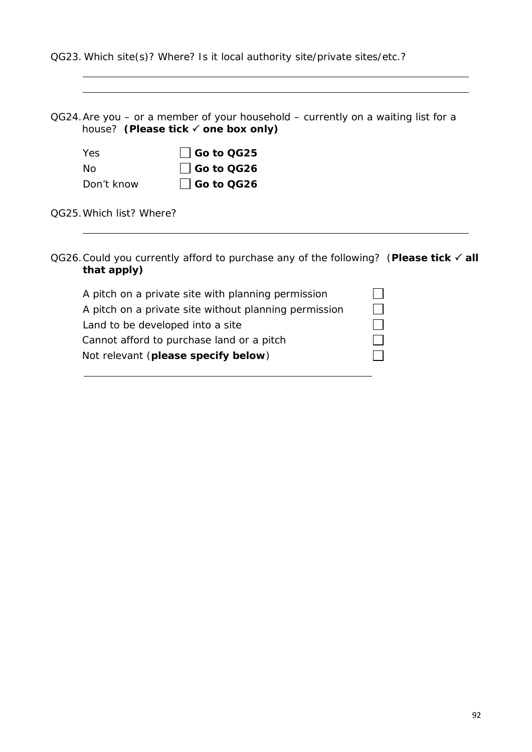QG23. Which site(s)? Where? Is it local authority site/private sites/etc.?

\_\_\_\_\_\_\_\_\_\_\_\_\_\_\_\_\_\_\_\_\_\_\_\_\_\_\_\_\_\_\_\_\_\_\_\_\_\_\_\_\_\_\_\_

\_\_\_\_\_\_\_\_\_\_\_\_\_\_\_\_\_\_\_\_\_\_\_\_\_\_\_\_\_\_\_\_\_\_\_\_\_\_\_\_\_\_\_\_

QG24. Are you – or a member of your household – currently on a waiting list for a house? **(Please tick ✓ one box only)**

| | |
|---|---|
| Yes | ☐ **Go to QG25** |
| No | ☐ **Go to QG26** |
| Don't know | ☐ **Go to QG26** |

QG25. Which list? Where?

\_\_\_\_\_\_\_\_\_\_\_\_\_\_\_\_\_\_\_\_\_\_\_\_\_\_\_\_\_\_\_\_\_\_\_\_\_\_\_\_\_\_\_\_

QG26. Could you currently afford to purchase any of the following? (**Please tick ✓ all that apply)**

| | |
|---|---|
| A pitch on a private site with planning permission | ☐ |
| A pitch on a private site without planning permission | ☐ |
| Land to be developed into a site | ☐ |
| Cannot afford to purchase land or a pitch | ☐ |
| Not relevant (**please specify below**) | ☐ |

\_\_\_\_\_\_\_\_\_\_\_\_\_\_\_\_\_\_\_\_\_\_\_\_\_\_\_\_\_\_\_\_\_\_\_\_\_\_\_\_\_\_\_\_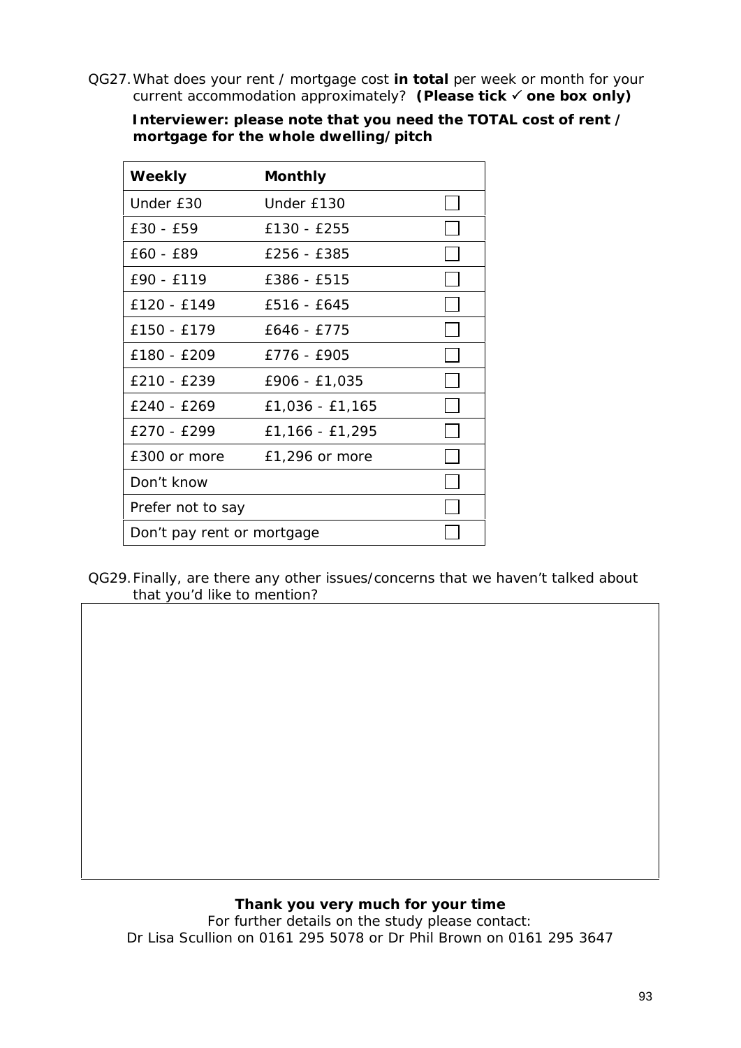QG27. What does your rent / mortgage cost **in total** per week or month for your current accommodation approximately? **(Please tick ✓ one box only)**

**Interviewer: please note that you need the TOTAL cost of rent / mortgage for the whole dwelling/pitch**

| Weekly | Monthly | |
|---|---|---|
| Under £30 | Under £130 | ☐ |
| £30 - £59 | £130 - £255 | ☐ |
| £60 - £89 | £256 - £385 | ☐ |
| £90 - £119 | £386 - £515 | ☐ |
| £120 - £149 | £516 - £645 | ☐ |
| £150 - £179 | £646 - £775 | ☐ |
| £180 - £209 | £776 - £905 | ☐ |
| £210 - £239 | £906 - £1,035 | ☐ |
| £240 - £269 | £1,036 - £1,165 | ☐ |
| £270 - £299 | £1,166 - £1,295 | ☐ |
| £300 or more | £1,296 or more | ☐ |
| Don't know | | ☐ |
| Prefer not to say | | ☐ |
| Don't pay rent or mortgage | | ☐ |

QG29. Finally, are there any other issues/concerns that we haven't talked about that you'd like to mention?

**Thank you very much for your time**

For further details on the study please contact:
Dr Lisa Scullion on 0161 295 5078 or Dr Phil Brown on 0161 295 3647